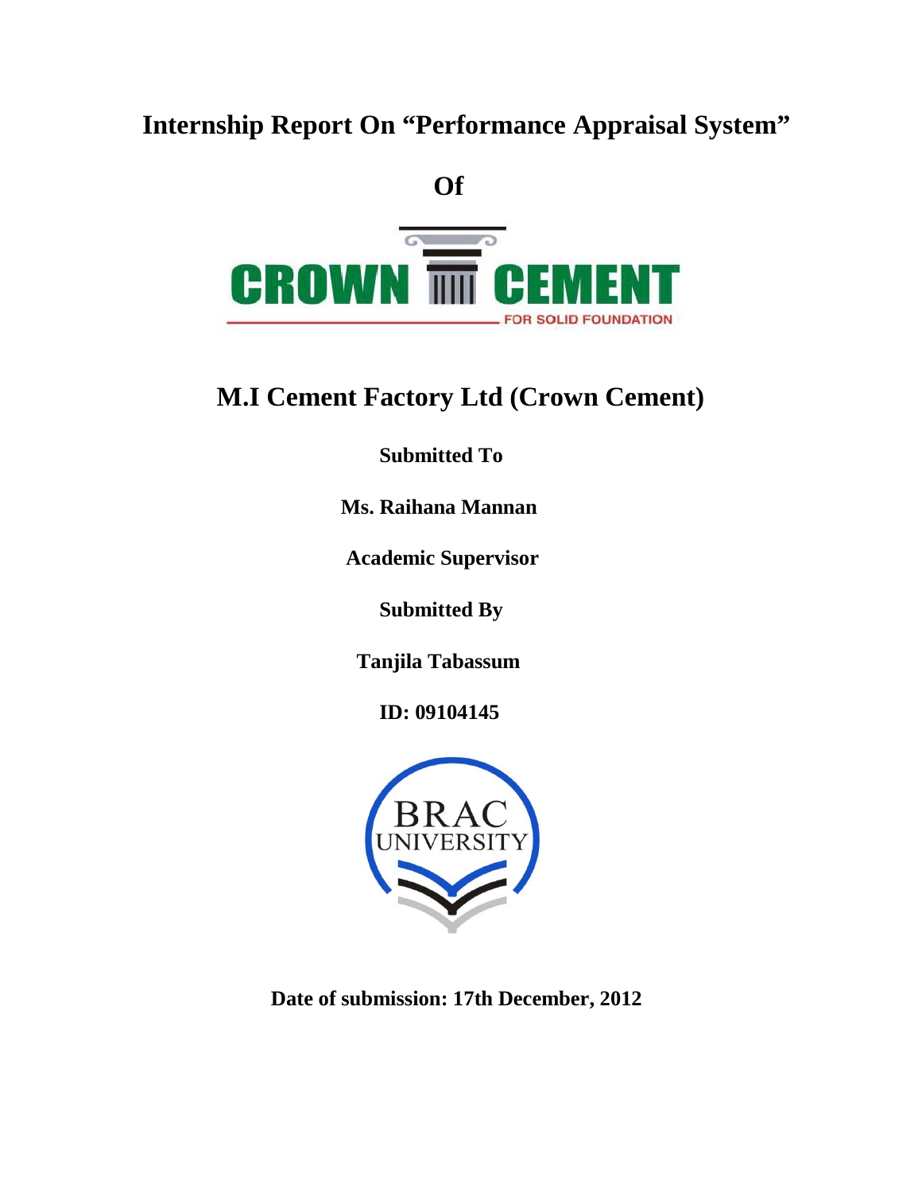# Internship Report On "Performance Appraisal System"

**Of**

CROWN CEMENT

FOR SOLID FOUNDATION

## M.I Cement Factory Ltd (Crown Cement)

**Submitted To**

**Ms. Raihana Mannan**

**Academic Supervisor**

**Submitted By**

**Tanjila Tabassum**

**ID: 09104145**

BRAC UNIVERSITY

**Date of submission: 17th December, 2012**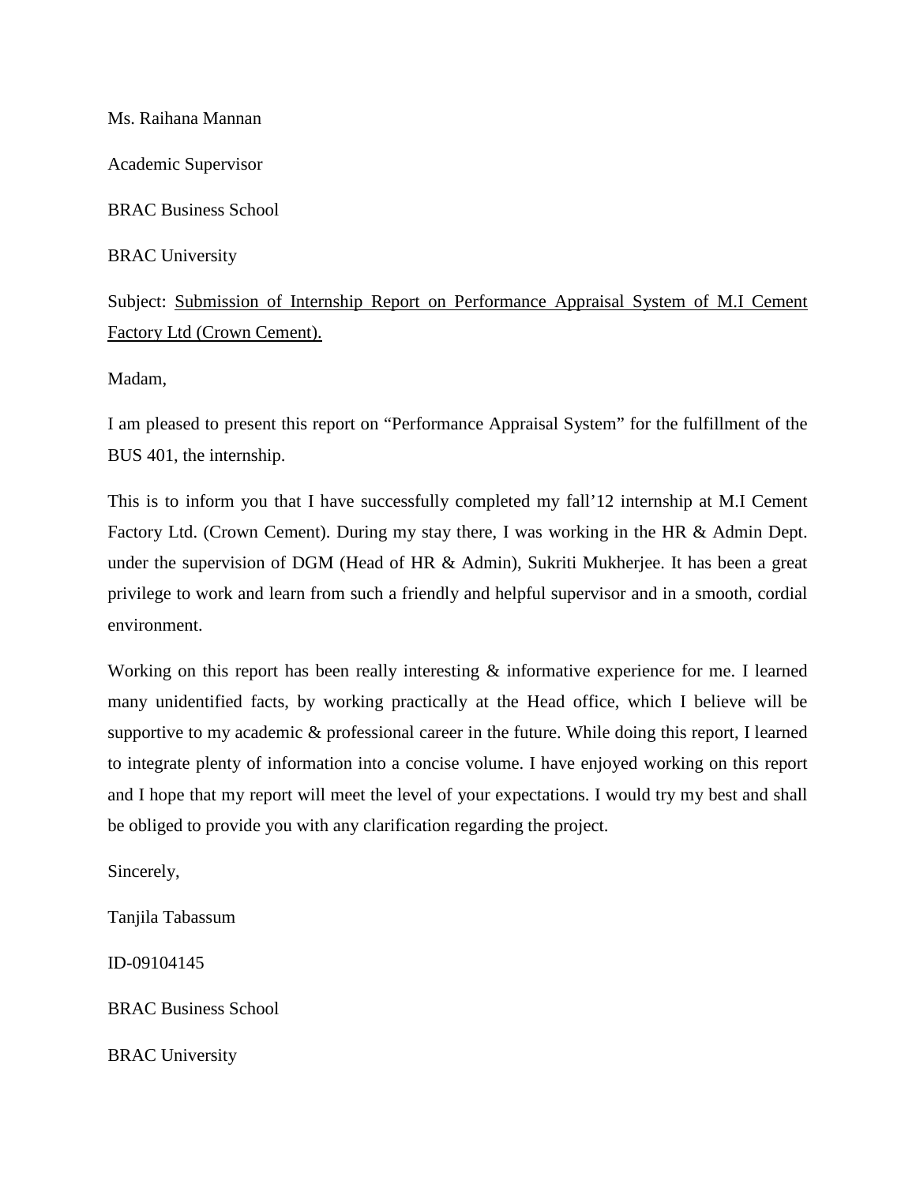Ms. Raihana Mannan

Academic Supervisor

BRAC Business School

BRAC University

Subject: Submission of Internship Report on Performance Appraisal System of M.I Cement Factory Ltd (Crown Cement).

Madam,

I am pleased to present this report on "Performance Appraisal System" for the fulfillment of the BUS 401, the internship.

This is to inform you that I have successfully completed my fall'12 internship at M.I Cement Factory Ltd. (Crown Cement). During my stay there, I was working in the HR & Admin Dept. under the supervision of DGM (Head of HR & Admin), Sukriti Mukherjee. It has been a great privilege to work and learn from such a friendly and helpful supervisor and in a smooth, cordial environment.

Working on this report has been really interesting & informative experience for me. I learned many unidentified facts, by working practically at the Head office, which I believe will be supportive to my academic & professional career in the future. While doing this report, I learned to integrate plenty of information into a concise volume. I have enjoyed working on this report and I hope that my report will meet the level of your expectations. I would try my best and shall be obliged to provide you with any clarification regarding the project.

Sincerely,

Tanjila Tabassum

ID-09104145

BRAC Business School

BRAC University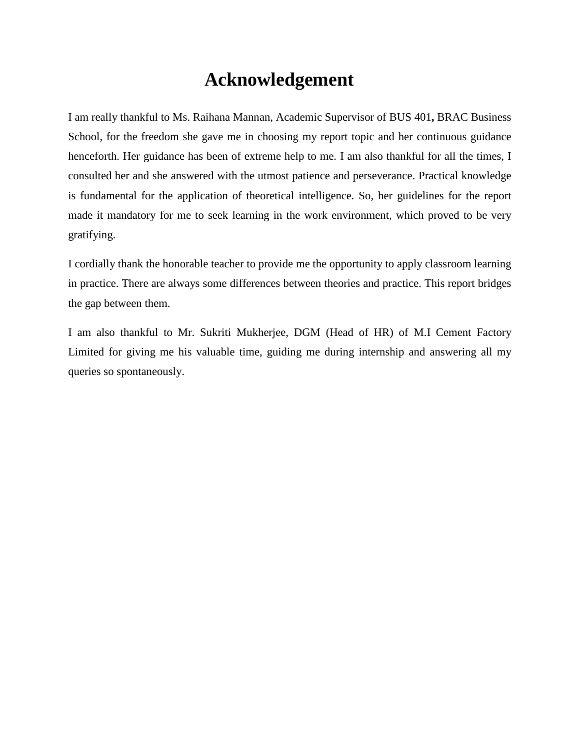# Acknowledgement

I am really thankful to Ms. Raihana Mannan, Academic Supervisor of BUS 401**,** BRAC Business School, for the freedom she gave me in choosing my report topic and her continuous guidance henceforth. Her guidance has been of extreme help to me. I am also thankful for all the times, I consulted her and she answered with the utmost patience and perseverance. Practical knowledge is fundamental for the application of theoretical intelligence. So, her guidelines for the report made it mandatory for me to seek learning in the work environment, which proved to be very gratifying.

I cordially thank the honorable teacher to provide me the opportunity to apply classroom learning in practice. There are always some differences between theories and practice. This report bridges the gap between them.

I am also thankful to Mr. Sukriti Mukherjee, DGM (Head of HR) of M.I Cement Factory Limited for giving me his valuable time, guiding me during internship and answering all my queries so spontaneously.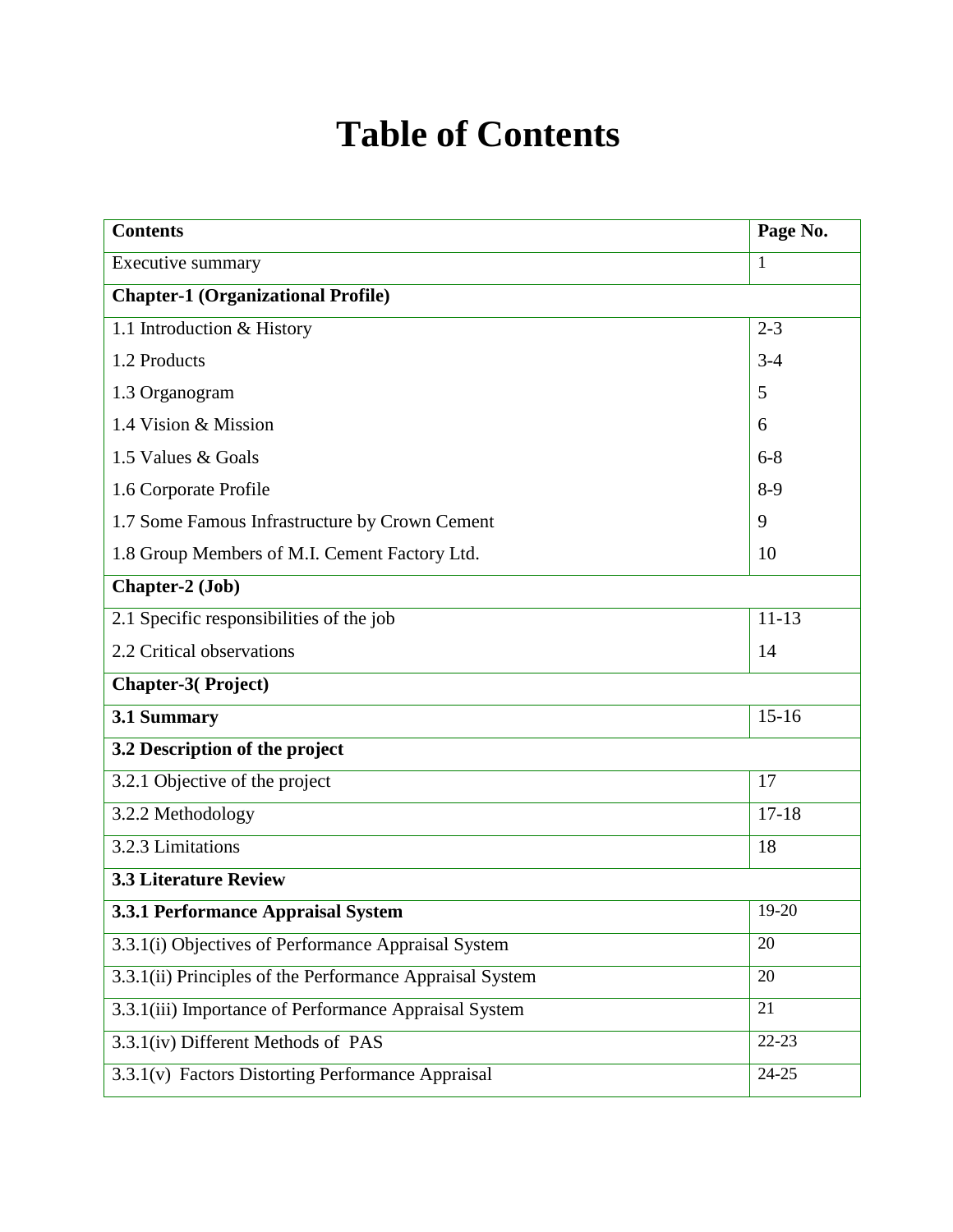# Table of Contents

| **Contents** | **Page No.** |
|---|---|
| Executive summary | 1 |
| **Chapter-1 (Organizational Profile)** | |
| 1.1 Introduction & History | 2-3 |
| 1.2 Products | 3-4 |
| 1.3 Organogram | 5 |
| 1.4 Vision & Mission | 6 |
| 1.5 Values & Goals | 6-8 |
| 1.6 Corporate Profile | 8-9 |
| 1.7 Some Famous Infrastructure by Crown Cement | 9 |
| 1.8 Group Members of M.I. Cement Factory Ltd. | 10 |
| **Chapter-2 (Job)** | |
| 2.1 Specific responsibilities of the job | 11-13 |
| 2.2 Critical observations | 14 |
| **Chapter-3( Project)** | |
| **3.1 Summary** | 15-16 |
| **3.2 Description of the project** | |
| 3.2.1 Objective of the project | 17 |
| 3.2.2 Methodology | 17-18 |
| 3.2.3 Limitations | 18 |
| **3.3 Literature Review** | |
| **3.3.1 Performance Appraisal System** | 19-20 |
| 3.3.1(i) Objectives of Performance Appraisal System | 20 |
| 3.3.1(ii) Principles of the Performance Appraisal System | 20 |
| 3.3.1(iii) Importance of Performance Appraisal System | 21 |
| 3.3.1(iv) Different Methods of PAS | 22-23 |
| 3.3.1(v) Factors Distorting Performance Appraisal | 24-25 |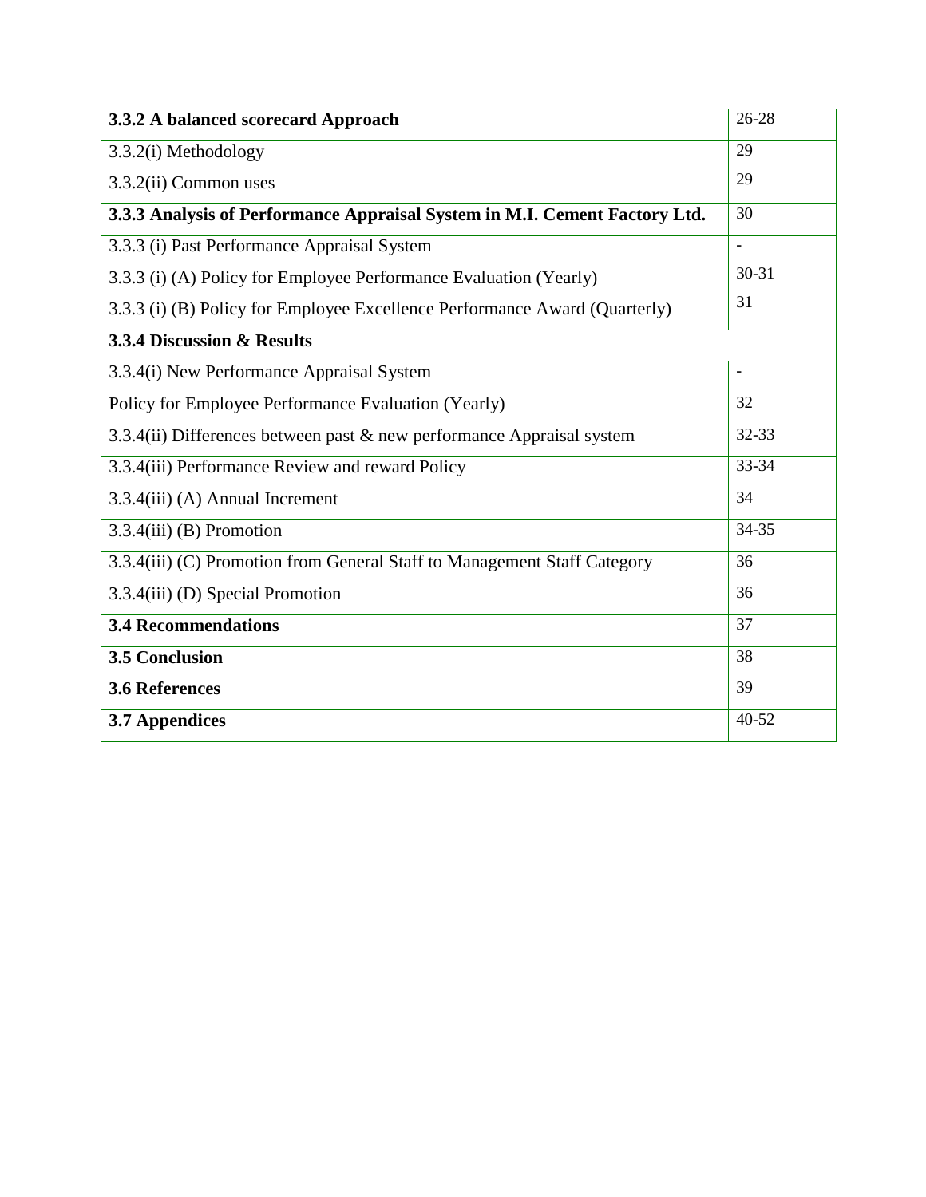| **3.3.2 A balanced scorecard Approach** | 26-28 |
|---|---|
| 3.3.2(i) Methodology<br>3.3.2(ii) Common uses | 29<br>29 |
| **3.3.3 Analysis of Performance Appraisal System in M.I. Cement Factory Ltd.** | 30 |
| 3.3.3 (i) Past Performance Appraisal System<br>3.3.3 (i) (A) Policy for Employee Performance Evaluation (Yearly)<br>3.3.3 (i) (B) Policy for Employee Excellence Performance Award (Quarterly) | -<br>30-31<br>31 |
| **3.3.4 Discussion & Results** | |
| 3.3.4(i) New Performance Appraisal System | - |
| Policy for Employee Performance Evaluation (Yearly) | 32 |
| 3.3.4(ii) Differences between past & new performance Appraisal system | 32-33 |
| 3.3.4(iii) Performance Review and reward Policy | 33-34 |
| 3.3.4(iii) (A) Annual Increment | 34 |
| 3.3.4(iii) (B) Promotion | 34-35 |
| 3.3.4(iii) (C) Promotion from General Staff to Management Staff Category | 36 |
| 3.3.4(iii) (D) Special Promotion | 36 |
| **3.4 Recommendations** | 37 |
| **3.5 Conclusion** | 38 |
| **3.6 References** | 39 |
| **3.7 Appendices** | 40-52 |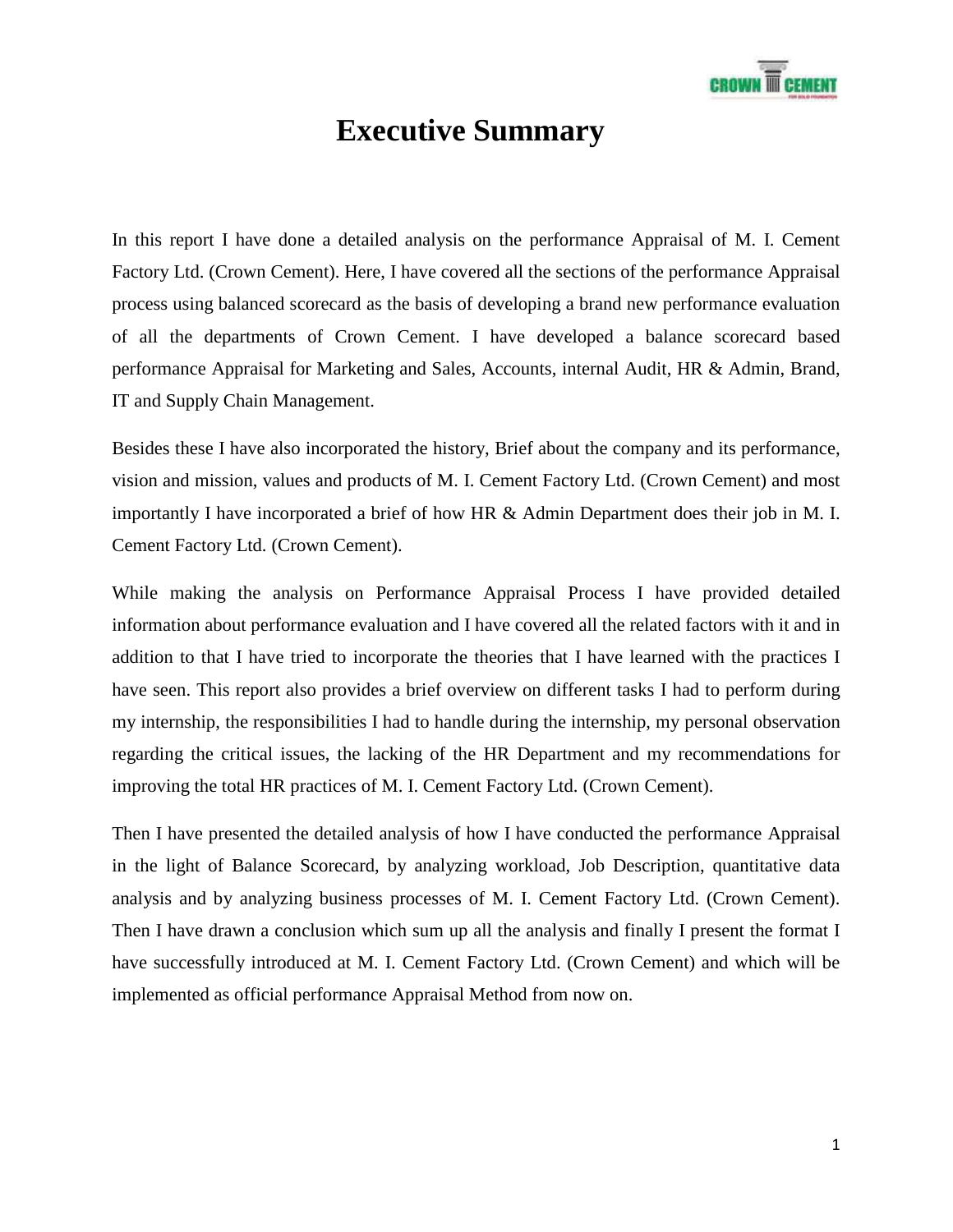# Executive Summary

In this report I have done a detailed analysis on the performance Appraisal of M. I. Cement Factory Ltd. (Crown Cement). Here, I have covered all the sections of the performance Appraisal process using balanced scorecard as the basis of developing a brand new performance evaluation of all the departments of Crown Cement. I have developed a balance scorecard based performance Appraisal for Marketing and Sales, Accounts, internal Audit, HR & Admin, Brand, IT and Supply Chain Management.

Besides these I have also incorporated the history, Brief about the company and its performance, vision and mission, values and products of M. I. Cement Factory Ltd. (Crown Cement) and most importantly I have incorporated a brief of how HR & Admin Department does their job in M. I. Cement Factory Ltd. (Crown Cement).

While making the analysis on Performance Appraisal Process I have provided detailed information about performance evaluation and I have covered all the related factors with it and in addition to that I have tried to incorporate the theories that I have learned with the practices I have seen. This report also provides a brief overview on different tasks I had to perform during my internship, the responsibilities I had to handle during the internship, my personal observation regarding the critical issues, the lacking of the HR Department and my recommendations for improving the total HR practices of M. I. Cement Factory Ltd. (Crown Cement).

Then I have presented the detailed analysis of how I have conducted the performance Appraisal in the light of Balance Scorecard, by analyzing workload, Job Description, quantitative data analysis and by analyzing business processes of M. I. Cement Factory Ltd. (Crown Cement). Then I have drawn a conclusion which sum up all the analysis and finally I present the format I have successfully introduced at M. I. Cement Factory Ltd. (Crown Cement) and which will be implemented as official performance Appraisal Method from now on.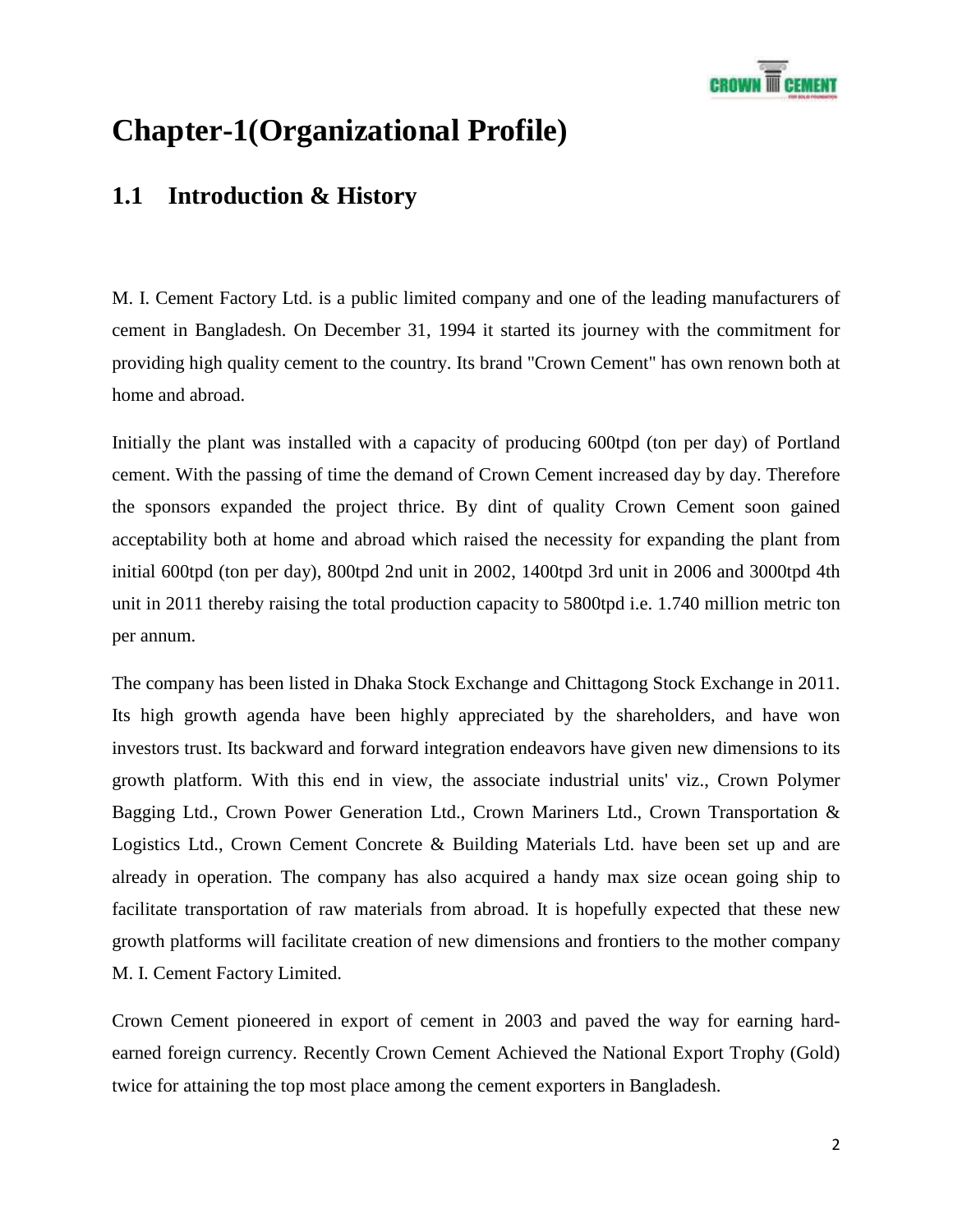# Chapter-1(Organizational Profile)

## 1.1 Introduction & History

M. I. Cement Factory Ltd. is a public limited company and one of the leading manufacturers of cement in Bangladesh. On December 31, 1994 it started its journey with the commitment for providing high quality cement to the country. Its brand "Crown Cement" has own renown both at home and abroad.

Initially the plant was installed with a capacity of producing 600tpd (ton per day) of Portland cement. With the passing of time the demand of Crown Cement increased day by day. Therefore the sponsors expanded the project thrice. By dint of quality Crown Cement soon gained acceptability both at home and abroad which raised the necessity for expanding the plant from initial 600tpd (ton per day), 800tpd 2nd unit in 2002, 1400tpd 3rd unit in 2006 and 3000tpd 4th unit in 2011 thereby raising the total production capacity to 5800tpd i.e. 1.740 million metric ton per annum.

The company has been listed in Dhaka Stock Exchange and Chittagong Stock Exchange in 2011. Its high growth agenda have been highly appreciated by the shareholders, and have won investors trust. Its backward and forward integration endeavors have given new dimensions to its growth platform. With this end in view, the associate industrial units' viz., Crown Polymer Bagging Ltd., Crown Power Generation Ltd., Crown Mariners Ltd., Crown Transportation & Logistics Ltd., Crown Cement Concrete & Building Materials Ltd. have been set up and are already in operation. The company has also acquired a handy max size ocean going ship to facilitate transportation of raw materials from abroad. It is hopefully expected that these new growth platforms will facilitate creation of new dimensions and frontiers to the mother company M. I. Cement Factory Limited.

Crown Cement pioneered in export of cement in 2003 and paved the way for earning hard-earned foreign currency. Recently Crown Cement Achieved the National Export Trophy (Gold) twice for attaining the top most place among the cement exporters in Bangladesh.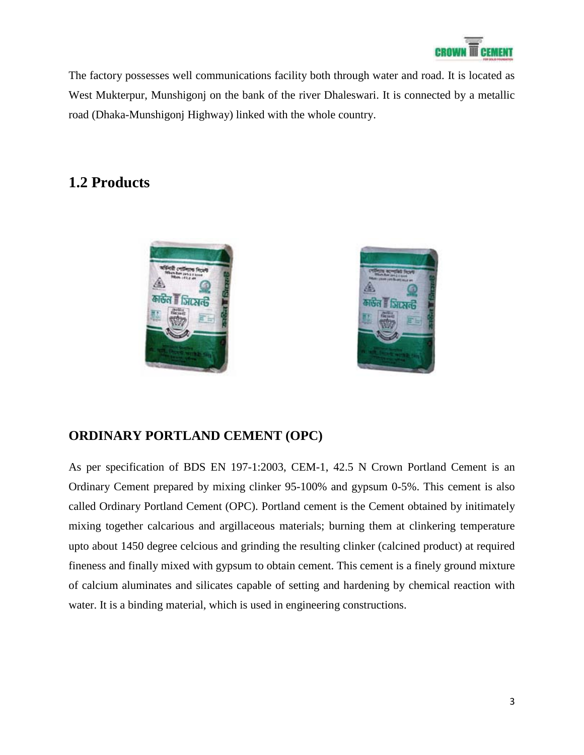The factory possesses well communications facility both through water and road. It is located as West Mukterpur, Munshigonj on the bank of the river Dhaleswari. It is connected by a metallic road (Dhaka-Munshigonj Highway) linked with the whole country.

## 1.2 Products

### ORDINARY PORTLAND CEMENT (OPC)

As per specification of BDS EN 197-1:2003, CEM-1, 42.5 N Crown Portland Cement is an Ordinary Cement prepared by mixing clinker 95-100% and gypsum 0-5%. This cement is also called Ordinary Portland Cement (OPC). Portland cement is the Cement obtained by initimately mixing together calcarious and argillaceous materials; burning them at clinkering temperature upto about 1450 degree celcious and grinding the resulting clinker (calcined product) at required fineness and finally mixed with gypsum to obtain cement. This cement is a finely ground mixture of calcium aluminates and silicates capable of setting and hardening by chemical reaction with water. It is a binding material, which is used in engineering constructions.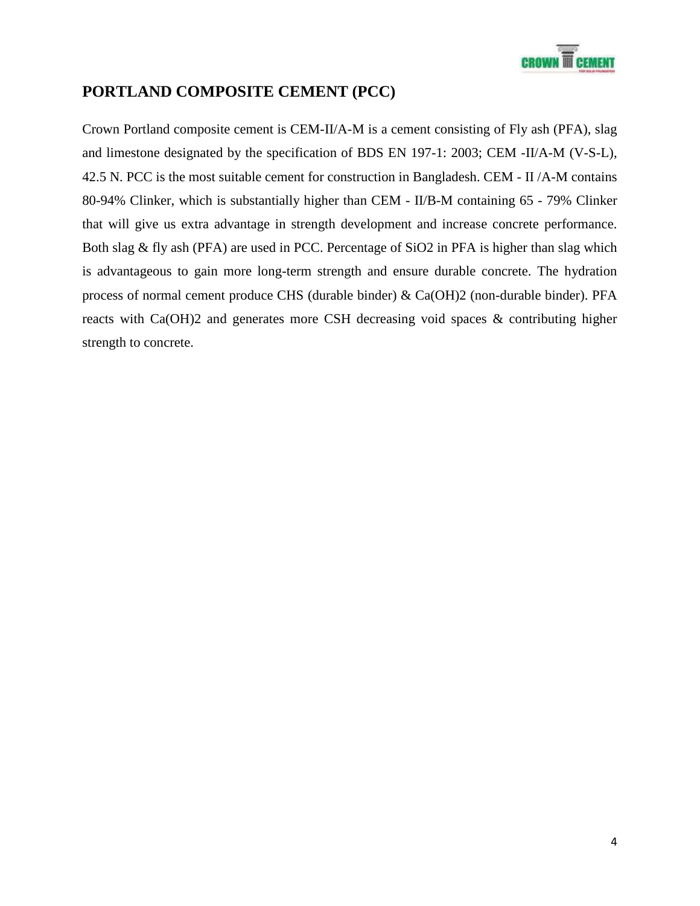## PORTLAND COMPOSITE CEMENT (PCC)

Crown Portland composite cement is CEM-II/A-M is a cement consisting of Fly ash (PFA), slag and limestone designated by the specification of BDS EN 197-1: 2003; CEM -II/A-M (V-S-L), 42.5 N. PCC is the most suitable cement for construction in Bangladesh. CEM - II /A-M contains 80-94% Clinker, which is substantially higher than CEM - II/B-M containing 65 - 79% Clinker that will give us extra advantage in strength development and increase concrete performance. Both slag & fly ash (PFA) are used in PCC. Percentage of $SiO_2$ in PFA is higher than slag which is advantageous to gain more long-term strength and ensure durable concrete. The hydration process of normal cement produce CHS (durable binder) & $Ca(OH)_2$ (non-durable binder). PFA reacts with $Ca(OH)_2$ and generates more CSH decreasing void spaces & contributing higher strength to concrete.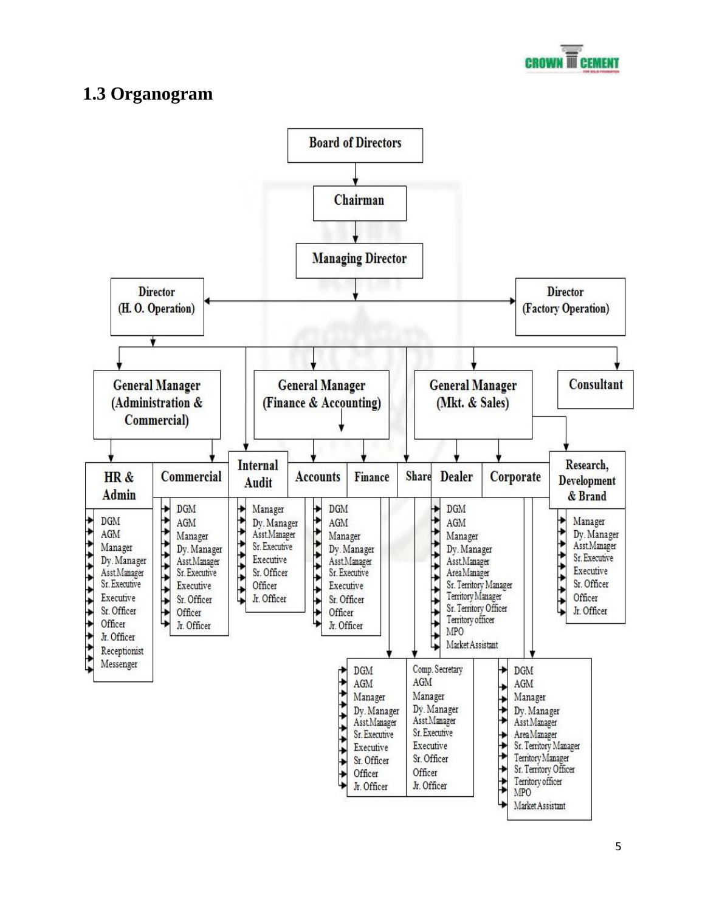## 1.3 Organogram

Board of Directors

Chairman

Managing Director

Director (H. O. Operation)

Director (Factory Operation)

General Manager (Administration & Commercial)

General Manager (Finance & Accounting)

General Manager (Mkt. & Sales)

Consultant

HR & Admin: DGM, AGM, Manager, Dy. Manager, Asst.Manager, Sr. Executive, Executive, Sr. Officer, Officer, Jr. Officer, Receptionist, Messenger

Commercial: DGM, AGM, Manager, Dy. Manager, Asst.Manager, Sr. Executive, Executive, Sr. Officer, Officer, Jr. Officer

Internal Audit: Manager, Dy. Manager, Asst.Manager, Sr. Executive, Executive, Sr. Officer, Officer, Jr. Officer

Accounts: DGM, AGM, Manager, Dy. Manager, Asst.Manager, Sr. Executive, Executive, Sr. Officer, Officer, Jr. Officer

Finance: DGM, AGM, Manager, Dy. Manager, Asst.Manager, Sr. Executive, Executive, Sr. Officer, Officer, Jr. Officer

Share: Comp. Secretary, AGM, Manager, Dy. Manager, Asst.Manager, Sr. Executive, Executive, Sr. Officer, Officer, Jr. Officer

Dealer: DGM, AGM, Manager, Dy. Manager, Asst.Manager, Area Manager, Sr. Territory Manager, Territory Manager, Sr. Territory Officer, Territory officer, MPO, Market Assistant

Corporate: DGM, AGM, Manager, Dy. Manager, Asst.Manager, Area Manager, Sr. Territory Manager, Territory Manager, Sr. Territory Officer, Territory officer, MPO, Market Assistant

Research, Development & Brand: Manager, Dy. Manager, Asst.Manager, Sr. Executive, Executive, Sr. Officer, Officer, Jr. Officer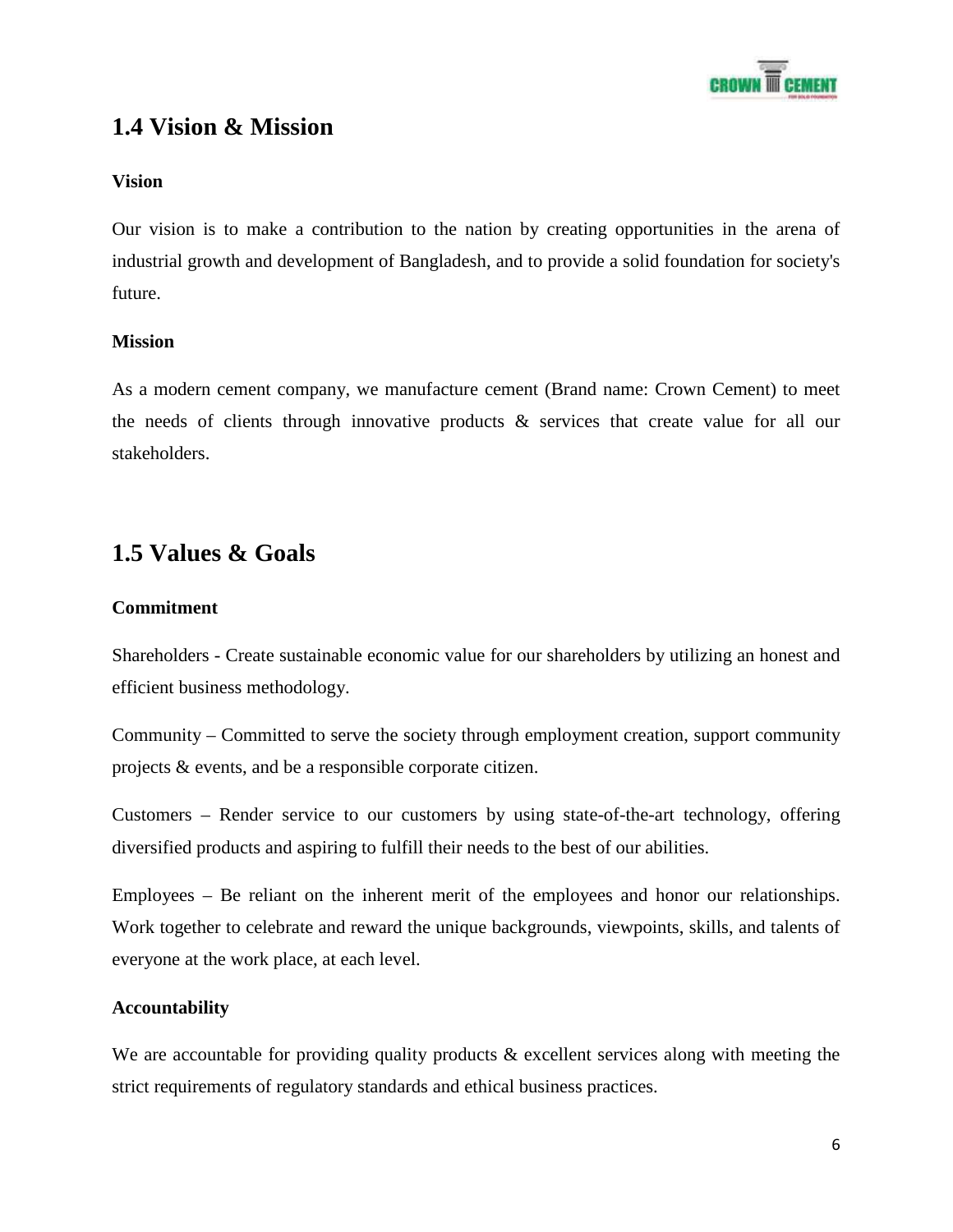## 1.4 Vision & Mission

**Vision**

Our vision is to make a contribution to the nation by creating opportunities in the arena of industrial growth and development of Bangladesh, and to provide a solid foundation for society's future.

**Mission**

As a modern cement company, we manufacture cement (Brand name: Crown Cement) to meet the needs of clients through innovative products & services that create value for all our stakeholders.

## 1.5 Values & Goals

**Commitment**

Shareholders - Create sustainable economic value for our shareholders by utilizing an honest and efficient business methodology.

Community – Committed to serve the society through employment creation, support community projects & events, and be a responsible corporate citizen.

Customers – Render service to our customers by using state-of-the-art technology, offering diversified products and aspiring to fulfill their needs to the best of our abilities.

Employees – Be reliant on the inherent merit of the employees and honor our relationships. Work together to celebrate and reward the unique backgrounds, viewpoints, skills, and talents of everyone at the work place, at each level.

**Accountability**

We are accountable for providing quality products & excellent services along with meeting the strict requirements of regulatory standards and ethical business practices.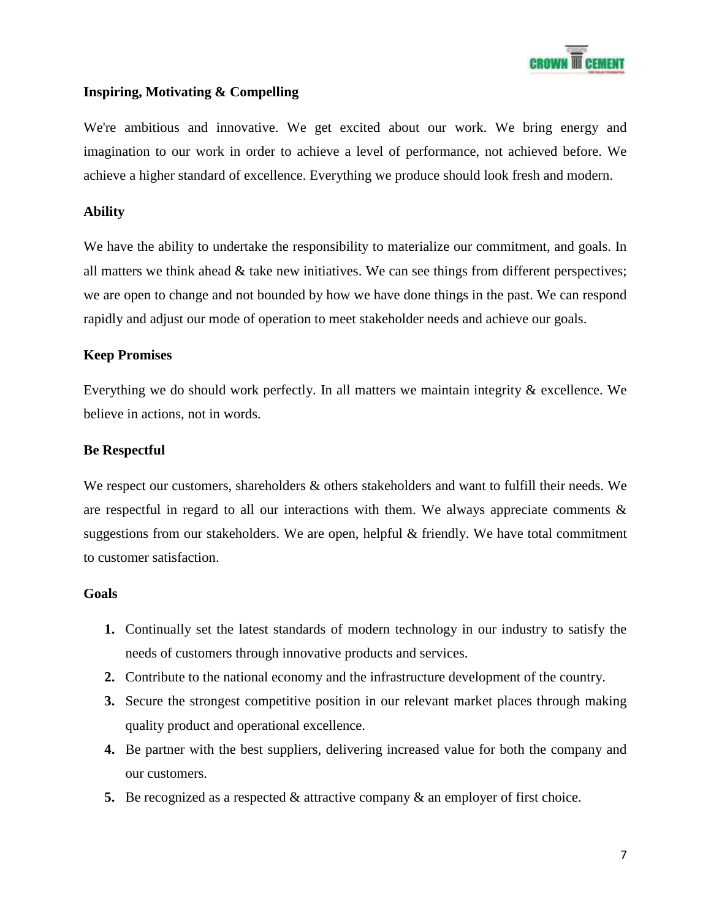**Inspiring, Motivating & Compelling**

We're ambitious and innovative. We get excited about our work. We bring energy and imagination to our work in order to achieve a level of performance, not achieved before. We achieve a higher standard of excellence. Everything we produce should look fresh and modern.

**Ability**

We have the ability to undertake the responsibility to materialize our commitment, and goals. In all matters we think ahead & take new initiatives. We can see things from different perspectives; we are open to change and not bounded by how we have done things in the past. We can respond rapidly and adjust our mode of operation to meet stakeholder needs and achieve our goals.

**Keep Promises**

Everything we do should work perfectly. In all matters we maintain integrity & excellence. We believe in actions, not in words.

**Be Respectful**

We respect our customers, shareholders & others stakeholders and want to fulfill their needs. We are respectful in regard to all our interactions with them. We always appreciate comments & suggestions from our stakeholders. We are open, helpful & friendly. We have total commitment to customer satisfaction.

**Goals**

1. Continually set the latest standards of modern technology in our industry to satisfy the needs of customers through innovative products and services.
2. Contribute to the national economy and the infrastructure development of the country.
3. Secure the strongest competitive position in our relevant market places through making quality product and operational excellence.
4. Be partner with the best suppliers, delivering increased value for both the company and our customers.
5. Be recognized as a respected & attractive company & an employer of first choice.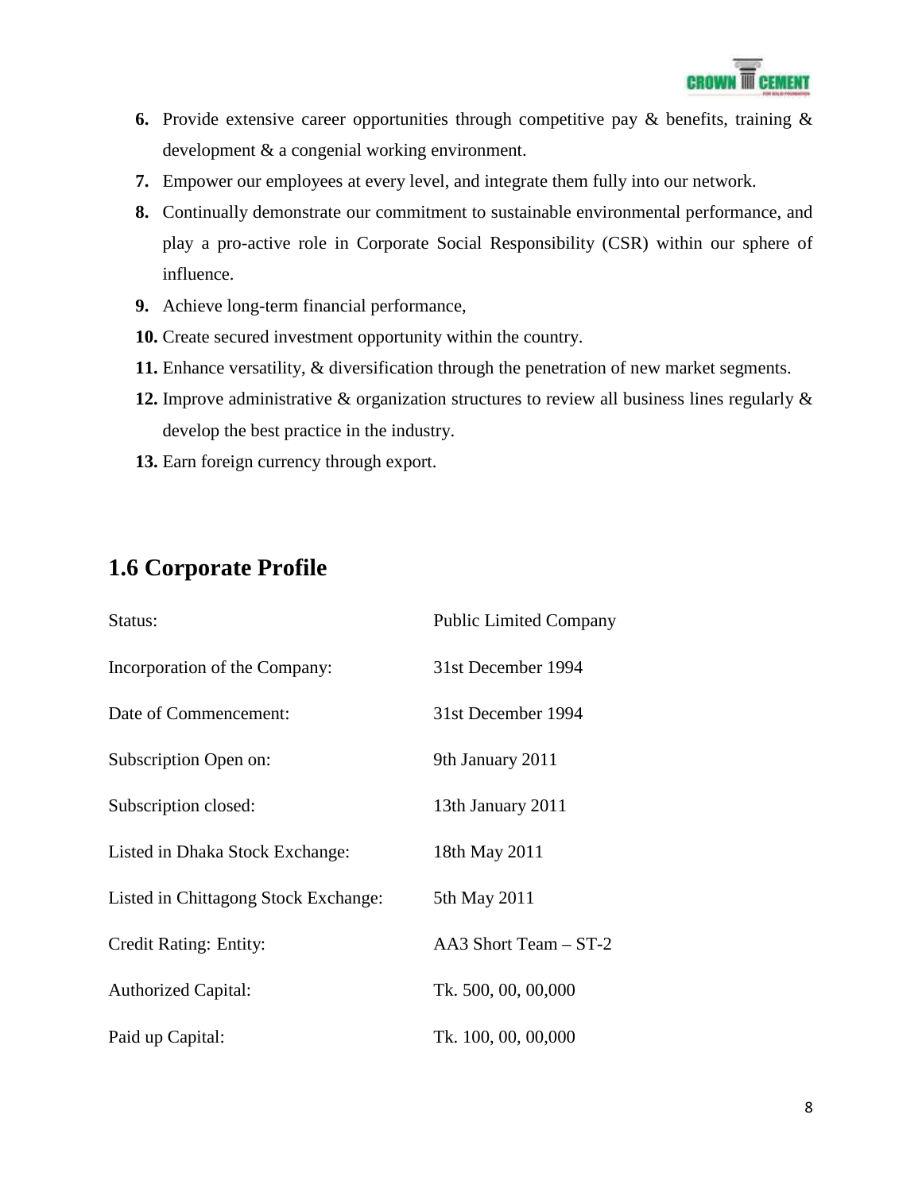6. Provide extensive career opportunities through competitive pay & benefits, training & development & a congenial working environment.
7. Empower our employees at every level, and integrate them fully into our network.
8. Continually demonstrate our commitment to sustainable environmental performance, and play a pro-active role in Corporate Social Responsibility (CSR) within our sphere of influence.
9. Achieve long-term financial performance,
10. Create secured investment opportunity within the country.
11. Enhance versatility, & diversification through the penetration of new market segments.
12. Improve administrative & organization structures to review all business lines regularly & develop the best practice in the industry.
13. Earn foreign currency through export.

## 1.6 Corporate Profile

| | |
|---|---|
| Status: | Public Limited Company |
| Incorporation of the Company: | 31st December 1994 |
| Date of Commencement: | 31st December 1994 |
| Subscription Open on: | 9th January 2011 |
| Subscription closed: | 13th January 2011 |
| Listed in Dhaka Stock Exchange: | 18th May 2011 |
| Listed in Chittagong Stock Exchange: | 5th May 2011 |
| Credit Rating: Entity: | AA3 Short Team – ST-2 |
| Authorized Capital: | Tk. 500, 00, 00,000 |
| Paid up Capital: | Tk. 100, 00, 00,000 |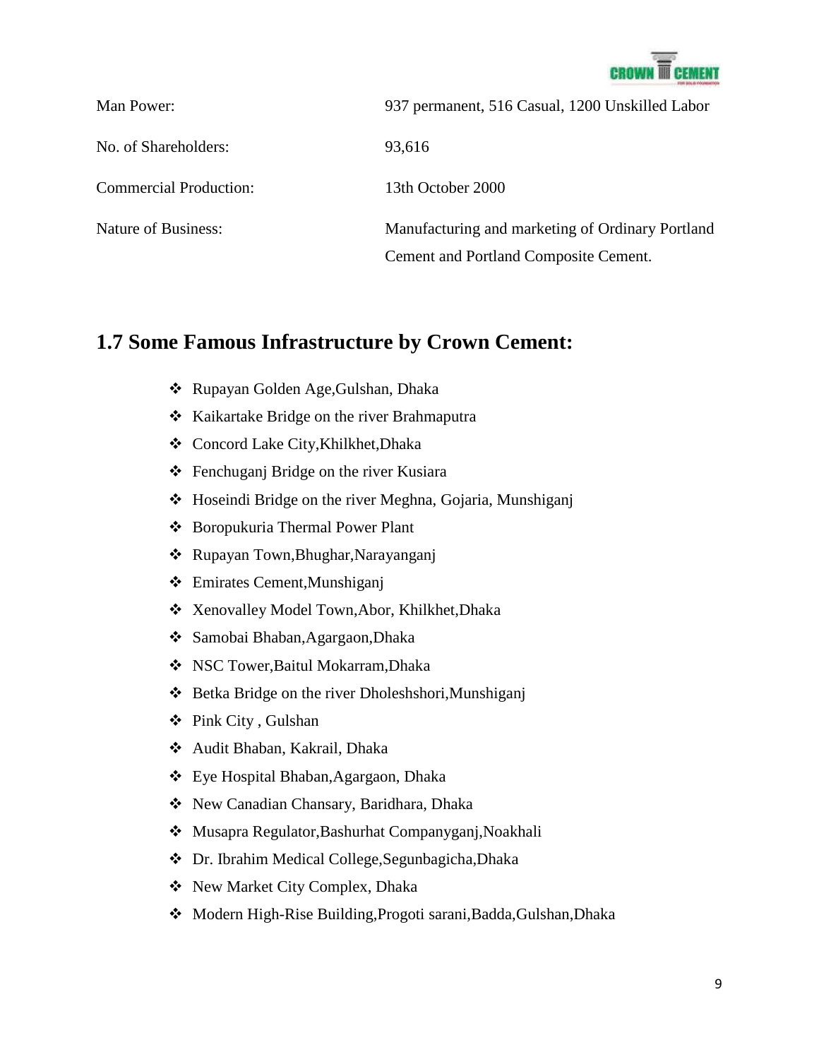| | |
|---|---|
| Man Power: | 937 permanent, 516 Casual, 1200 Unskilled Labor |
| No. of Shareholders: | 93,616 |
| Commercial Production: | 13th October 2000 |
| Nature of Business: | Manufacturing and marketing of Ordinary Portland Cement and Portland Composite Cement. |

## 1.7 Some Famous Infrastructure by Crown Cement:

- Rupayan Golden Age,Gulshan, Dhaka
- Kaikartake Bridge on the river Brahmaputra
- Concord Lake City,Khilkhet,Dhaka
- Fenchuganj Bridge on the river Kusiara
- Hoseindi Bridge on the river Meghna, Gojaria, Munshiganj
- Boropukuria Thermal Power Plant
- Rupayan Town,Bhughar,Narayanganj
- Emirates Cement,Munshiganj
- Xenovalley Model Town,Abor, Khilkhet,Dhaka
- Samobai Bhaban,Agargaon,Dhaka
- NSC Tower,Baitul Mokarram,Dhaka
- Betka Bridge on the river Dholeshshori,Munshiganj
- Pink City , Gulshan
- Audit Bhaban, Kakrail, Dhaka
- Eye Hospital Bhaban,Agargaon, Dhaka
- New Canadian Chansary, Baridhara, Dhaka
- Musapra Regulator,Bashurhat Companyganj,Noakhali
- Dr. Ibrahim Medical College,Segunbagicha,Dhaka
- New Market City Complex, Dhaka
- Modern High-Rise Building,Progoti sarani,Badda,Gulshan,Dhaka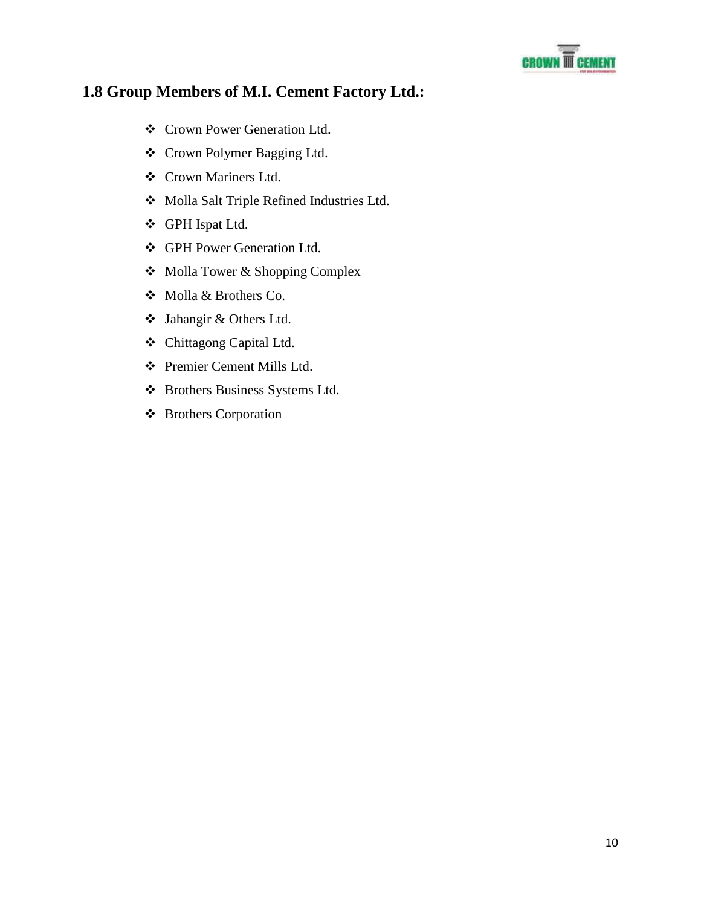## 1.8 Group Members of M.I. Cement Factory Ltd.:

- Crown Power Generation Ltd.
- Crown Polymer Bagging Ltd.
- Crown Mariners Ltd.
- Molla Salt Triple Refined Industries Ltd.
- GPH Ispat Ltd.
- GPH Power Generation Ltd.
- Molla Tower & Shopping Complex
- Molla & Brothers Co.
- Jahangir & Others Ltd.
- Chittagong Capital Ltd.
- Premier Cement Mills Ltd.
- Brothers Business Systems Ltd.
- Brothers Corporation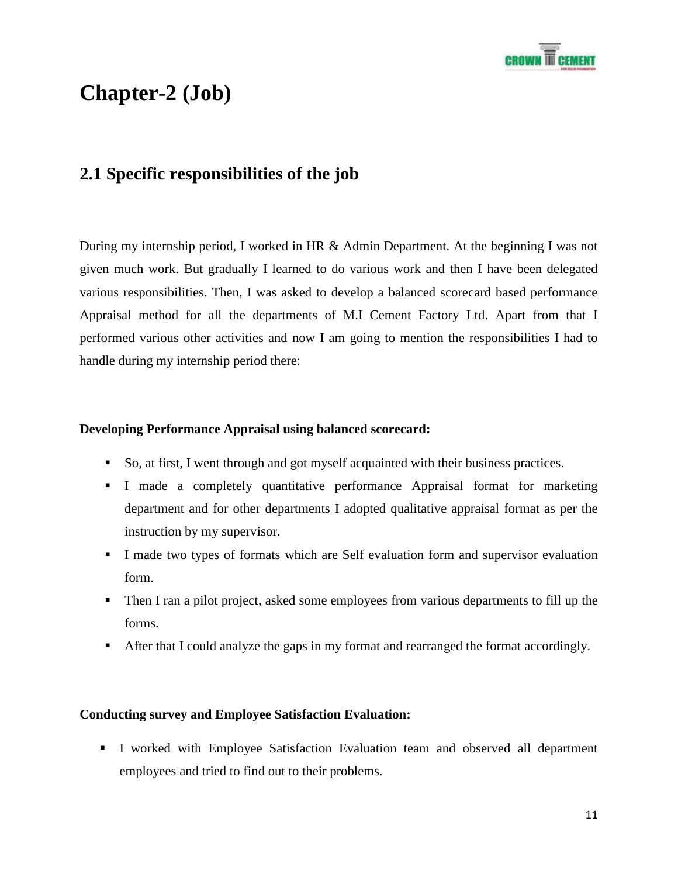# Chapter-2 (Job)

## 2.1 Specific responsibilities of the job

During my internship period, I worked in HR & Admin Department. At the beginning I was not given much work. But gradually I learned to do various work and then I have been delegated various responsibilities. Then, I was asked to develop a balanced scorecard based performance Appraisal method for all the departments of M.I Cement Factory Ltd. Apart from that I performed various other activities and now I am going to mention the responsibilities I had to handle during my internship period there:

**Developing Performance Appraisal using balanced scorecard:**

- So, at first, I went through and got myself acquainted with their business practices.
- I made a completely quantitative performance Appraisal format for marketing department and for other departments I adopted qualitative appraisal format as per the instruction by my supervisor.
- I made two types of formats which are Self evaluation form and supervisor evaluation form.
- Then I ran a pilot project, asked some employees from various departments to fill up the forms.
- After that I could analyze the gaps in my format and rearranged the format accordingly.

**Conducting survey and Employee Satisfaction Evaluation:**

- I worked with Employee Satisfaction Evaluation team and observed all department employees and tried to find out to their problems.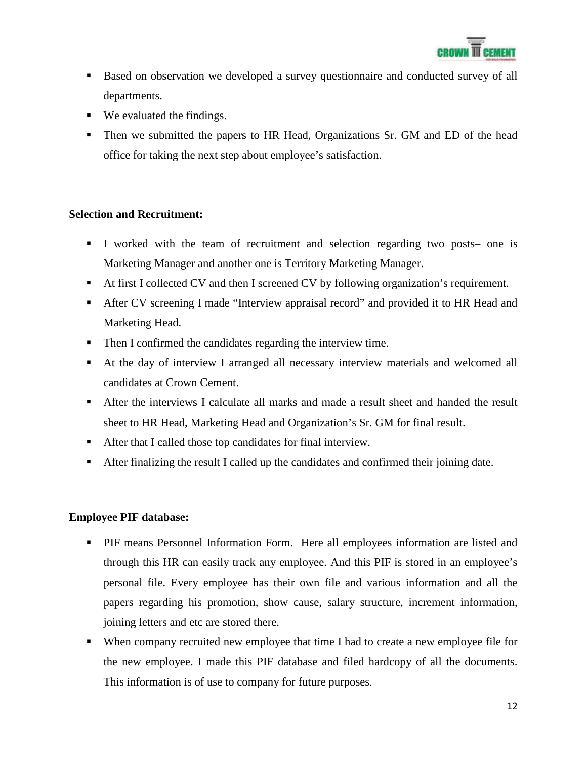- Based on observation we developed a survey questionnaire and conducted survey of all departments.
- We evaluated the findings.
- Then we submitted the papers to HR Head, Organizations Sr. GM and ED of the head office for taking the next step about employee's satisfaction.

**Selection and Recruitment:**

- I worked with the team of recruitment and selection regarding two posts– one is Marketing Manager and another one is Territory Marketing Manager.
- At first I collected CV and then I screened CV by following organization's requirement.
- After CV screening I made "Interview appraisal record" and provided it to HR Head and Marketing Head.
- Then I confirmed the candidates regarding the interview time.
- At the day of interview I arranged all necessary interview materials and welcomed all candidates at Crown Cement.
- After the interviews I calculate all marks and made a result sheet and handed the result sheet to HR Head, Marketing Head and Organization's Sr. GM for final result.
- After that I called those top candidates for final interview.
- After finalizing the result I called up the candidates and confirmed their joining date.

**Employee PIF database:**

- PIF means Personnel Information Form. Here all employees information are listed and through this HR can easily track any employee. And this PIF is stored in an employee's personal file. Every employee has their own file and various information and all the papers regarding his promotion, show cause, salary structure, increment information, joining letters and etc are stored there.
- When company recruited new employee that time I had to create a new employee file for the new employee. I made this PIF database and filed hardcopy of all the documents. This information is of use to company for future purposes.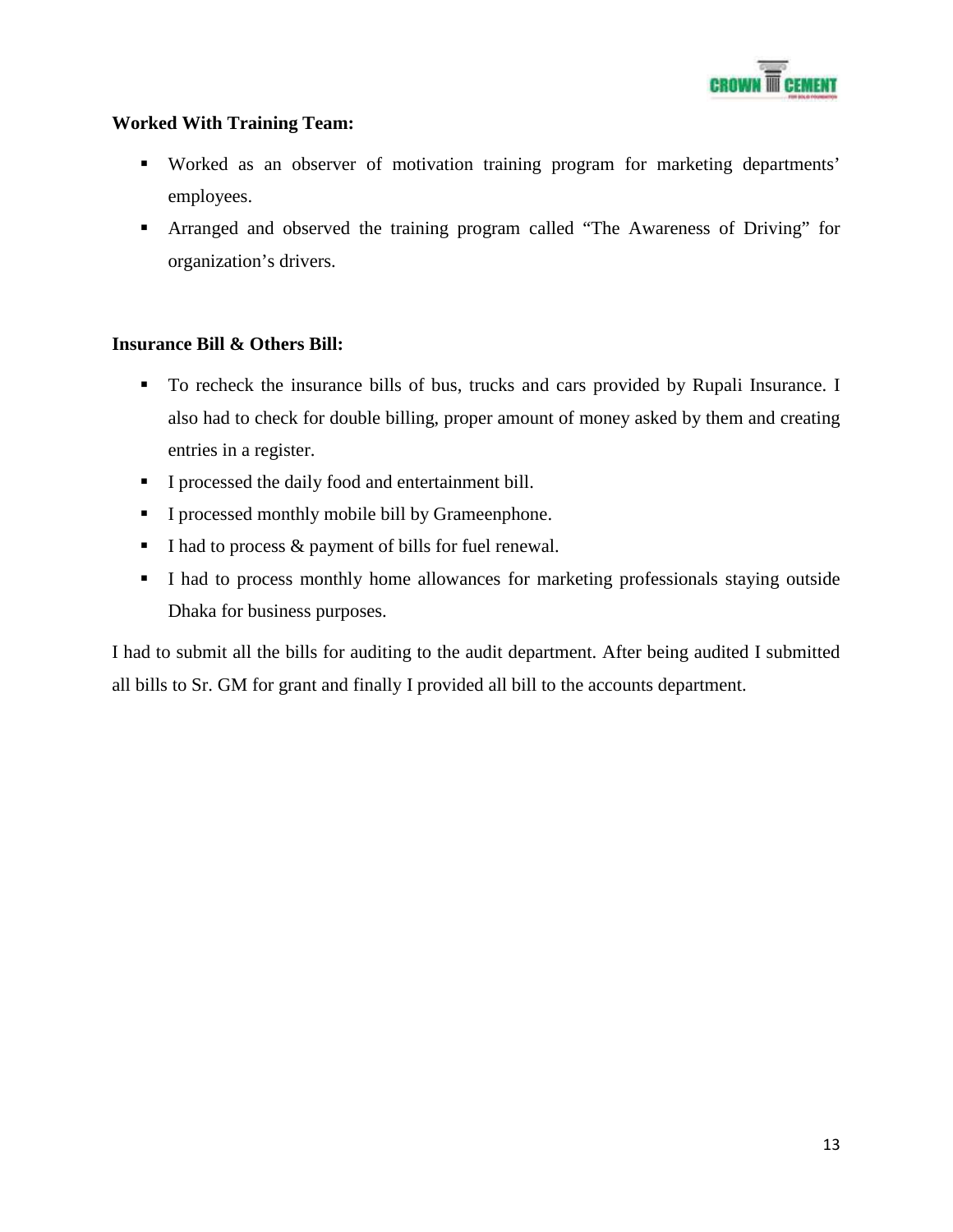**Worked With Training Team:**

- Worked as an observer of motivation training program for marketing departments' employees.
- Arranged and observed the training program called "The Awareness of Driving" for organization's drivers.

**Insurance Bill & Others Bill:**

- To recheck the insurance bills of bus, trucks and cars provided by Rupali Insurance. I also had to check for double billing, proper amount of money asked by them and creating entries in a register.
- I processed the daily food and entertainment bill.
- I processed monthly mobile bill by Grameenphone.
- I had to process & payment of bills for fuel renewal.
- I had to process monthly home allowances for marketing professionals staying outside Dhaka for business purposes.

I had to submit all the bills for auditing to the audit department. After being audited I submitted all bills to Sr. GM for grant and finally I provided all bill to the accounts department.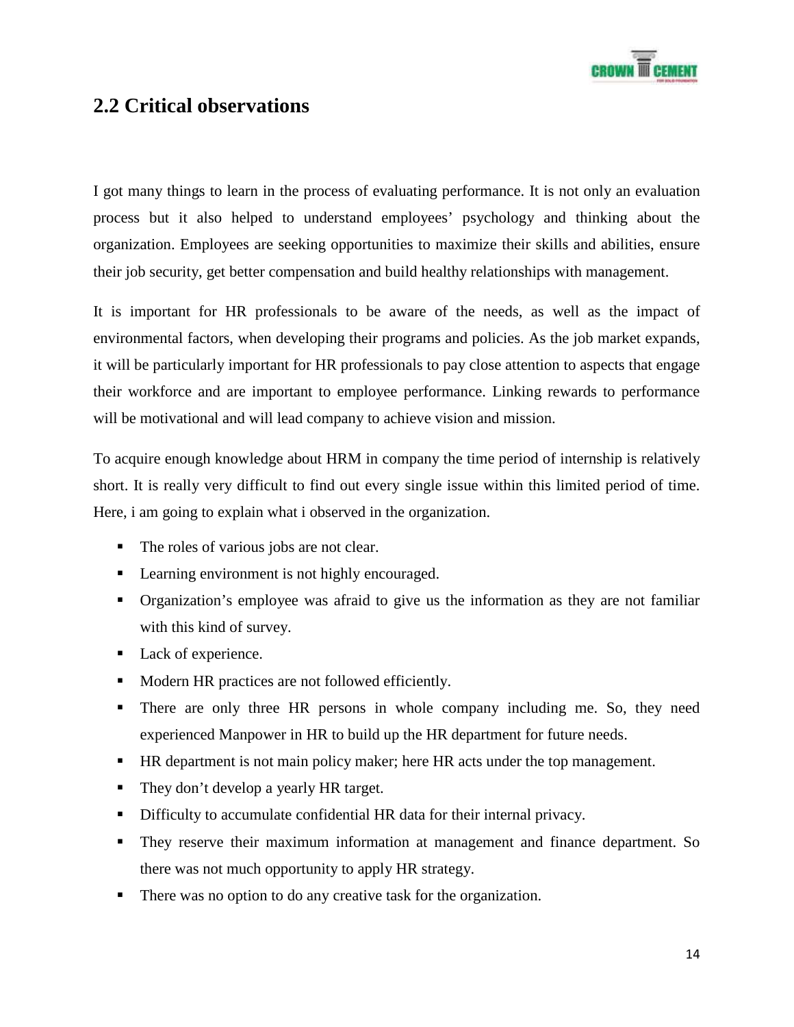## 2.2 Critical observations

I got many things to learn in the process of evaluating performance. It is not only an evaluation process but it also helped to understand employees' psychology and thinking about the organization. Employees are seeking opportunities to maximize their skills and abilities, ensure their job security, get better compensation and build healthy relationships with management.

It is important for HR professionals to be aware of the needs, as well as the impact of environmental factors, when developing their programs and policies. As the job market expands, it will be particularly important for HR professionals to pay close attention to aspects that engage their workforce and are important to employee performance. Linking rewards to performance will be motivational and will lead company to achieve vision and mission.

To acquire enough knowledge about HRM in company the time period of internship is relatively short. It is really very difficult to find out every single issue within this limited period of time. Here, i am going to explain what i observed in the organization.

- The roles of various jobs are not clear.
- Learning environment is not highly encouraged.
- Organization's employee was afraid to give us the information as they are not familiar with this kind of survey.
- Lack of experience.
- Modern HR practices are not followed efficiently.
- There are only three HR persons in whole company including me. So, they need experienced Manpower in HR to build up the HR department for future needs.
- HR department is not main policy maker; here HR acts under the top management.
- They don't develop a yearly HR target.
- Difficulty to accumulate confidential HR data for their internal privacy.
- They reserve their maximum information at management and finance department. So there was not much opportunity to apply HR strategy.
- There was no option to do any creative task for the organization.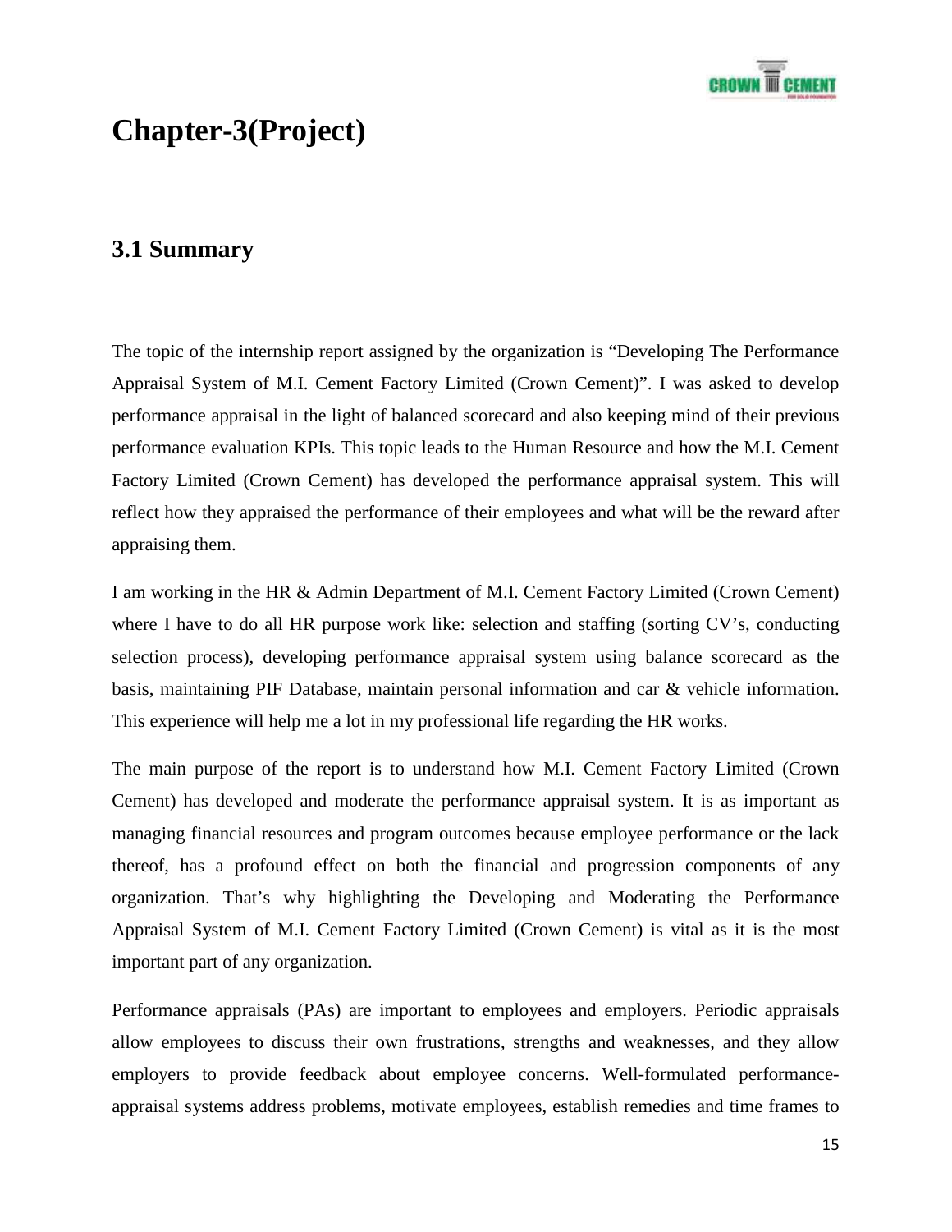# Chapter-3(Project)

## 3.1 Summary

The topic of the internship report assigned by the organization is "Developing The Performance Appraisal System of M.I. Cement Factory Limited (Crown Cement)". I was asked to develop performance appraisal in the light of balanced scorecard and also keeping mind of their previous performance evaluation KPIs. This topic leads to the Human Resource and how the M.I. Cement Factory Limited (Crown Cement) has developed the performance appraisal system. This will reflect how they appraised the performance of their employees and what will be the reward after appraising them.

I am working in the HR & Admin Department of M.I. Cement Factory Limited (Crown Cement) where I have to do all HR purpose work like: selection and staffing (sorting CV's, conducting selection process), developing performance appraisal system using balance scorecard as the basis, maintaining PIF Database, maintain personal information and car & vehicle information. This experience will help me a lot in my professional life regarding the HR works.

The main purpose of the report is to understand how M.I. Cement Factory Limited (Crown Cement) has developed and moderate the performance appraisal system. It is as important as managing financial resources and program outcomes because employee performance or the lack thereof, has a profound effect on both the financial and progression components of any organization. That's why highlighting the Developing and Moderating the Performance Appraisal System of M.I. Cement Factory Limited (Crown Cement) is vital as it is the most important part of any organization.

Performance appraisals (PAs) are important to employees and employers. Periodic appraisals allow employees to discuss their own frustrations, strengths and weaknesses, and they allow employers to provide feedback about employee concerns. Well-formulated performance-appraisal systems address problems, motivate employees, establish remedies and time frames to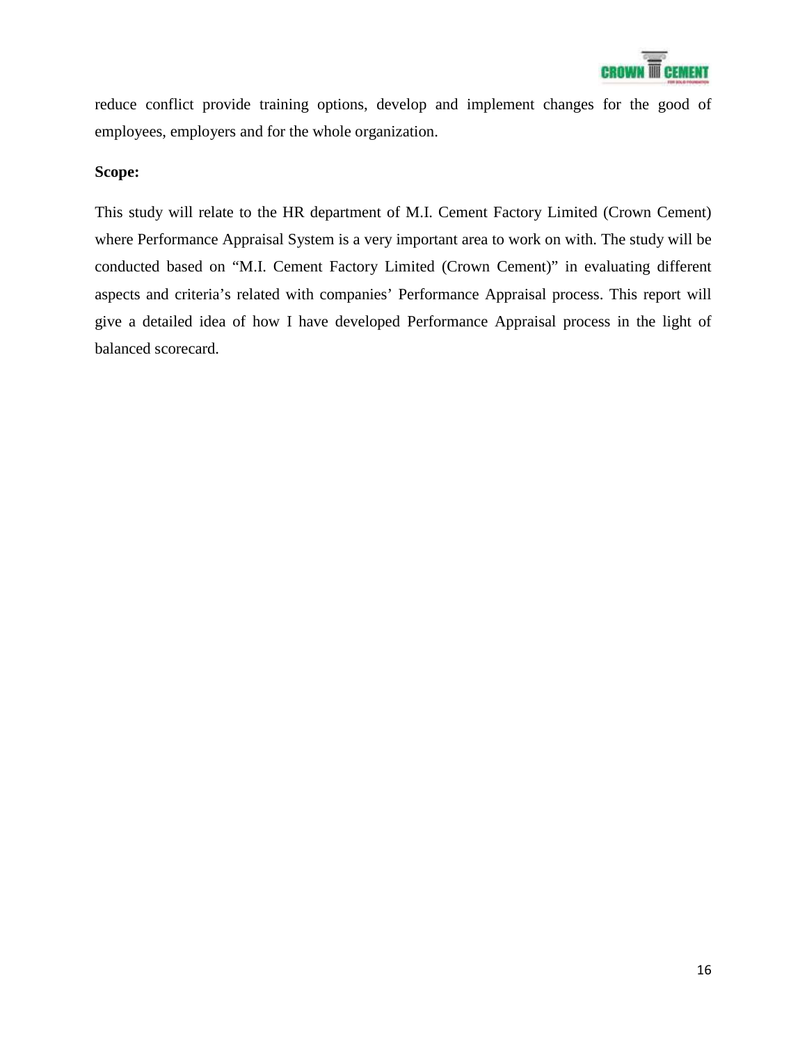reduce conflict provide training options, develop and implement changes for the good of employees, employers and for the whole organization.

**Scope:**

This study will relate to the HR department of M.I. Cement Factory Limited (Crown Cement) where Performance Appraisal System is a very important area to work on with. The study will be conducted based on “M.I. Cement Factory Limited (Crown Cement)” in evaluating different aspects and criteria’s related with companies’ Performance Appraisal process. This report will give a detailed idea of how I have developed Performance Appraisal process in the light of balanced scorecard.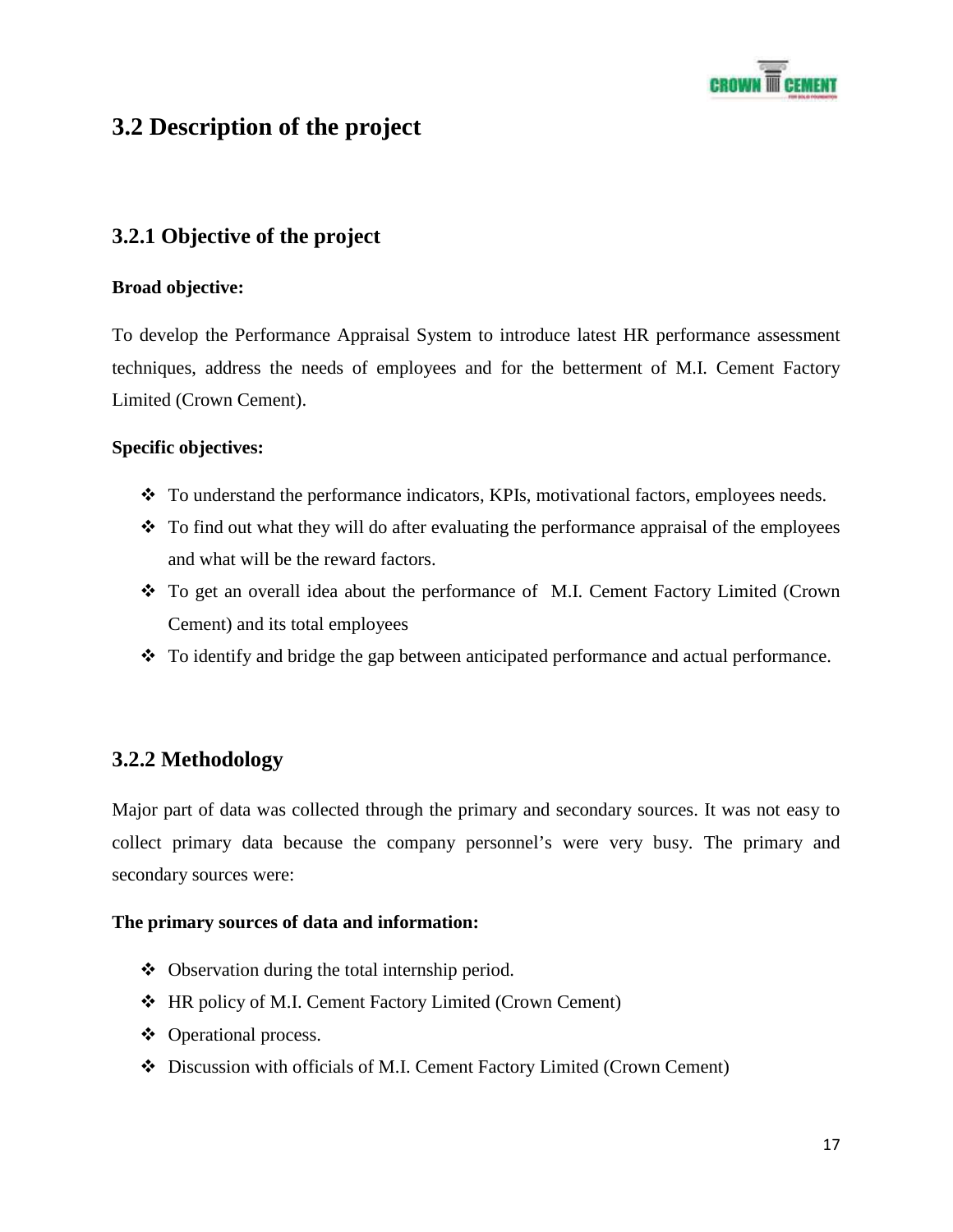## 3.2 Description of the project

### 3.2.1 Objective of the project

**Broad objective:**

To develop the Performance Appraisal System to introduce latest HR performance assessment techniques, address the needs of employees and for the betterment of M.I. Cement Factory Limited (Crown Cement).

**Specific objectives:**

- To understand the performance indicators, KPIs, motivational factors, employees needs.
- To find out what they will do after evaluating the performance appraisal of the employees and what will be the reward factors.
- To get an overall idea about the performance of M.I. Cement Factory Limited (Crown Cement) and its total employees
- To identify and bridge the gap between anticipated performance and actual performance.

### 3.2.2 Methodology

Major part of data was collected through the primary and secondary sources. It was not easy to collect primary data because the company personnel's were very busy. The primary and secondary sources were:

**The primary sources of data and information:**

- Observation during the total internship period.
- HR policy of M.I. Cement Factory Limited (Crown Cement)
- Operational process.
- Discussion with officials of M.I. Cement Factory Limited (Crown Cement)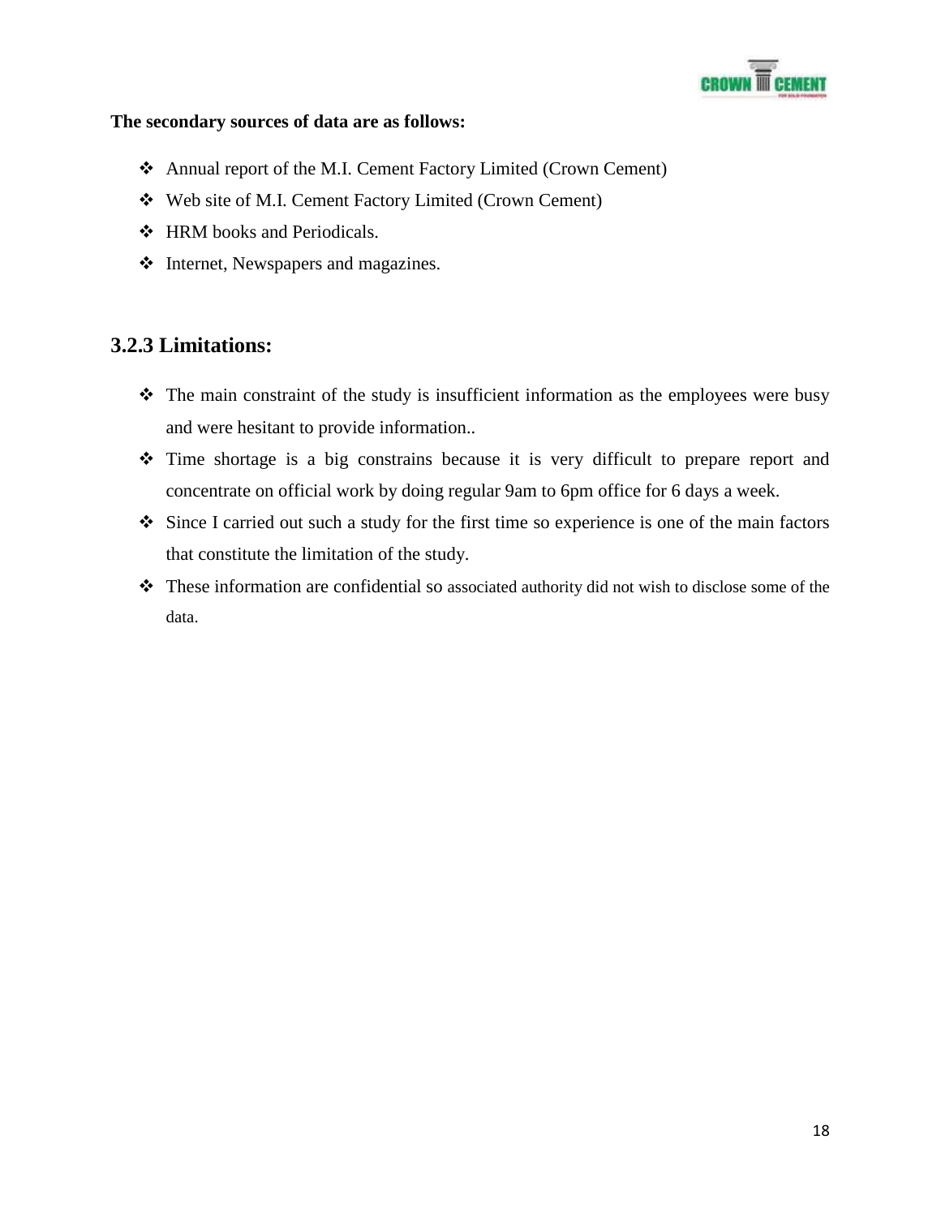**The secondary sources of data are as follows:**

- Annual report of the M.I. Cement Factory Limited (Crown Cement)
- Web site of M.I. Cement Factory Limited (Crown Cement)
- HRM books and Periodicals.
- Internet, Newspapers and magazines.

### 3.2.3 Limitations:

- The main constraint of the study is insufficient information as the employees were busy and were hesitant to provide information..
- Time shortage is a big constrains because it is very difficult to prepare report and concentrate on official work by doing regular 9am to 6pm office for 6 days a week.
- Since I carried out such a study for the first time so experience is one of the main factors that constitute the limitation of the study.
- These information are confidential so associated authority did not wish to disclose some of the data.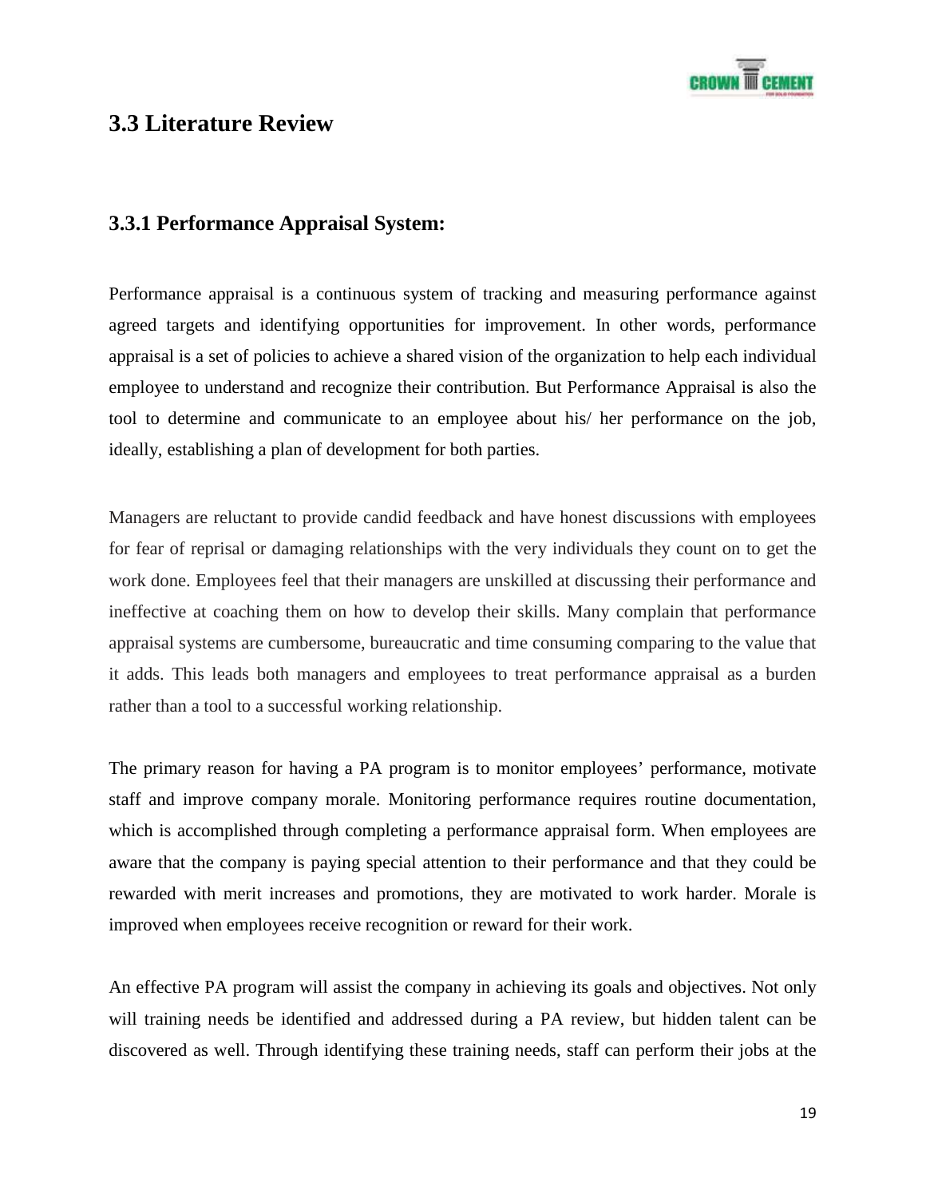## 3.3 Literature Review

### 3.3.1 Performance Appraisal System:

Performance appraisal is a continuous system of tracking and measuring performance against agreed targets and identifying opportunities for improvement. In other words, performance appraisal is a set of policies to achieve a shared vision of the organization to help each individual employee to understand and recognize their contribution. But Performance Appraisal is also the tool to determine and communicate to an employee about his/ her performance on the job, ideally, establishing a plan of development for both parties.

Managers are reluctant to provide candid feedback and have honest discussions with employees for fear of reprisal or damaging relationships with the very individuals they count on to get the work done. Employees feel that their managers are unskilled at discussing their performance and ineffective at coaching them on how to develop their skills. Many complain that performance appraisal systems are cumbersome, bureaucratic and time consuming comparing to the value that it adds. This leads both managers and employees to treat performance appraisal as a burden rather than a tool to a successful working relationship.

The primary reason for having a PA program is to monitor employees' performance, motivate staff and improve company morale. Monitoring performance requires routine documentation, which is accomplished through completing a performance appraisal form. When employees are aware that the company is paying special attention to their performance and that they could be rewarded with merit increases and promotions, they are motivated to work harder. Morale is improved when employees receive recognition or reward for their work.

An effective PA program will assist the company in achieving its goals and objectives. Not only will training needs be identified and addressed during a PA review, but hidden talent can be discovered as well. Through identifying these training needs, staff can perform their jobs at the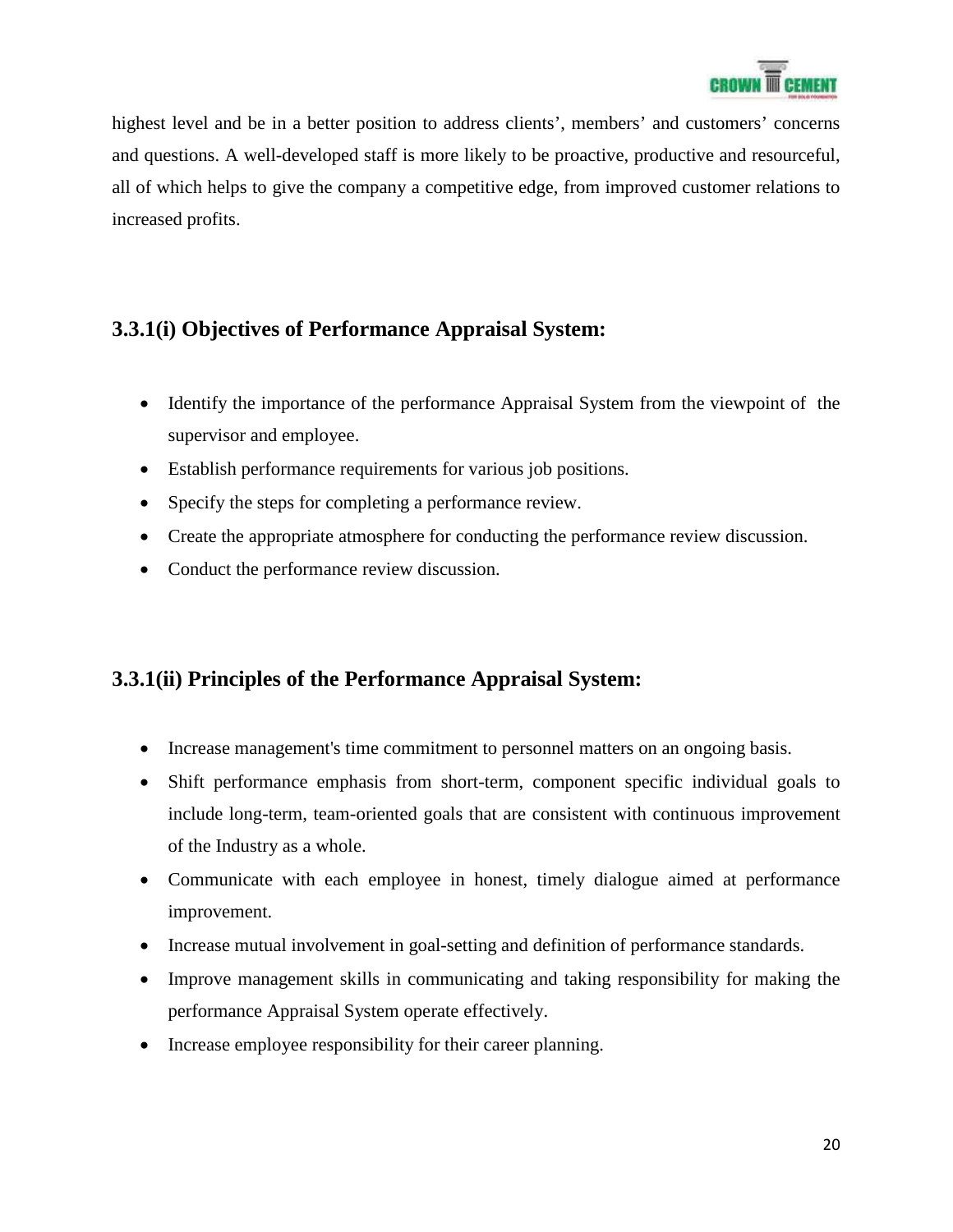highest level and be in a better position to address clients', members' and customers' concerns and questions. A well-developed staff is more likely to be proactive, productive and resourceful, all of which helps to give the company a competitive edge, from improved customer relations to increased profits.

### 3.3.1(i) Objectives of Performance Appraisal System:

- Identify the importance of the performance Appraisal System from the viewpoint of the supervisor and employee.
- Establish performance requirements for various job positions.
- Specify the steps for completing a performance review.
- Create the appropriate atmosphere for conducting the performance review discussion.
- Conduct the performance review discussion.

### 3.3.1(ii) Principles of the Performance Appraisal System:

- Increase management's time commitment to personnel matters on an ongoing basis.
- Shift performance emphasis from short-term, component specific individual goals to include long-term, team-oriented goals that are consistent with continuous improvement of the Industry as a whole.
- Communicate with each employee in honest, timely dialogue aimed at performance improvement.
- Increase mutual involvement in goal-setting and definition of performance standards.
- Improve management skills in communicating and taking responsibility for making the performance Appraisal System operate effectively.
- Increase employee responsibility for their career planning.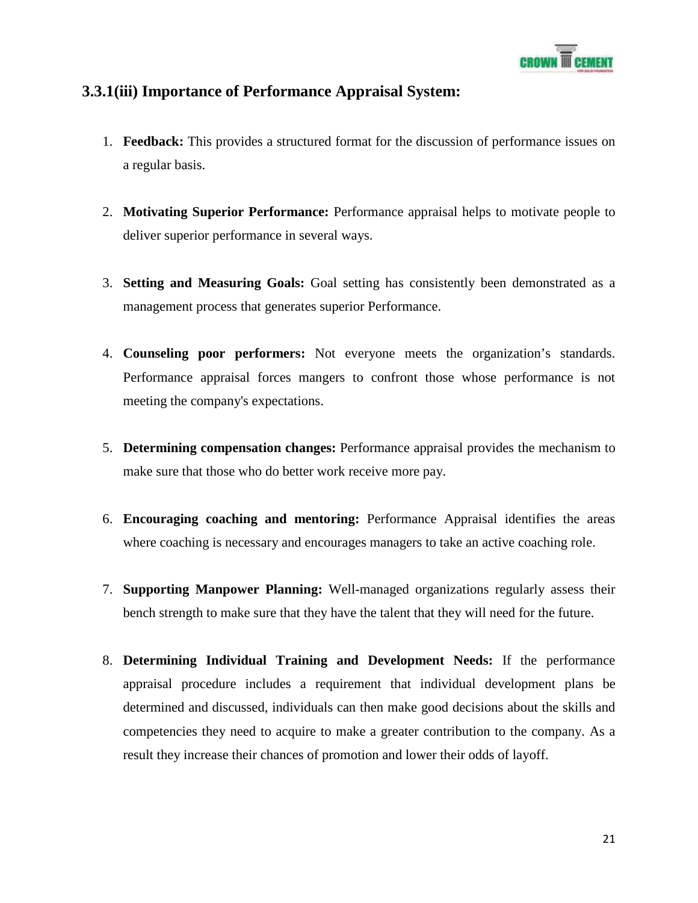### 3.3.1(iii) Importance of Performance Appraisal System:

1. **Feedback:** This provides a structured format for the discussion of performance issues on a regular basis.

2. **Motivating Superior Performance:** Performance appraisal helps to motivate people to deliver superior performance in several ways.

3. **Setting and Measuring Goals:** Goal setting has consistently been demonstrated as a management process that generates superior Performance.

4. **Counseling poor performers:** Not everyone meets the organization's standards. Performance appraisal forces mangers to confront those whose performance is not meeting the company's expectations.

5. **Determining compensation changes:** Performance appraisal provides the mechanism to make sure that those who do better work receive more pay.

6. **Encouraging coaching and mentoring:** Performance Appraisal identifies the areas where coaching is necessary and encourages managers to take an active coaching role.

7. **Supporting Manpower Planning:** Well-managed organizations regularly assess their bench strength to make sure that they have the talent that they will need for the future.

8. **Determining Individual Training and Development Needs:** If the performance appraisal procedure includes a requirement that individual development plans be determined and discussed, individuals can then make good decisions about the skills and competencies they need to acquire to make a greater contribution to the company. As a result they increase their chances of promotion and lower their odds of layoff.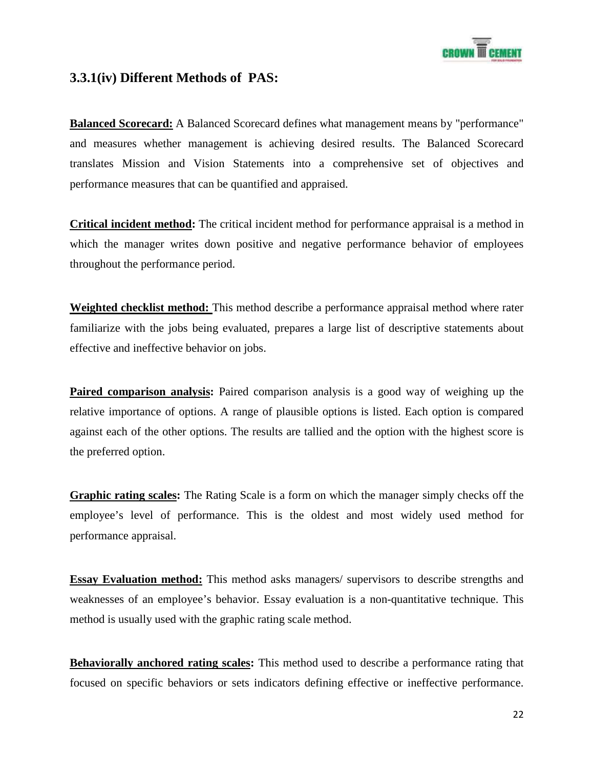### 3.3.1(iv) Different Methods of PAS:

**Balanced Scorecard:** A Balanced Scorecard defines what management means by "performance" and measures whether management is achieving desired results. The Balanced Scorecard translates Mission and Vision Statements into a comprehensive set of objectives and performance measures that can be quantified and appraised.

**Critical incident method:** The critical incident method for performance appraisal is a method in which the manager writes down positive and negative performance behavior of employees throughout the performance period.

**Weighted checklist method:** This method describe a performance appraisal method where rater familiarize with the jobs being evaluated, prepares a large list of descriptive statements about effective and ineffective behavior on jobs.

**Paired comparison analysis:** Paired comparison analysis is a good way of weighing up the relative importance of options. A range of plausible options is listed. Each option is compared against each of the other options. The results are tallied and the option with the highest score is the preferred option.

**Graphic rating scales:** The Rating Scale is a form on which the manager simply checks off the employee's level of performance. This is the oldest and most widely used method for performance appraisal.

**Essay Evaluation method:** This method asks managers/ supervisors to describe strengths and weaknesses of an employee's behavior. Essay evaluation is a non-quantitative technique. This method is usually used with the graphic rating scale method.

**Behaviorally anchored rating scales:** This method used to describe a performance rating that focused on specific behaviors or sets indicators defining effective or ineffective performance.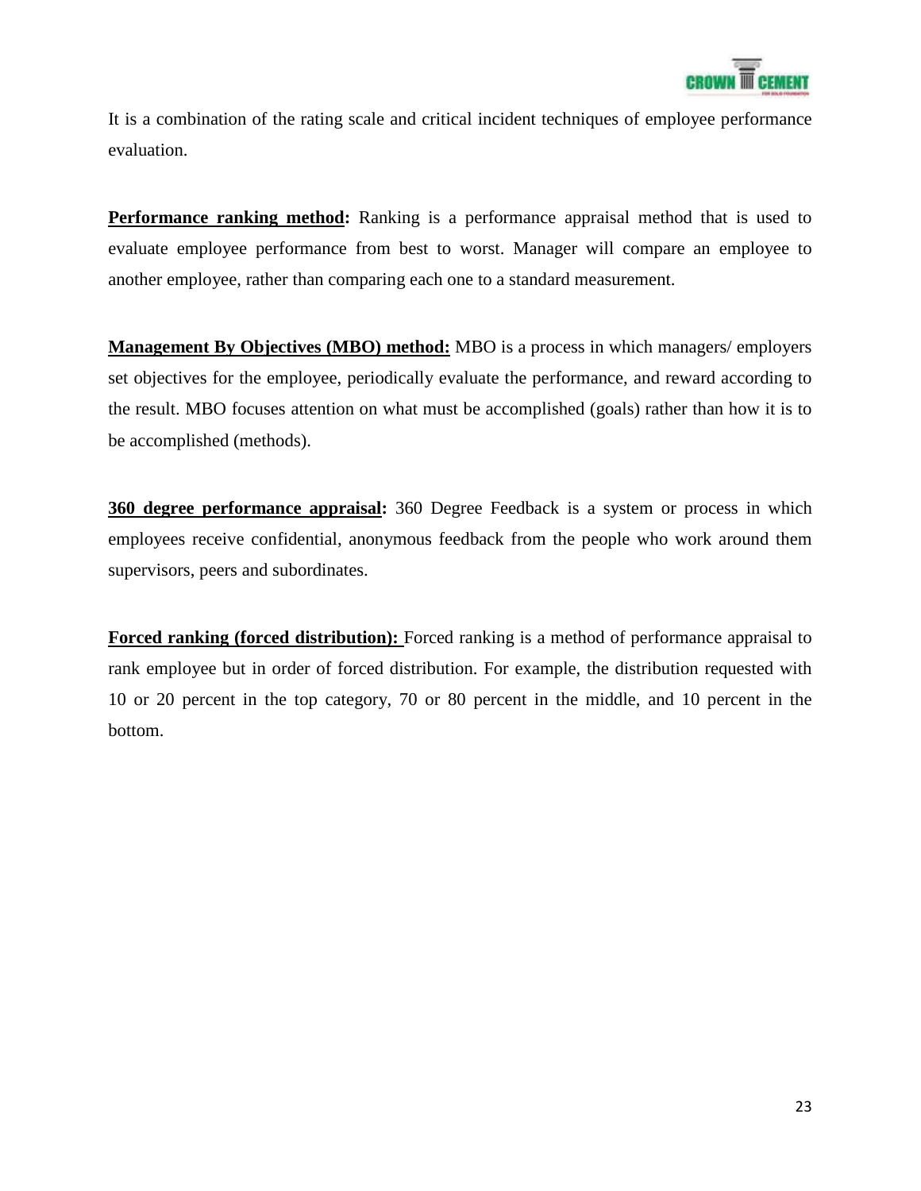It is a combination of the rating scale and critical incident techniques of employee performance evaluation.

**Performance ranking method:** Ranking is a performance appraisal method that is used to evaluate employee performance from best to worst. Manager will compare an employee to another employee, rather than comparing each one to a standard measurement.

**Management By Objectives (MBO) method:** MBO is a process in which managers/ employers set objectives for the employee, periodically evaluate the performance, and reward according to the result. MBO focuses attention on what must be accomplished (goals) rather than how it is to be accomplished (methods).

**360 degree performance appraisal:** 360 Degree Feedback is a system or process in which employees receive confidential, anonymous feedback from the people who work around them supervisors, peers and subordinates.

**Forced ranking (forced distribution):** Forced ranking is a method of performance appraisal to rank employee but in order of forced distribution. For example, the distribution requested with 10 or 20 percent in the top category, 70 or 80 percent in the middle, and 10 percent in the bottom.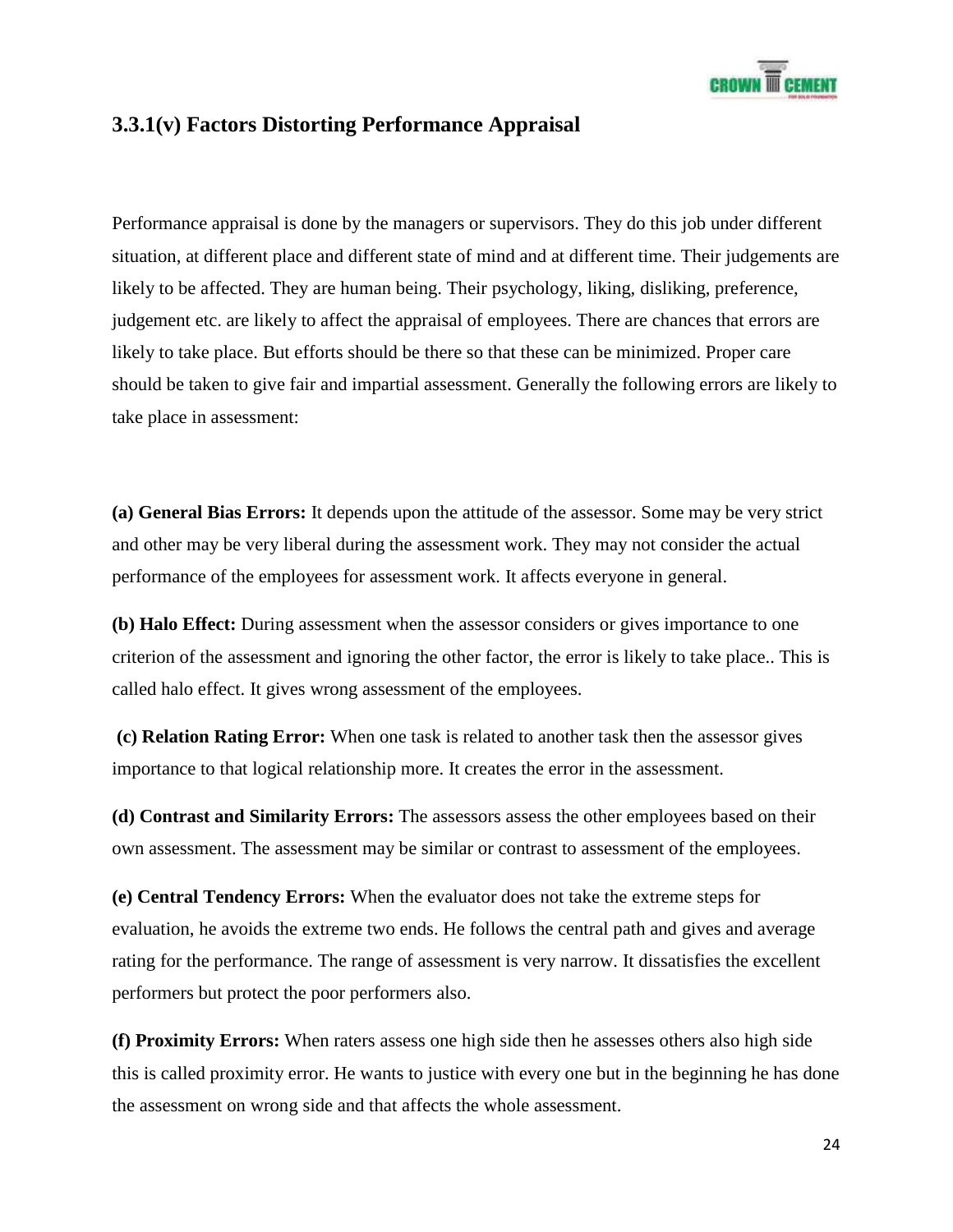### 3.3.1(v) Factors Distorting Performance Appraisal

Performance appraisal is done by the managers or supervisors. They do this job under different situation, at different place and different state of mind and at different time. Their judgements are likely to be affected. They are human being. Their psychology, liking, disliking, preference, judgement etc. are likely to affect the appraisal of employees. There are chances that errors are likely to take place. But efforts should be there so that these can be minimized. Proper care should be taken to give fair and impartial assessment. Generally the following errors are likely to take place in assessment:

**(a) General Bias Errors:** It depends upon the attitude of the assessor. Some may be very strict and other may be very liberal during the assessment work. They may not consider the actual performance of the employees for assessment work. It affects everyone in general.

**(b) Halo Effect:** During assessment when the assessor considers or gives importance to one criterion of the assessment and ignoring the other factor, the error is likely to take place.. This is called halo effect. It gives wrong assessment of the employees.

**(c) Relation Rating Error:** When one task is related to another task then the assessor gives importance to that logical relationship more. It creates the error in the assessment.

**(d) Contrast and Similarity Errors:** The assessors assess the other employees based on their own assessment. The assessment may be similar or contrast to assessment of the employees.

**(e) Central Tendency Errors:** When the evaluator does not take the extreme steps for evaluation, he avoids the extreme two ends. He follows the central path and gives and average rating for the performance. The range of assessment is very narrow. It dissatisfies the excellent performers but protect the poor performers also.

**(f) Proximity Errors:** When raters assess one high side then he assesses others also high side this is called proximity error. He wants to justice with every one but in the beginning he has done the assessment on wrong side and that affects the whole assessment.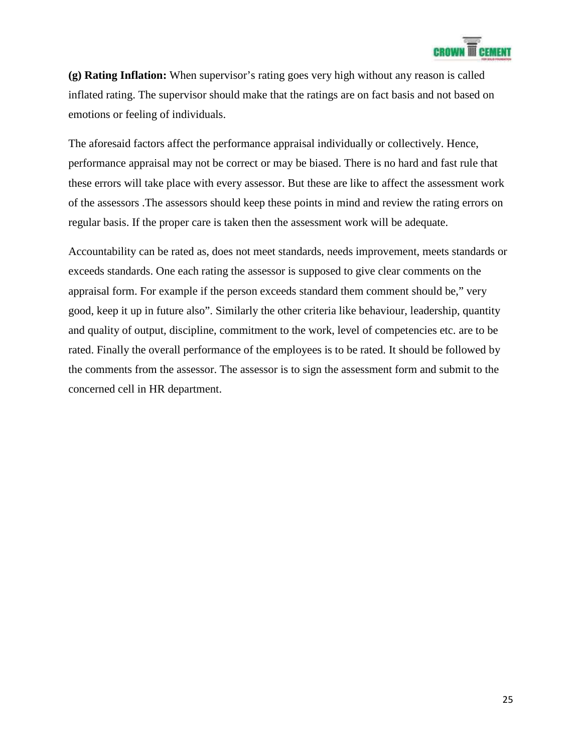**(g) Rating Inflation:** When supervisor's rating goes very high without any reason is called inflated rating. The supervisor should make that the ratings are on fact basis and not based on emotions or feeling of individuals.

The aforesaid factors affect the performance appraisal individually or collectively. Hence, performance appraisal may not be correct or may be biased. There is no hard and fast rule that these errors will take place with every assessor. But these are like to affect the assessment work of the assessors .The assessors should keep these points in mind and review the rating errors on regular basis. If the proper care is taken then the assessment work will be adequate.

Accountability can be rated as, does not meet standards, needs improvement, meets standards or exceeds standards. One each rating the assessor is supposed to give clear comments on the appraisal form. For example if the person exceeds standard them comment should be," very good, keep it up in future also". Similarly the other criteria like behaviour, leadership, quantity and quality of output, discipline, commitment to the work, level of competencies etc. are to be rated. Finally the overall performance of the employees is to be rated. It should be followed by the comments from the assessor. The assessor is to sign the assessment form and submit to the concerned cell in HR department.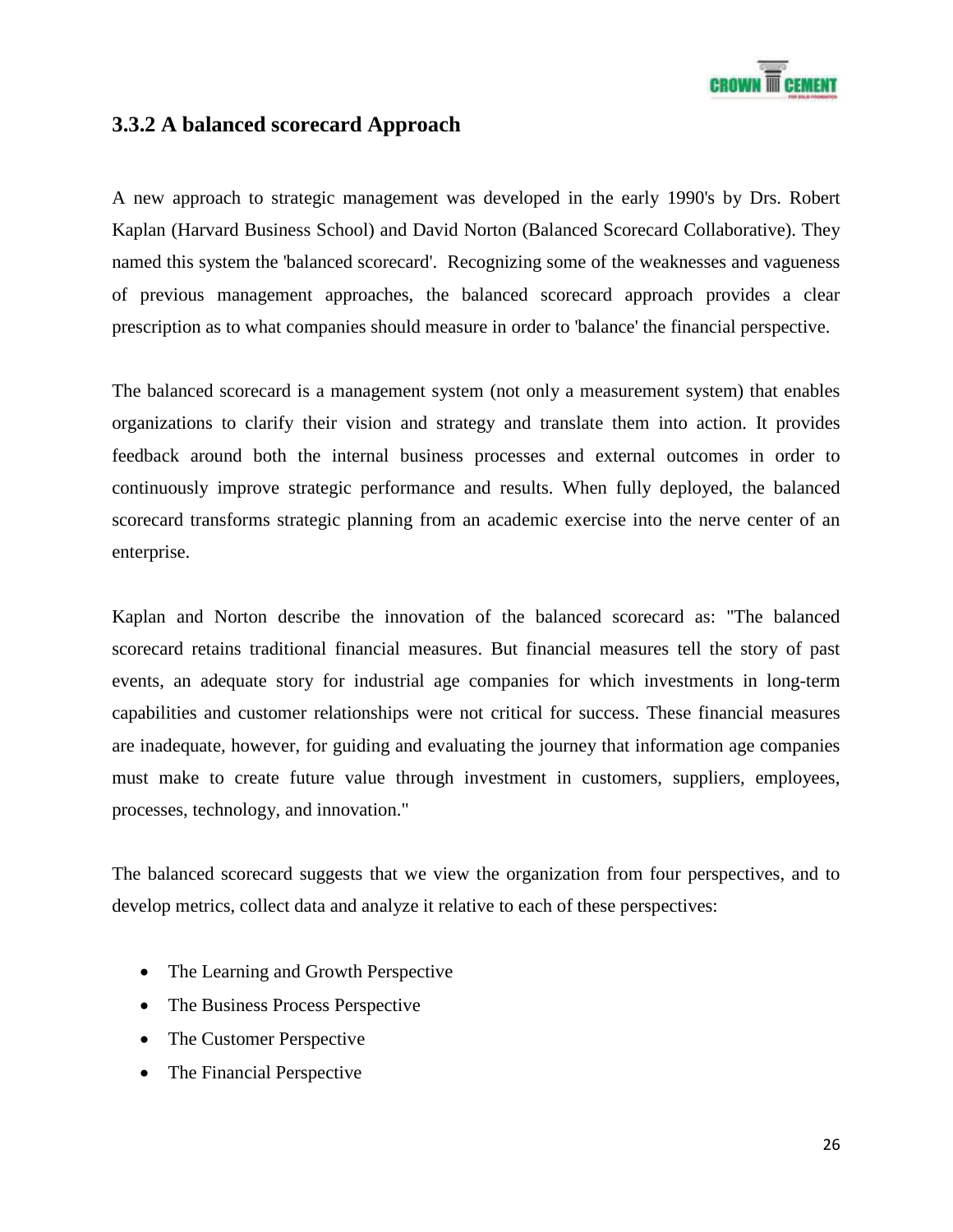### 3.3.2 A balanced scorecard Approach

A new approach to strategic management was developed in the early 1990's by Drs. Robert Kaplan (Harvard Business School) and David Norton (Balanced Scorecard Collaborative). They named this system the 'balanced scorecard'. Recognizing some of the weaknesses and vagueness of previous management approaches, the balanced scorecard approach provides a clear prescription as to what companies should measure in order to 'balance' the financial perspective.

The balanced scorecard is a management system (not only a measurement system) that enables organizations to clarify their vision and strategy and translate them into action. It provides feedback around both the internal business processes and external outcomes in order to continuously improve strategic performance and results. When fully deployed, the balanced scorecard transforms strategic planning from an academic exercise into the nerve center of an enterprise.

Kaplan and Norton describe the innovation of the balanced scorecard as: "The balanced scorecard retains traditional financial measures. But financial measures tell the story of past events, an adequate story for industrial age companies for which investments in long-term capabilities and customer relationships were not critical for success. These financial measures are inadequate, however, for guiding and evaluating the journey that information age companies must make to create future value through investment in customers, suppliers, employees, processes, technology, and innovation."

The balanced scorecard suggests that we view the organization from four perspectives, and to develop metrics, collect data and analyze it relative to each of these perspectives:

- The Learning and Growth Perspective
- The Business Process Perspective
- The Customer Perspective
- The Financial Perspective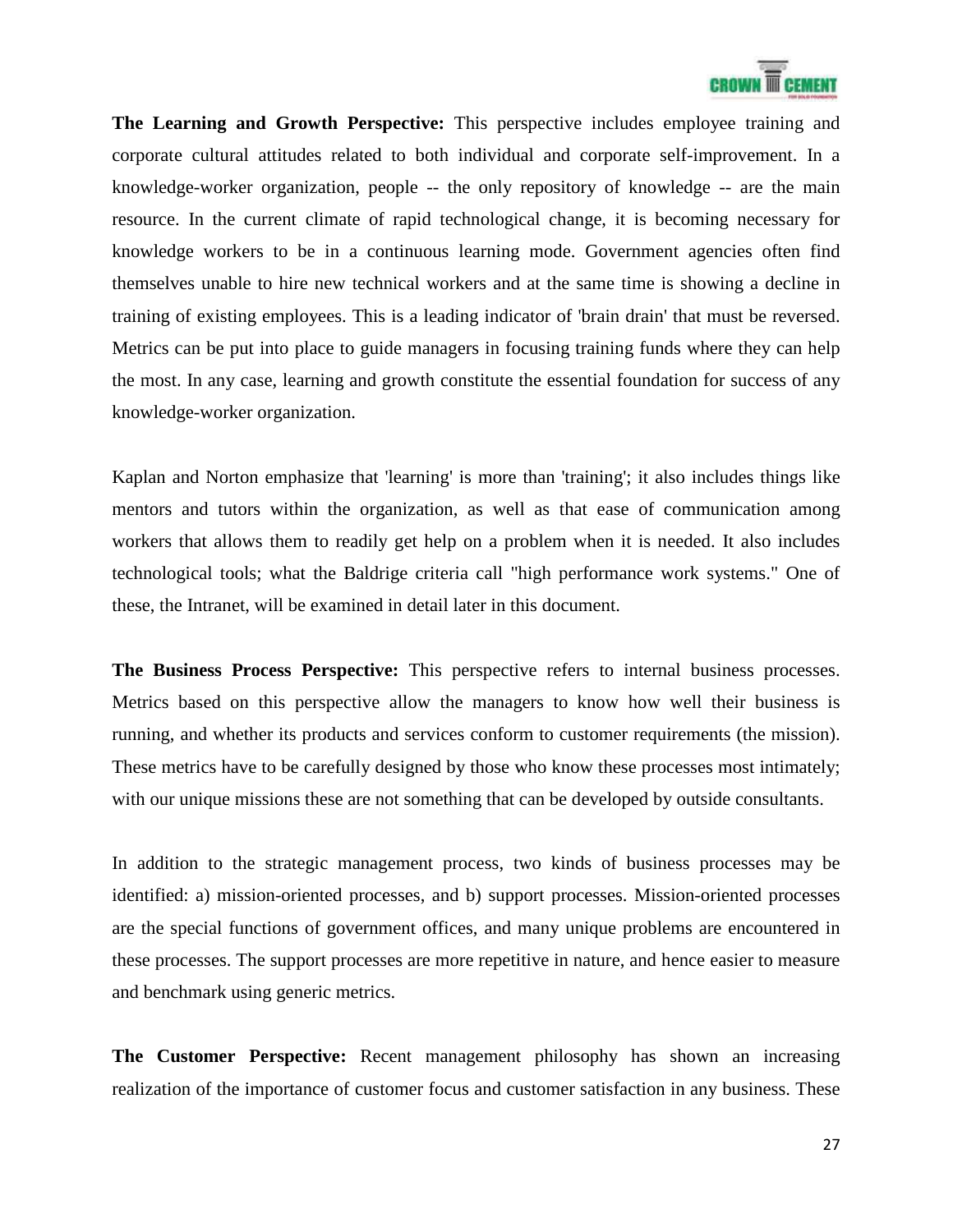**The Learning and Growth Perspective:** This perspective includes employee training and corporate cultural attitudes related to both individual and corporate self-improvement. In a knowledge-worker organization, people -- the only repository of knowledge -- are the main resource. In the current climate of rapid technological change, it is becoming necessary for knowledge workers to be in a continuous learning mode. Government agencies often find themselves unable to hire new technical workers and at the same time is showing a decline in training of existing employees. This is a leading indicator of 'brain drain' that must be reversed. Metrics can be put into place to guide managers in focusing training funds where they can help the most. In any case, learning and growth constitute the essential foundation for success of any knowledge-worker organization.

Kaplan and Norton emphasize that 'learning' is more than 'training'; it also includes things like mentors and tutors within the organization, as well as that ease of communication among workers that allows them to readily get help on a problem when it is needed. It also includes technological tools; what the Baldrige criteria call "high performance work systems." One of these, the Intranet, will be examined in detail later in this document.

**The Business Process Perspective:** This perspective refers to internal business processes. Metrics based on this perspective allow the managers to know how well their business is running, and whether its products and services conform to customer requirements (the mission). These metrics have to be carefully designed by those who know these processes most intimately; with our unique missions these are not something that can be developed by outside consultants.

In addition to the strategic management process, two kinds of business processes may be identified: a) mission-oriented processes, and b) support processes. Mission-oriented processes are the special functions of government offices, and many unique problems are encountered in these processes. The support processes are more repetitive in nature, and hence easier to measure and benchmark using generic metrics.

**The Customer Perspective:** Recent management philosophy has shown an increasing realization of the importance of customer focus and customer satisfaction in any business. These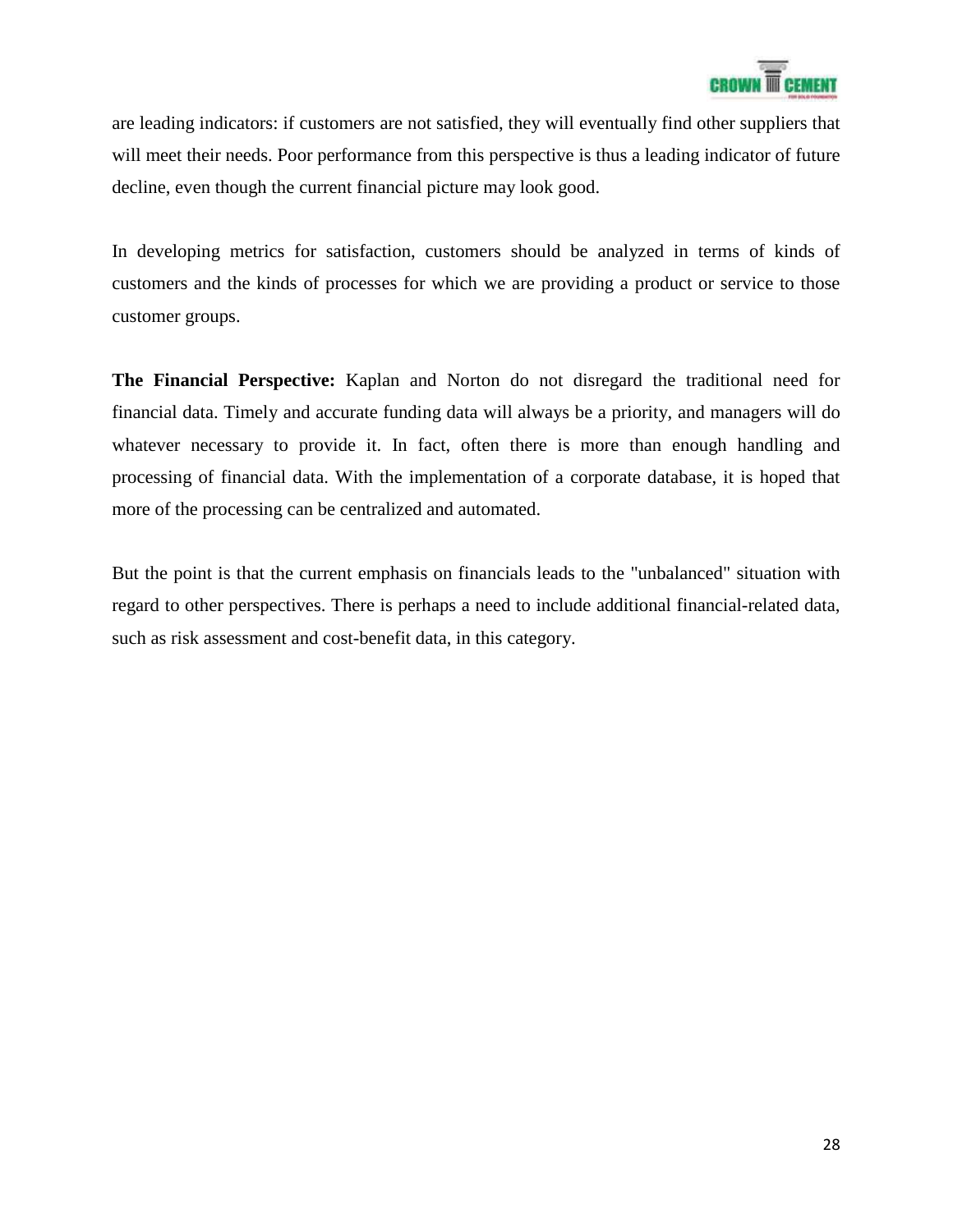are leading indicators: if customers are not satisfied, they will eventually find other suppliers that will meet their needs. Poor performance from this perspective is thus a leading indicator of future decline, even though the current financial picture may look good.

In developing metrics for satisfaction, customers should be analyzed in terms of kinds of customers and the kinds of processes for which we are providing a product or service to those customer groups.

**The Financial Perspective:** Kaplan and Norton do not disregard the traditional need for financial data. Timely and accurate funding data will always be a priority, and managers will do whatever necessary to provide it. In fact, often there is more than enough handling and processing of financial data. With the implementation of a corporate database, it is hoped that more of the processing can be centralized and automated.

But the point is that the current emphasis on financials leads to the "unbalanced" situation with regard to other perspectives. There is perhaps a need to include additional financial-related data, such as risk assessment and cost-benefit data, in this category.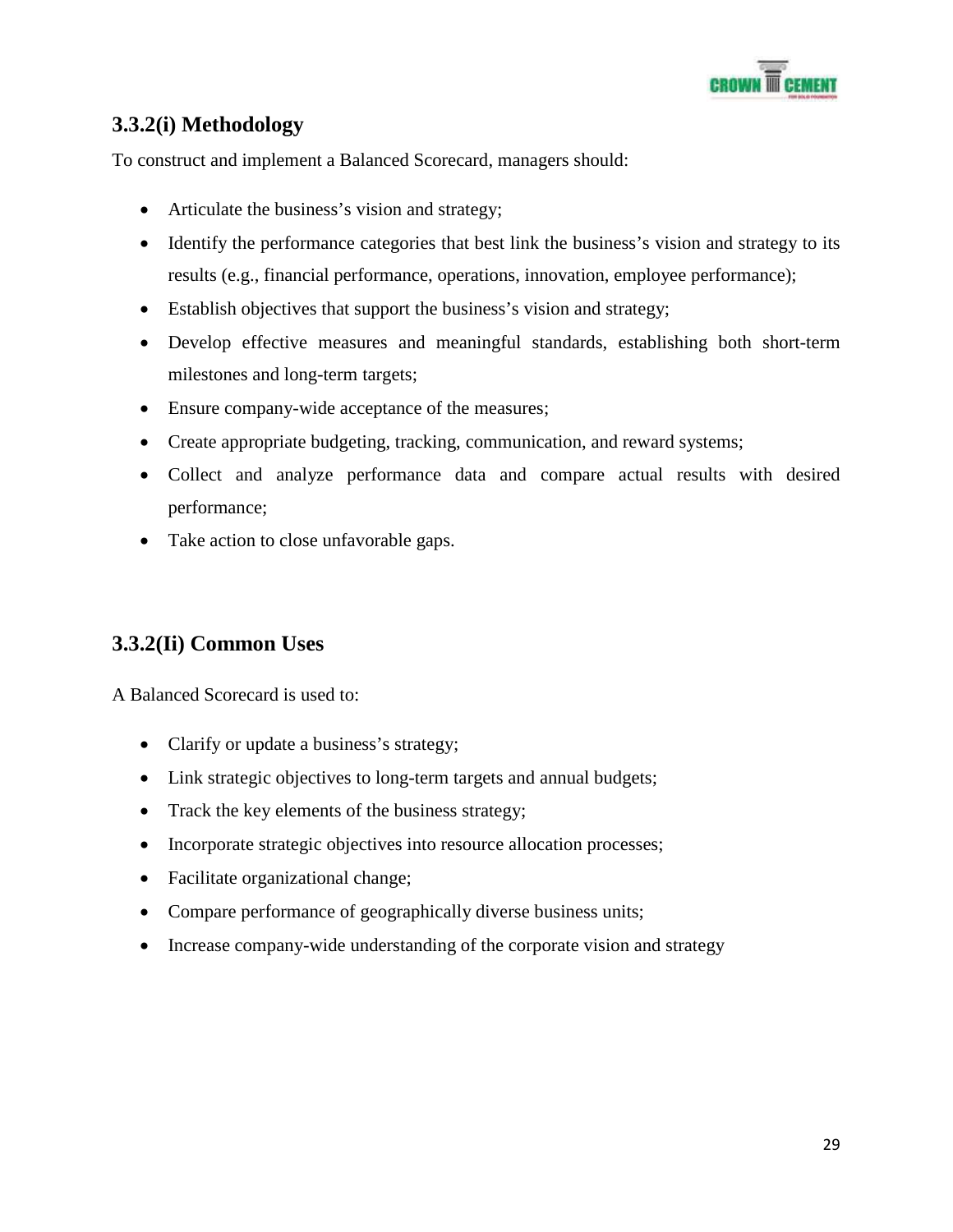### 3.3.2(i) Methodology

To construct and implement a Balanced Scorecard, managers should:

- Articulate the business's vision and strategy;
- Identify the performance categories that best link the business's vision and strategy to its results (e.g., financial performance, operations, innovation, employee performance);
- Establish objectives that support the business's vision and strategy;
- Develop effective measures and meaningful standards, establishing both short-term milestones and long-term targets;
- Ensure company-wide acceptance of the measures;
- Create appropriate budgeting, tracking, communication, and reward systems;
- Collect and analyze performance data and compare actual results with desired performance;
- Take action to close unfavorable gaps.

### 3.3.2(Ii) Common Uses

A Balanced Scorecard is used to:

- Clarify or update a business's strategy;
- Link strategic objectives to long-term targets and annual budgets;
- Track the key elements of the business strategy;
- Incorporate strategic objectives into resource allocation processes;
- Facilitate organizational change;
- Compare performance of geographically diverse business units;
- Increase company-wide understanding of the corporate vision and strategy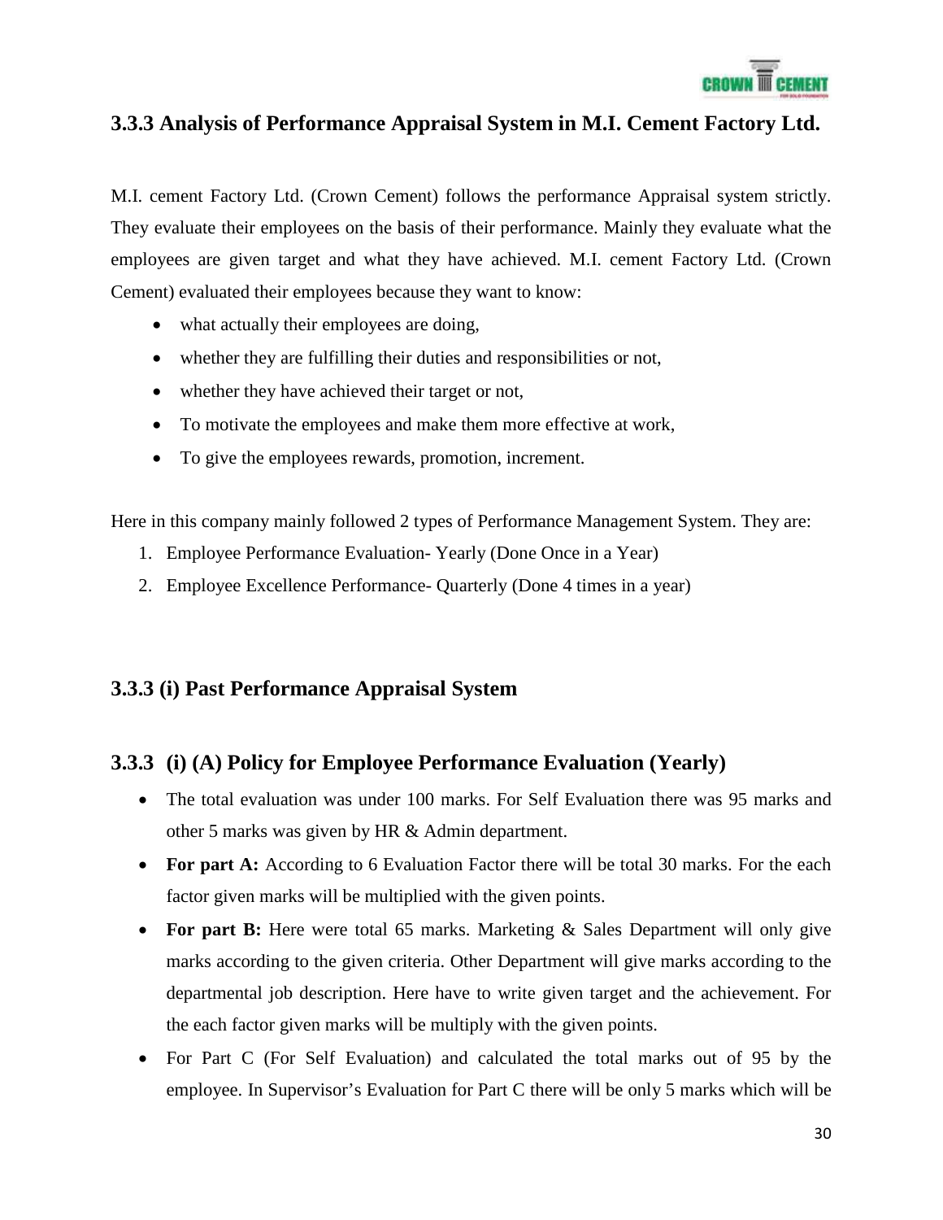### 3.3.3 Analysis of Performance Appraisal System in M.I. Cement Factory Ltd.

M.I. cement Factory Ltd. (Crown Cement) follows the performance Appraisal system strictly. They evaluate their employees on the basis of their performance. Mainly they evaluate what the employees are given target and what they have achieved. M.I. cement Factory Ltd. (Crown Cement) evaluated their employees because they want to know:

- what actually their employees are doing,
- whether they are fulfilling their duties and responsibilities or not,
- whether they have achieved their target or not,
- To motivate the employees and make them more effective at work,
- To give the employees rewards, promotion, increment.

Here in this company mainly followed 2 types of Performance Management System. They are:

1. Employee Performance Evaluation- Yearly (Done Once in a Year)
2. Employee Excellence Performance- Quarterly (Done 4 times in a year)

### 3.3.3 (i) Past Performance Appraisal System

### 3.3.3 (i) (A) Policy for Employee Performance Evaluation (Yearly)

- The total evaluation was under 100 marks. For Self Evaluation there was 95 marks and other 5 marks was given by HR & Admin department.
- **For part A:** According to 6 Evaluation Factor there will be total 30 marks. For the each factor given marks will be multiplied with the given points.
- **For part B:** Here were total 65 marks. Marketing & Sales Department will only give marks according to the given criteria. Other Department will give marks according to the departmental job description. Here have to write given target and the achievement. For the each factor given marks will be multiply with the given points.
- For Part C (For Self Evaluation) and calculated the total marks out of 95 by the employee. In Supervisor's Evaluation for Part C there will be only 5 marks which will be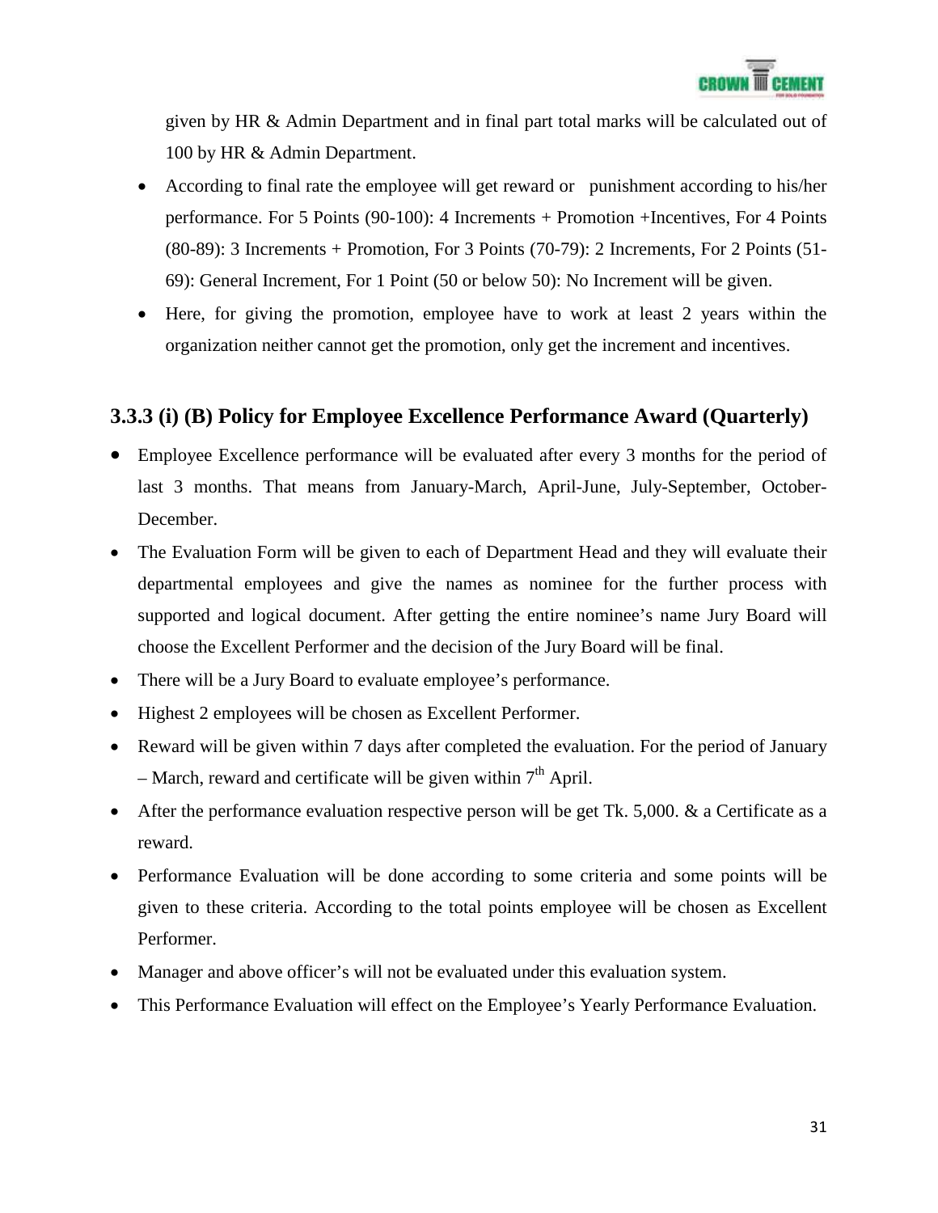given by HR & Admin Department and in final part total marks will be calculated out of 100 by HR & Admin Department.

- According to final rate the employee will get reward or punishment according to his/her performance. For 5 Points (90-100): 4 Increments + Promotion +Incentives, For 4 Points (80-89): 3 Increments + Promotion, For 3 Points (70-79): 2 Increments, For 2 Points (51-69): General Increment, For 1 Point (50 or below 50): No Increment will be given.
- Here, for giving the promotion, employee have to work at least 2 years within the organization neither cannot get the promotion, only get the increment and incentives.

### 3.3.3 (i) (B) Policy for Employee Excellence Performance Award (Quarterly)

- Employee Excellence performance will be evaluated after every 3 months for the period of last 3 months. That means from January-March, April-June, July-September, October-December.
- The Evaluation Form will be given to each of Department Head and they will evaluate their departmental employees and give the names as nominee for the further process with supported and logical document. After getting the entire nominee's name Jury Board will choose the Excellent Performer and the decision of the Jury Board will be final.
- There will be a Jury Board to evaluate employee's performance.
- Highest 2 employees will be chosen as Excellent Performer.
- Reward will be given within 7 days after completed the evaluation. For the period of January – March, reward and certificate will be given within 7th April.
- After the performance evaluation respective person will be get Tk. 5,000. & a Certificate as a reward.
- Performance Evaluation will be done according to some criteria and some points will be given to these criteria. According to the total points employee will be chosen as Excellent Performer.
- Manager and above officer's will not be evaluated under this evaluation system.
- This Performance Evaluation will effect on the Employee's Yearly Performance Evaluation.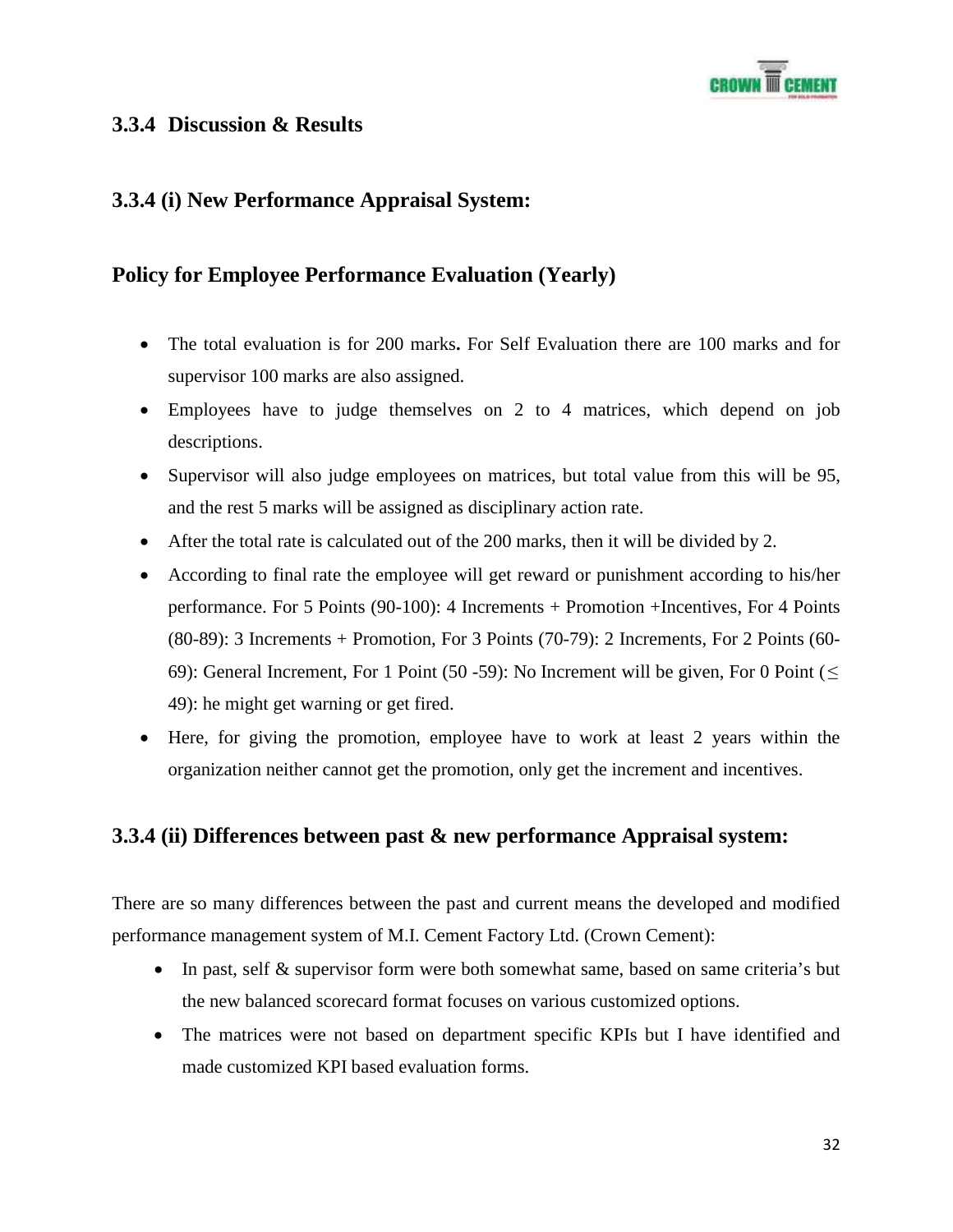### 3.3.4 Discussion & Results

### 3.3.4 (i) New Performance Appraisal System:

### Policy for Employee Performance Evaluation (Yearly)

- The total evaluation is for 200 marks**.** For Self Evaluation there are 100 marks and for supervisor 100 marks are also assigned.
- Employees have to judge themselves on 2 to 4 matrices, which depend on job descriptions.
- Supervisor will also judge employees on matrices, but total value from this will be 95, and the rest 5 marks will be assigned as disciplinary action rate.
- After the total rate is calculated out of the 200 marks, then it will be divided by 2.
- According to final rate the employee will get reward or punishment according to his/her performance. For 5 Points (90-100): 4 Increments + Promotion +Incentives, For 4 Points (80-89): 3 Increments + Promotion, For 3 Points (70-79): 2 Increments, For 2 Points (60-69): General Increment, For 1 Point (50 -59): No Increment will be given, For 0 Point ($\leq$ 49): he might get warning or get fired.
- Here, for giving the promotion, employee have to work at least 2 years within the organization neither cannot get the promotion, only get the increment and incentives.

### 3.3.4 (ii) Differences between past & new performance Appraisal system:

There are so many differences between the past and current means the developed and modified performance management system of M.I. Cement Factory Ltd. (Crown Cement):

- In past, self & supervisor form were both somewhat same, based on same criteria's but the new balanced scorecard format focuses on various customized options.
- The matrices were not based on department specific KPIs but I have identified and made customized KPI based evaluation forms.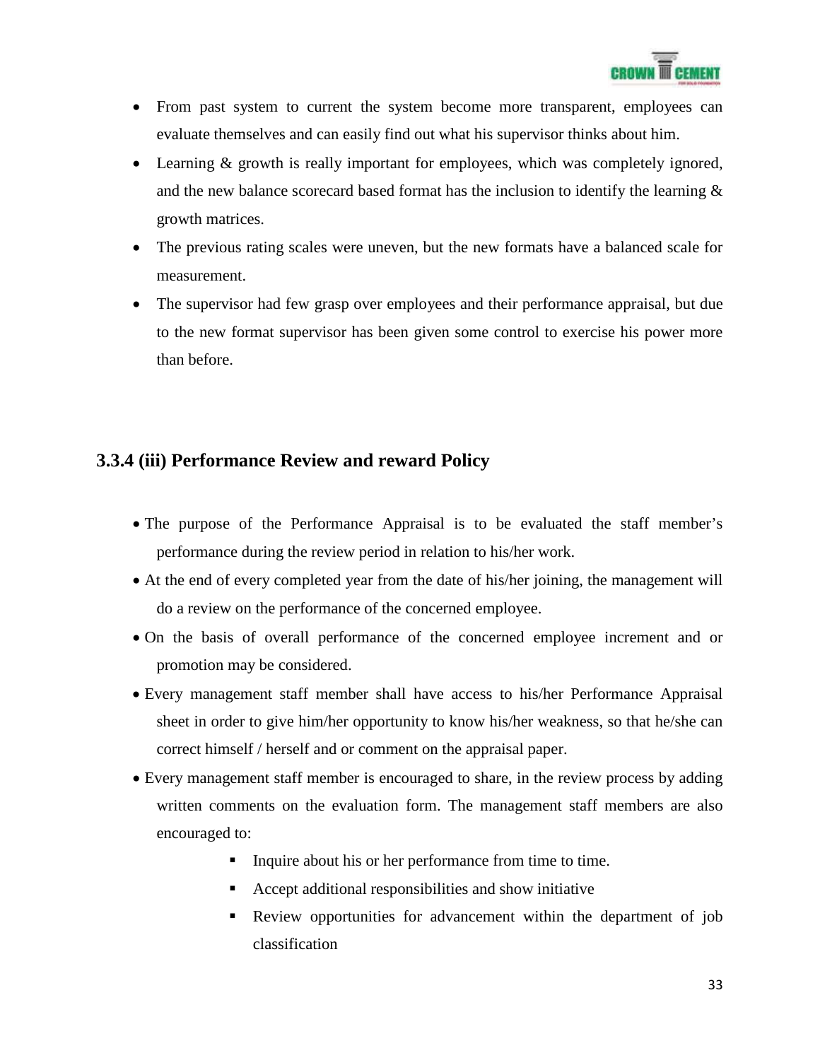- From past system to current the system become more transparent, employees can evaluate themselves and can easily find out what his supervisor thinks about him.
- Learning & growth is really important for employees, which was completely ignored, and the new balance scorecard based format has the inclusion to identify the learning & growth matrices.
- The previous rating scales were uneven, but the new formats have a balanced scale for measurement.
- The supervisor had few grasp over employees and their performance appraisal, but due to the new format supervisor has been given some control to exercise his power more than before.

### 3.3.4 (iii) Performance Review and reward Policy

- The purpose of the Performance Appraisal is to be evaluated the staff member's performance during the review period in relation to his/her work.
- At the end of every completed year from the date of his/her joining, the management will do a review on the performance of the concerned employee.
- On the basis of overall performance of the concerned employee increment and or promotion may be considered.
- Every management staff member shall have access to his/her Performance Appraisal sheet in order to give him/her opportunity to know his/her weakness, so that he/she can correct himself / herself and or comment on the appraisal paper.
- Every management staff member is encouraged to share, in the review process by adding written comments on the evaluation form. The management staff members are also encouraged to:
    - Inquire about his or her performance from time to time.
    - Accept additional responsibilities and show initiative
    - Review opportunities for advancement within the department of job classification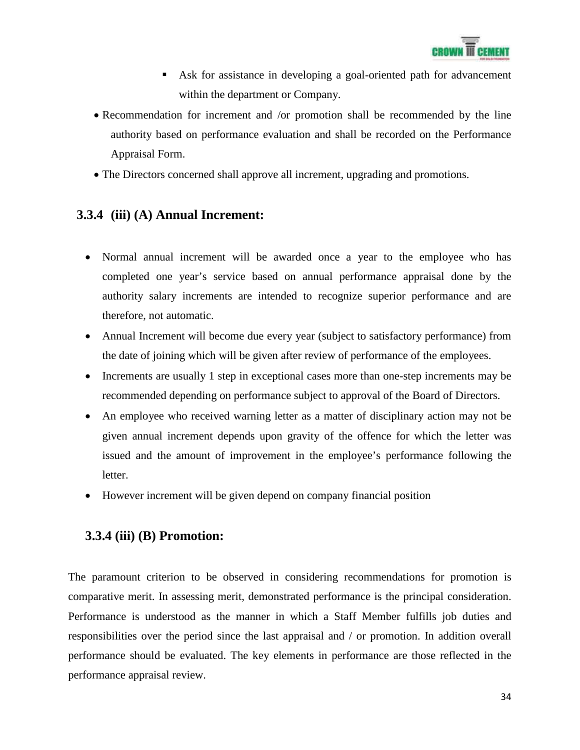- Ask for assistance in developing a goal-oriented path for advancement within the department or Company.

- Recommendation for increment and /or promotion shall be recommended by the line authority based on performance evaluation and shall be recorded on the Performance Appraisal Form.
- The Directors concerned shall approve all increment, upgrading and promotions.

### 3.3.4 (iii) (A) Annual Increment:

- Normal annual increment will be awarded once a year to the employee who has completed one year's service based on annual performance appraisal done by the authority salary increments are intended to recognize superior performance and are therefore, not automatic.
- Annual Increment will become due every year (subject to satisfactory performance) from the date of joining which will be given after review of performance of the employees.
- Increments are usually 1 step in exceptional cases more than one-step increments may be recommended depending on performance subject to approval of the Board of Directors.
- An employee who received warning letter as a matter of disciplinary action may not be given annual increment depends upon gravity of the offence for which the letter was issued and the amount of improvement in the employee's performance following the letter.
- However increment will be given depend on company financial position

### 3.3.4 (iii) (B) Promotion:

The paramount criterion to be observed in considering recommendations for promotion is comparative merit. In assessing merit, demonstrated performance is the principal consideration. Performance is understood as the manner in which a Staff Member fulfills job duties and responsibilities over the period since the last appraisal and / or promotion. In addition overall performance should be evaluated. The key elements in performance are those reflected in the performance appraisal review.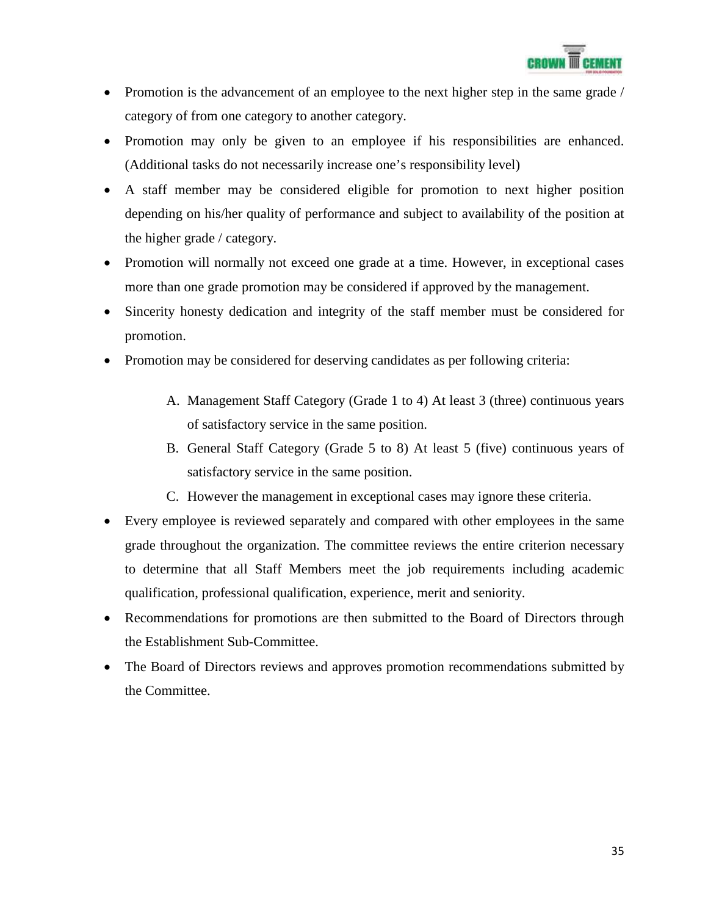- Promotion is the advancement of an employee to the next higher step in the same grade / category of from one category to another category.
- Promotion may only be given to an employee if his responsibilities are enhanced. (Additional tasks do not necessarily increase one's responsibility level)
- A staff member may be considered eligible for promotion to next higher position depending on his/her quality of performance and subject to availability of the position at the higher grade / category.
- Promotion will normally not exceed one grade at a time. However, in exceptional cases more than one grade promotion may be considered if approved by the management.
- Sincerity honesty dedication and integrity of the staff member must be considered for promotion.
- Promotion may be considered for deserving candidates as per following criteria:

    A. Management Staff Category (Grade 1 to 4) At least 3 (three) continuous years of satisfactory service in the same position.
    B. General Staff Category (Grade 5 to 8) At least 5 (five) continuous years of satisfactory service in the same position.
    C. However the management in exceptional cases may ignore these criteria.

- Every employee is reviewed separately and compared with other employees in the same grade throughout the organization. The committee reviews the entire criterion necessary to determine that all Staff Members meet the job requirements including academic qualification, professional qualification, experience, merit and seniority.
- Recommendations for promotions are then submitted to the Board of Directors through the Establishment Sub-Committee.
- The Board of Directors reviews and approves promotion recommendations submitted by the Committee.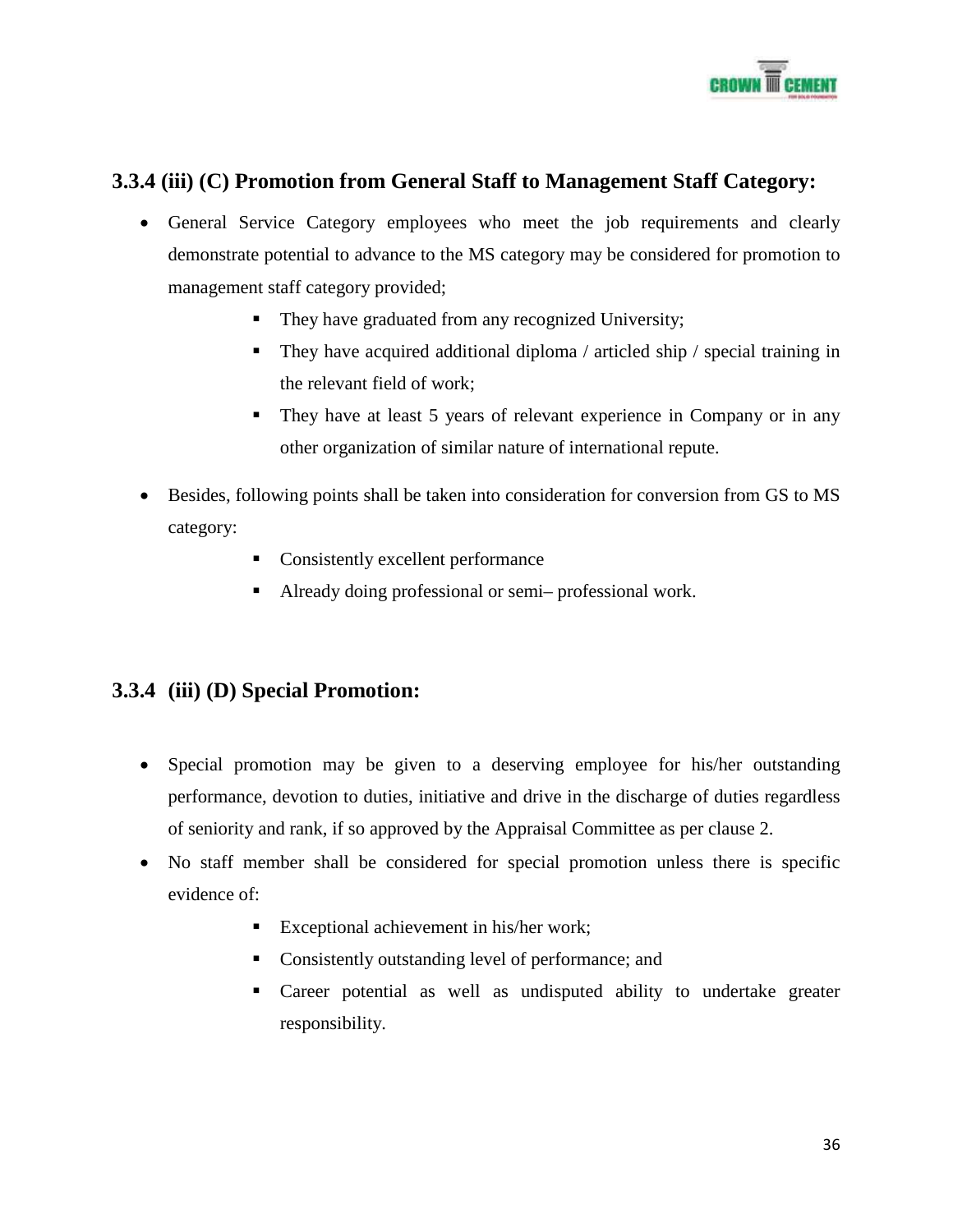### 3.3.4 (iii) (C) Promotion from General Staff to Management Staff Category:

- General Service Category employees who meet the job requirements and clearly demonstrate potential to advance to the MS category may be considered for promotion to management staff category provided;
  - They have graduated from any recognized University;
  - They have acquired additional diploma / articled ship / special training in the relevant field of work;
  - They have at least 5 years of relevant experience in Company or in any other organization of similar nature of international repute.
- Besides, following points shall be taken into consideration for conversion from GS to MS category:
  - Consistently excellent performance
  - Already doing professional or semi– professional work.

### 3.3.4 (iii) (D) Special Promotion:

- Special promotion may be given to a deserving employee for his/her outstanding performance, devotion to duties, initiative and drive in the discharge of duties regardless of seniority and rank, if so approved by the Appraisal Committee as per clause 2.
- No staff member shall be considered for special promotion unless there is specific evidence of:
  - Exceptional achievement in his/her work;
  - Consistently outstanding level of performance; and
  - Career potential as well as undisputed ability to undertake greater responsibility.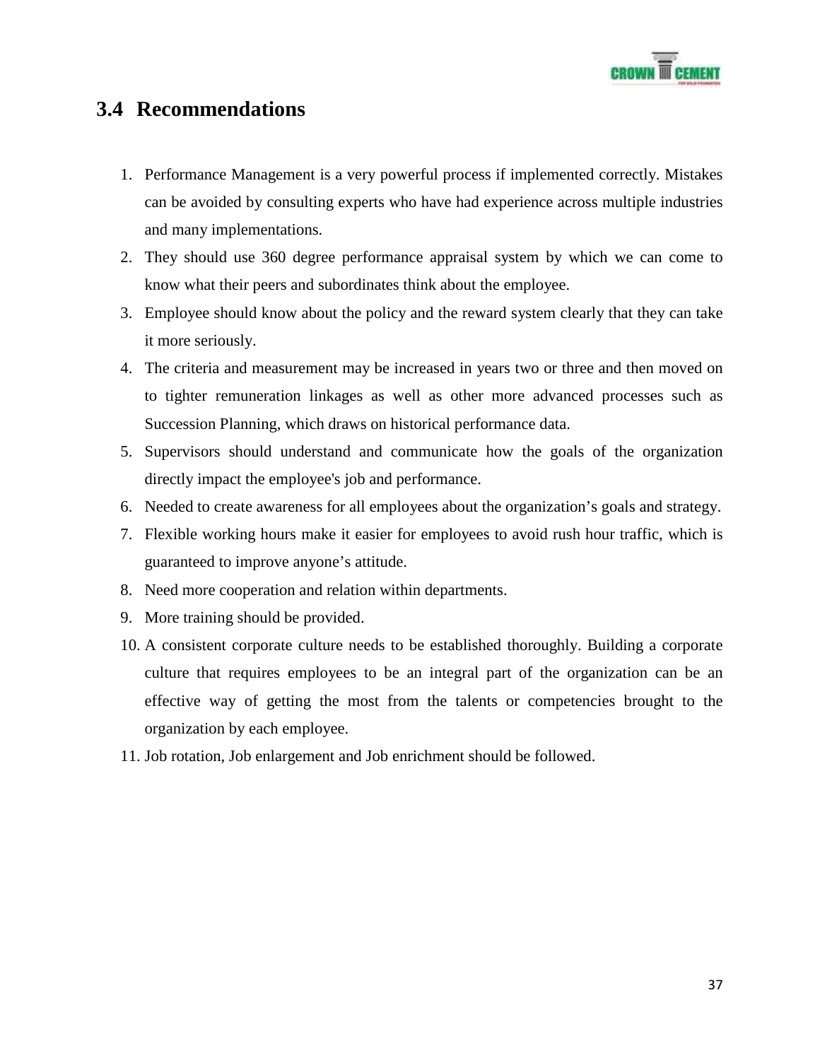## 3.4 Recommendations

1. Performance Management is a very powerful process if implemented correctly. Mistakes can be avoided by consulting experts who have had experience across multiple industries and many implementations.
2. They should use 360 degree performance appraisal system by which we can come to know what their peers and subordinates think about the employee.
3. Employee should know about the policy and the reward system clearly that they can take it more seriously.
4. The criteria and measurement may be increased in years two or three and then moved on to tighter remuneration linkages as well as other more advanced processes such as Succession Planning, which draws on historical performance data.
5. Supervisors should understand and communicate how the goals of the organization directly impact the employee's job and performance.
6. Needed to create awareness for all employees about the organization's goals and strategy.
7. Flexible working hours make it easier for employees to avoid rush hour traffic, which is guaranteed to improve anyone's attitude.
8. Need more cooperation and relation within departments.
9. More training should be provided.
10. A consistent corporate culture needs to be established thoroughly. Building a corporate culture that requires employees to be an integral part of the organization can be an effective way of getting the most from the talents or competencies brought to the organization by each employee.
11. Job rotation, Job enlargement and Job enrichment should be followed.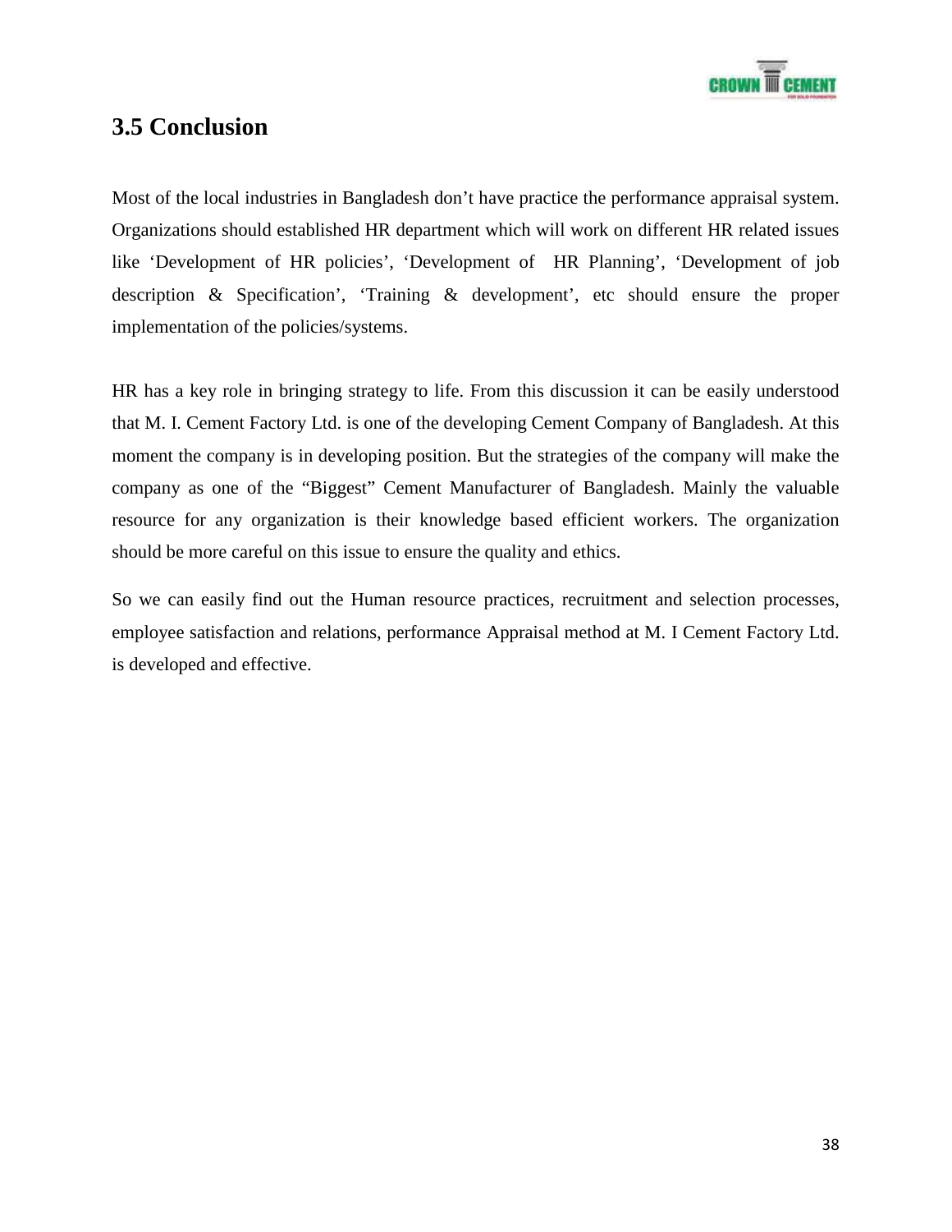## 3.5 Conclusion

Most of the local industries in Bangladesh don't have practice the performance appraisal system. Organizations should established HR department which will work on different HR related issues like 'Development of HR policies', 'Development of HR Planning', 'Development of job description & Specification', 'Training & development', etc should ensure the proper implementation of the policies/systems.

HR has a key role in bringing strategy to life. From this discussion it can be easily understood that M. I. Cement Factory Ltd. is one of the developing Cement Company of Bangladesh. At this moment the company is in developing position. But the strategies of the company will make the company as one of the "Biggest" Cement Manufacturer of Bangladesh. Mainly the valuable resource for any organization is their knowledge based efficient workers. The organization should be more careful on this issue to ensure the quality and ethics.

So we can easily find out the Human resource practices, recruitment and selection processes, employee satisfaction and relations, performance Appraisal method at M. I Cement Factory Ltd. is developed and effective.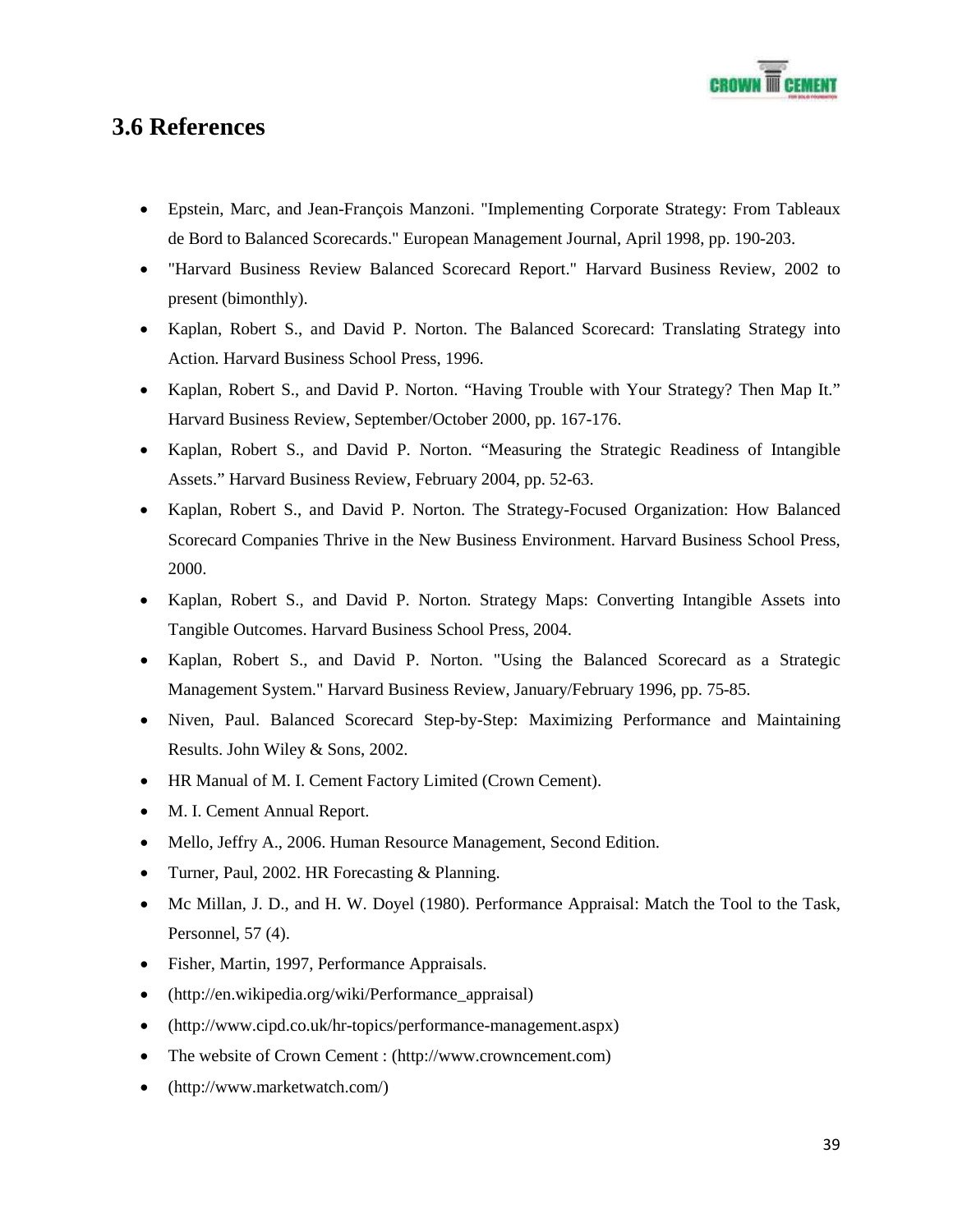## 3.6 References

- Epstein, Marc, and Jean-François Manzoni. "Implementing Corporate Strategy: From Tableaux de Bord to Balanced Scorecards." European Management Journal, April 1998, pp. 190-203.
- "Harvard Business Review Balanced Scorecard Report." Harvard Business Review, 2002 to present (bimonthly).
- Kaplan, Robert S., and David P. Norton. The Balanced Scorecard: Translating Strategy into Action. Harvard Business School Press, 1996.
- Kaplan, Robert S., and David P. Norton. "Having Trouble with Your Strategy? Then Map It." Harvard Business Review, September/October 2000, pp. 167-176.
- Kaplan, Robert S., and David P. Norton. "Measuring the Strategic Readiness of Intangible Assets." Harvard Business Review, February 2004, pp. 52-63.
- Kaplan, Robert S., and David P. Norton. The Strategy-Focused Organization: How Balanced Scorecard Companies Thrive in the New Business Environment. Harvard Business School Press, 2000.
- Kaplan, Robert S., and David P. Norton. Strategy Maps: Converting Intangible Assets into Tangible Outcomes. Harvard Business School Press, 2004.
- Kaplan, Robert S., and David P. Norton. "Using the Balanced Scorecard as a Strategic Management System." Harvard Business Review, January/February 1996, pp. 75-85.
- Niven, Paul. Balanced Scorecard Step-by-Step: Maximizing Performance and Maintaining Results. John Wiley & Sons, 2002.
- HR Manual of M. I. Cement Factory Limited (Crown Cement).
- M. I. Cement Annual Report.
- Mello, Jeffry A., 2006. Human Resource Management, Second Edition.
- Turner, Paul, 2002. HR Forecasting & Planning.
- Mc Millan, J. D., and H. W. Doyel (1980). Performance Appraisal: Match the Tool to the Task, Personnel, 57 (4).
- Fisher, Martin, 1997, Performance Appraisals.
- (http://en.wikipedia.org/wiki/Performance_appraisal)
- (http://www.cipd.co.uk/hr-topics/performance-management.aspx)
- The website of Crown Cement : (http://www.crowncement.com)
- (http://www.marketwatch.com/)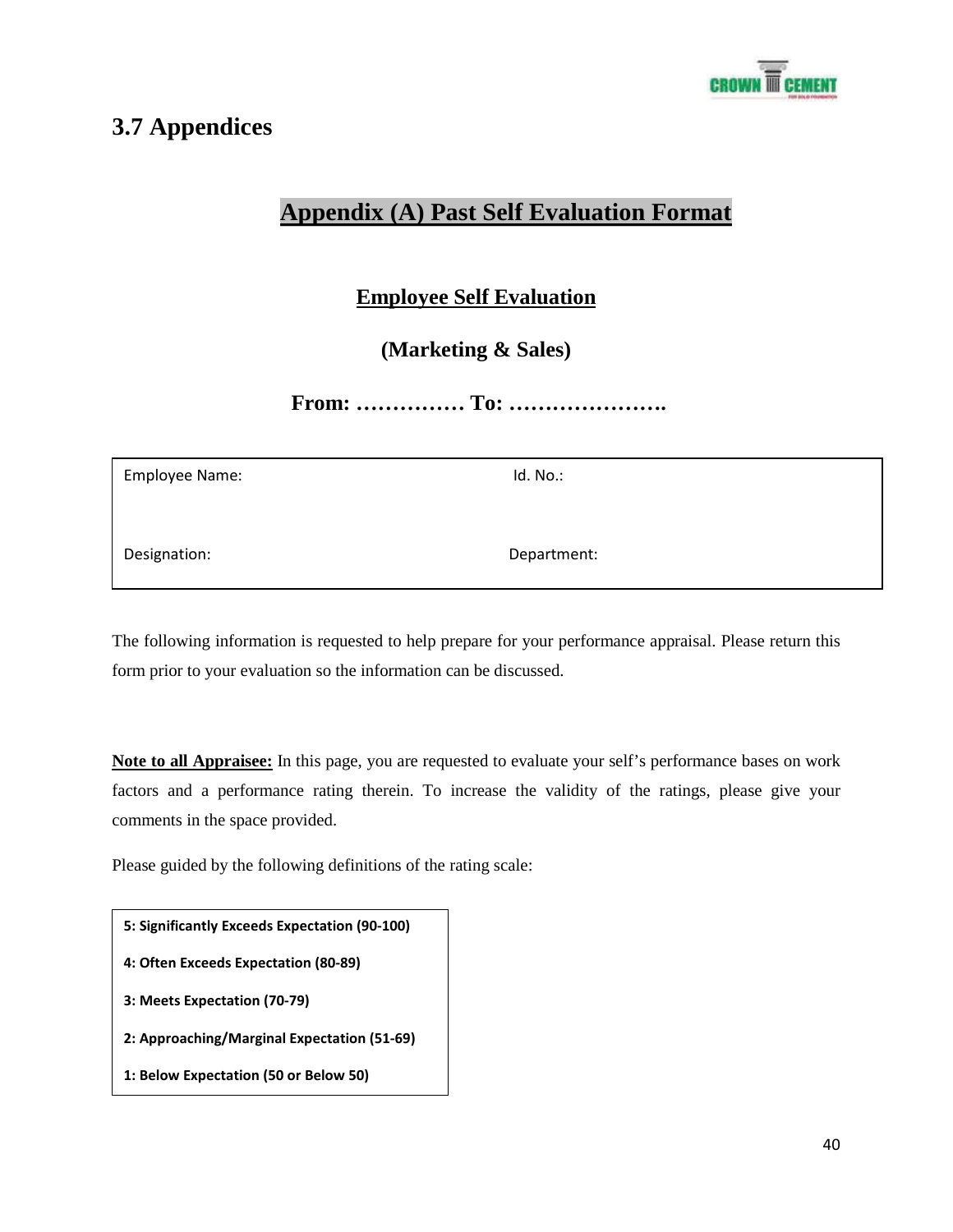## 3.7 Appendices

# Appendix (A) Past Self Evaluation Format

### Employee Self Evaluation

### (Marketing & Sales)

### From: …………… To: ………………….

| Employee Name: | Id. No.: |
|---|---|
| Designation: | Department: |

The following information is requested to help prepare for your performance appraisal. Please return this form prior to your evaluation so the information can be discussed.

**Note to all Appraisee:** In this page, you are requested to evaluate your self's performance bases on work factors and a performance rating therein. To increase the validity of the ratings, please give your comments in the space provided.

Please guided by the following definitions of the rating scale:

| **5: Significantly Exceeds Expectation (90-100)** |
|---|
| **4: Often Exceeds Expectation (80-89)** |
| **3: Meets Expectation (70-79)** |
| **2: Approaching/Marginal Expectation (51-69)** |
| **1: Below Expectation (50 or Below 50)** |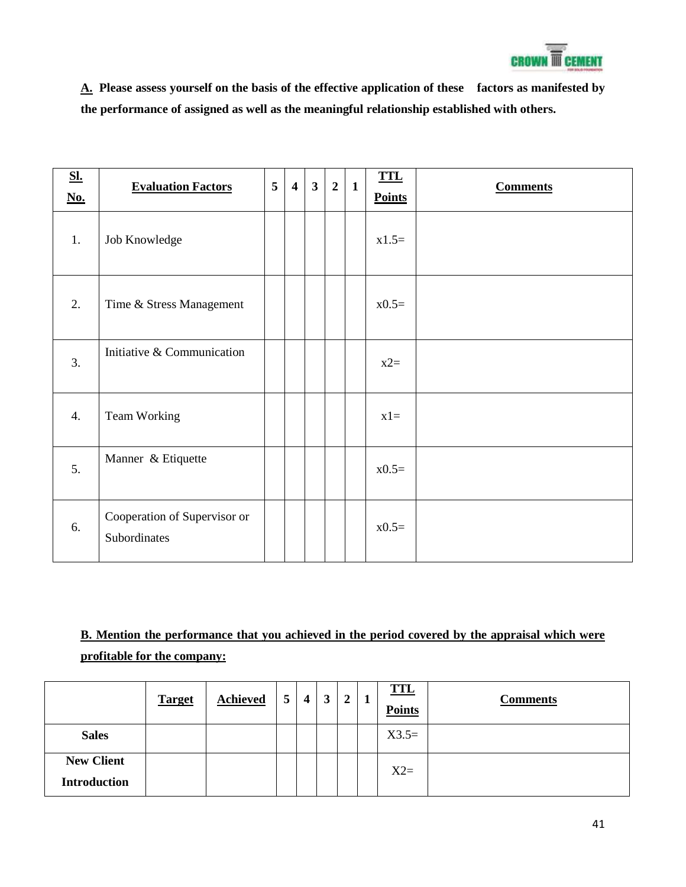**A. Please assess yourself on the basis of the effective application of these factors as manifested by the performance of assigned as well as the meaningful relationship established with others.**

| Sl. No. | Evaluation Factors | 5 | 4 | 3 | 2 | 1 | TTL Points | Comments |
|---|---|---|---|---|---|---|---|---|
| 1. | Job Knowledge | | | | | | x1.5= | |
| 2. | Time & Stress Management | | | | | | x0.5= | |
| 3. | Initiative & Communication | | | | | | x2= | |
| 4. | Team Working | | | | | | x1= | |
| 5. | Manner & Etiquette | | | | | | x0.5= | |
| 6. | Cooperation of Supervisor or Subordinates | | | | | | x0.5= | |

**B. Mention the performance that you achieved in the period covered by the appraisal which were profitable for the company:**

| | Target | Achieved | 5 | 4 | 3 | 2 | 1 | TTL Points | Comments |
|---|---|---|---|---|---|---|---|---|---|
| **Sales** | | | | | | | | X3.5= | |
| **New Client Introduction** | | | | | | | | X2= | |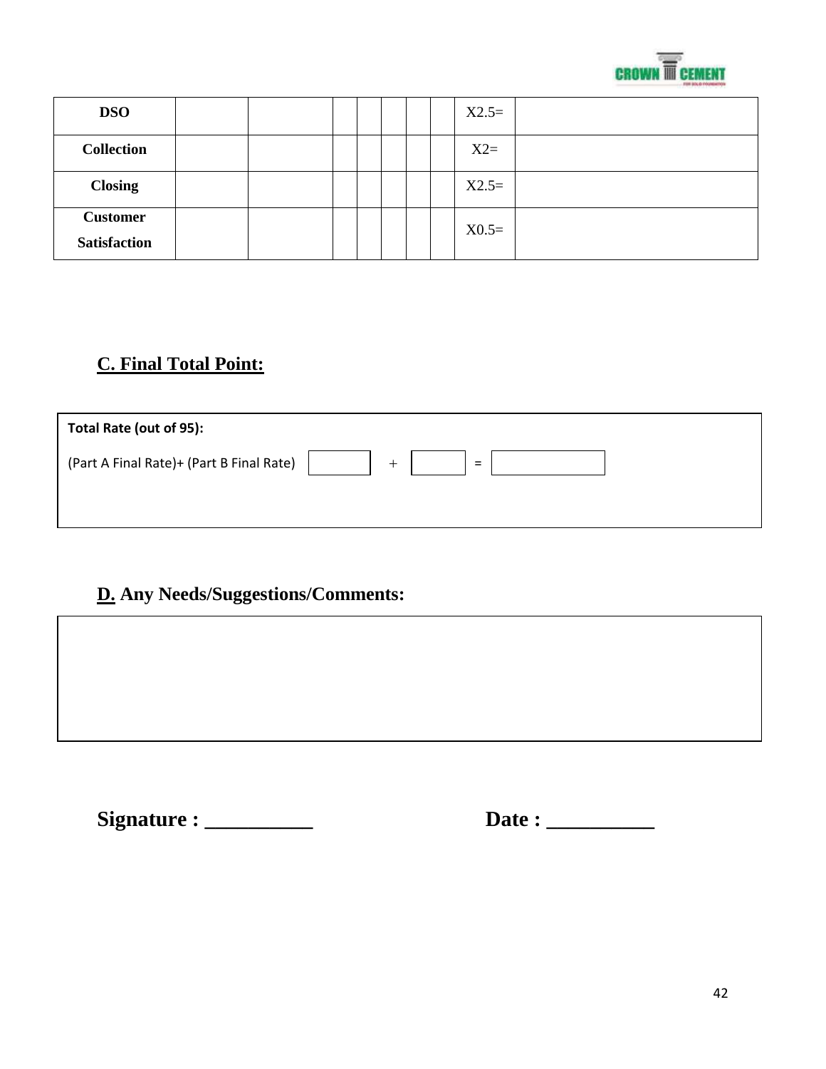| DSO | | | | | | | | X2.5= | |
|---|---|---|---|---|---|---|---|---|---|
| Collection | | | | | | | | X2= | |
| Closing | | | | | | | | X2.5= | |
| Customer Satisfaction | | | | | | | | X0.5= | |

## C. Final Total Point:

**Total Rate (out of 95):**

(Part A Final Rate)+ (Part B Final Rate) [ ] + [ ] = [ ]

## D. Any Needs/Suggestions/Comments:

**Signature : __________** **Date : __________**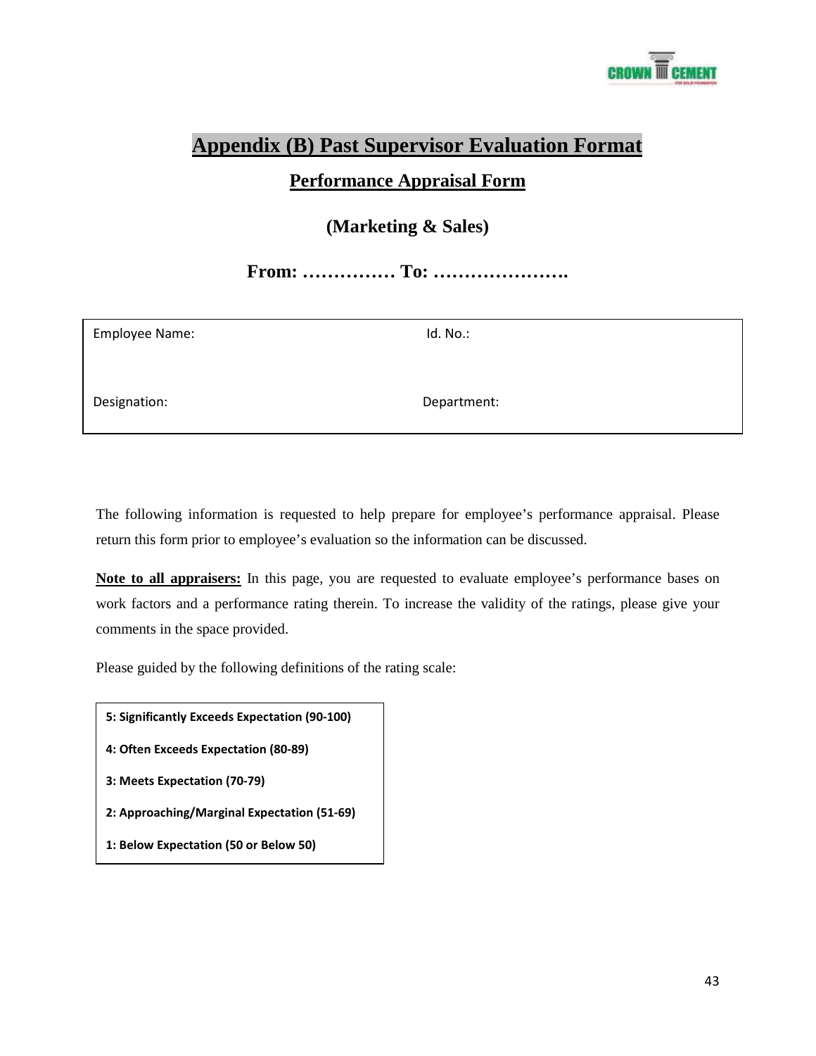# Appendix (B) Past Supervisor Evaluation Format

## Performance Appraisal Form

### (Marketing & Sales)

### From: …………… To: ………………….

| Employee Name: | Id. No.: |
|---|---|
| Designation: | Department: |

The following information is requested to help prepare for employee's performance appraisal. Please return this form prior to employee's evaluation so the information can be discussed.

**Note to all appraisers:** In this page, you are requested to evaluate employee's performance bases on work factors and a performance rating therein. To increase the validity of the ratings, please give your comments in the space provided.

Please guided by the following definitions of the rating scale:

**5: Significantly Exceeds Expectation (90-100)**

**4: Often Exceeds Expectation (80-89)**

**3: Meets Expectation (70-79)**

**2: Approaching/Marginal Expectation (51-69)**

**1: Below Expectation (50 or Below 50)**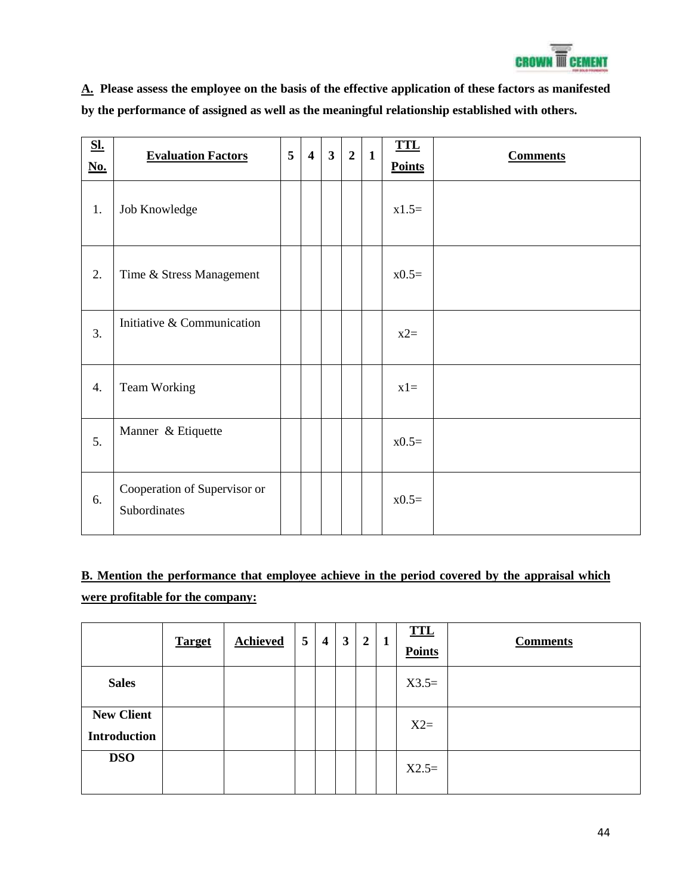**A. Please assess the employee on the basis of the effective application of these factors as manifested by the performance of assigned as well as the meaningful relationship established with others.**

| **Sl. No.** | **Evaluation Factors** | **5** | **4** | **3** | **2** | **1** | **TTL Points** | **Comments** |
|---|---|---|---|---|---|---|---|---|
| 1. | Job Knowledge | | | | | | x1.5= | |
| 2. | Time & Stress Management | | | | | | x0.5= | |
| 3. | Initiative & Communication | | | | | | x2= | |
| 4. | Team Working | | | | | | x1= | |
| 5. | Manner & Etiquette | | | | | | x0.5= | |
| 6. | Cooperation of Supervisor or Subordinates | | | | | | x0.5= | |

**B. Mention the performance that employee achieve in the period covered by the appraisal which were profitable for the company:**

| | **Target** | **Achieved** | **5** | **4** | **3** | **2** | **1** | **TTL Points** | **Comments** |
|---|---|---|---|---|---|---|---|---|---|
| **Sales** | | | | | | | | X3.5= | |
| **New Client Introduction** | | | | | | | | X2= | |
| **DSO** | | | | | | | | X2.5= | |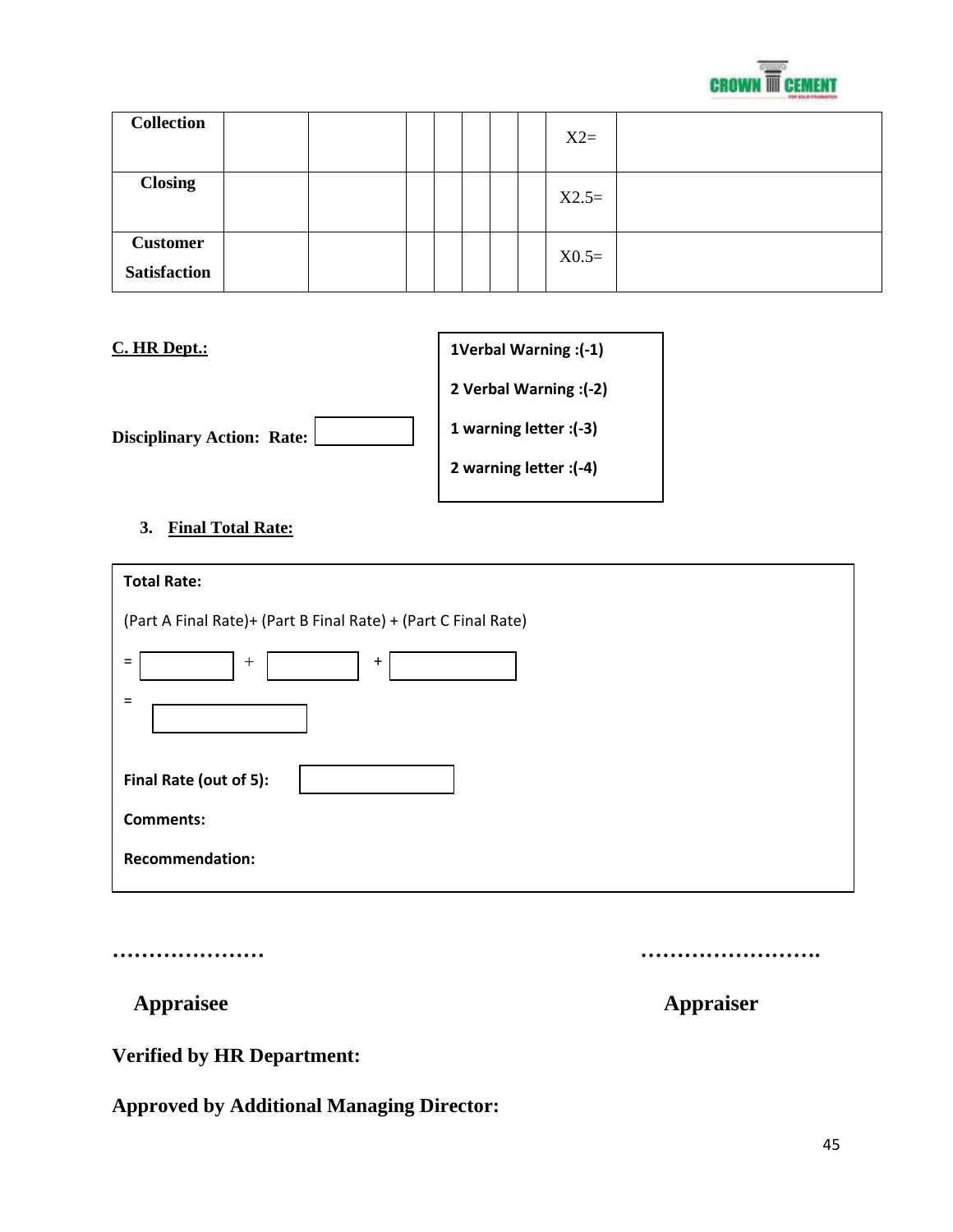| Collection | | | | | | | | X2= | |
|---|---|---|---|---|---|---|---|---|---|
| Closing | | | | | | | | X2.5= | |
| Customer Satisfaction | | | | | | | | X0.5= | |

**C. HR Dept.:**

**Disciplinary Action: Rate:** [ ]

**1Verbal Warning :(-1)**

**2 Verbal Warning :(-2)**

**1 warning letter :(-3)**

**2 warning letter :(-4)**

3. **Final Total Rate:**

**Total Rate:**

(Part A Final Rate)+ (Part B Final Rate) + (Part C Final Rate)

= [ ] + [ ] + [ ]

= [ ]

**Final Rate (out of 5):** [ ]

**Comments:**

**Recommendation:**

…………………                                        …………………….

**Appraisee**                                        **Appraiser**

**Verified by HR Department:**

**Approved by Additional Managing Director:**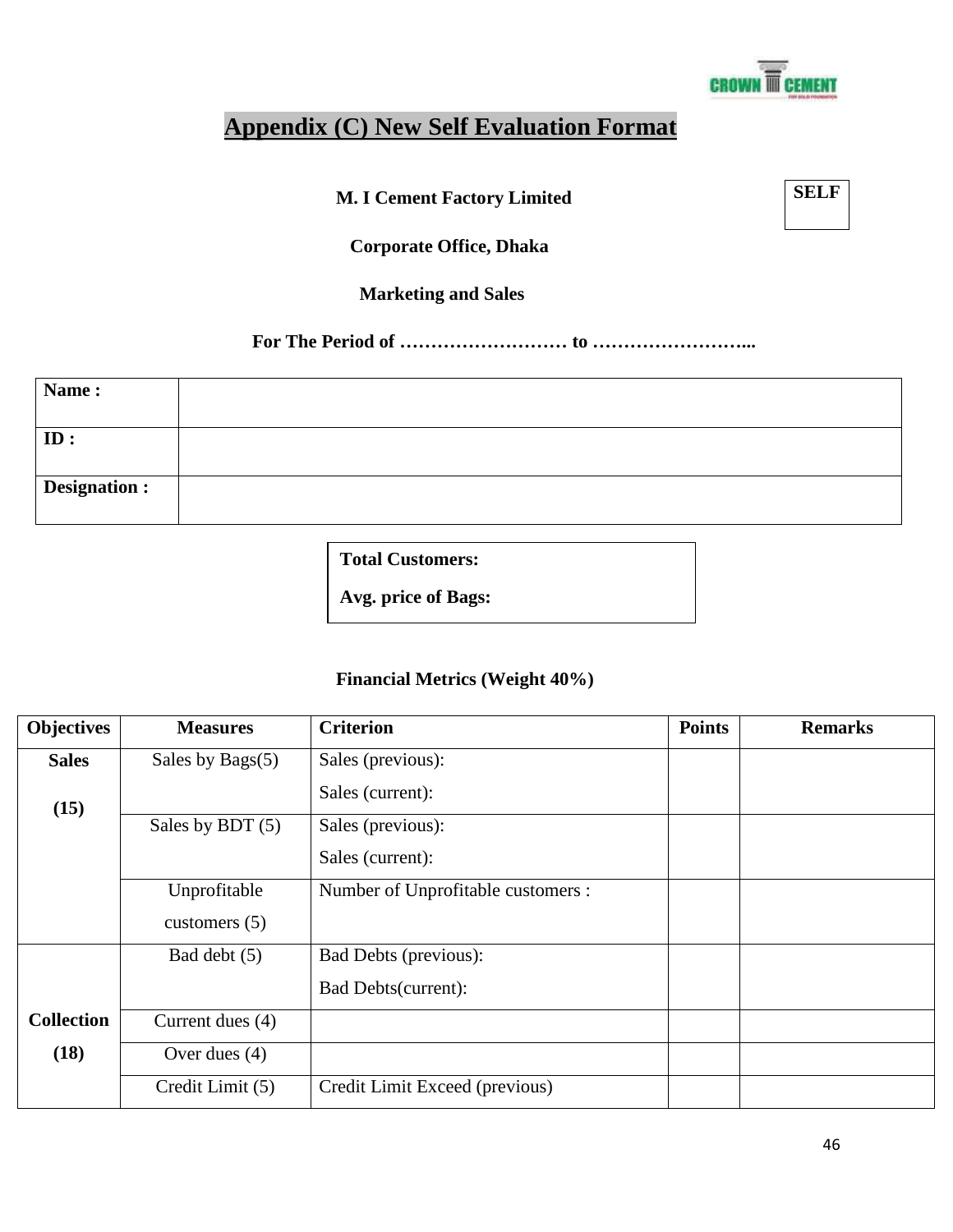# Appendix (C) New Self Evaluation Format

**M. I Cement Factory Limited**

**SELF**

**Corporate Office, Dhaka**

**Marketing and Sales**

**For The Period of ……………………… to ……………………...**

| **Name :** | |
|---|---|
| **ID :** | |
| **Designation :** | |

**Total Customers:**

**Avg. price of Bags:**

**Financial Metrics (Weight 40%)**

| Objectives | Measures | Criterion | Points | Remarks |
|---|---|---|---|---|
| **Sales (15)** | Sales by Bags(5) | Sales (previous):<br>Sales (current): | | |
| | Sales by BDT (5) | Sales (previous):<br>Sales (current): | | |
| | Unprofitable customers (5) | Number of Unprofitable customers : | | |
| **Collection (18)** | Bad debt (5) | Bad Debts (previous):<br>Bad Debts(current): | | |
| | Current dues (4) | | | |
| | Over dues (4) | | | |
| | Credit Limit (5) | Credit Limit Exceed (previous) | | |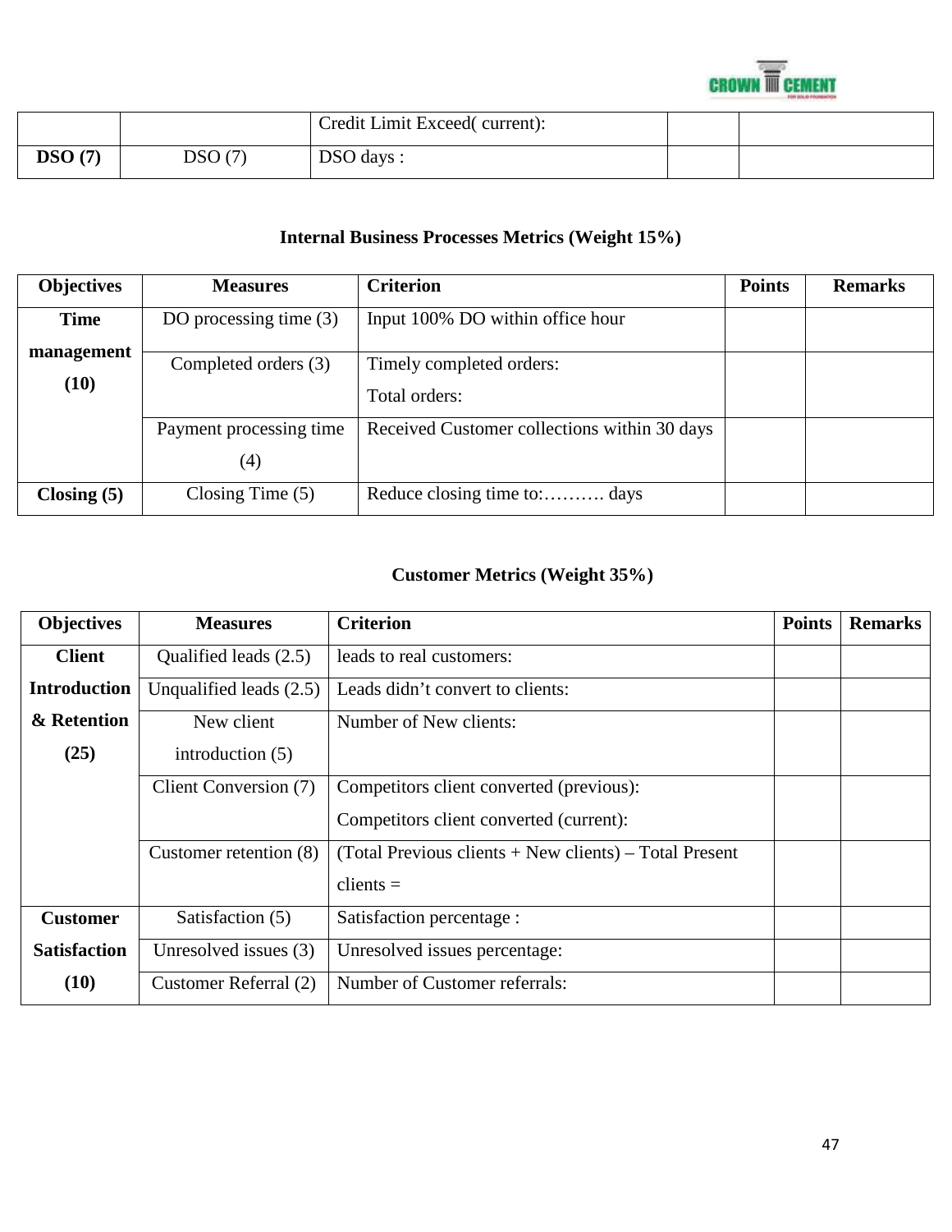| | | Credit Limit Exceed( current): | | |
|---|---|---|---|---|
| **DSO (7)** | DSO (7) | DSO days : | | |

**Internal Business Processes Metrics (Weight 15%)**

| Objectives | Measures | Criterion | Points | Remarks |
|---|---|---|---|---|
| **Time management (10)** | DO processing time (3) | Input 100% DO within office hour | | |
| | Completed orders (3) | Timely completed orders:<br>Total orders: | | |
| | Payment processing time (4) | Received Customer collections within 30 days | | |
| **Closing (5)** | Closing Time (5) | Reduce closing time to:………. days | | |

**Customer Metrics (Weight 35%)**

| Objectives | Measures | Criterion | Points | Remarks |
|---|---|---|---|---|
| **Client Introduction & Retention (25)** | Qualified leads (2.5) | leads to real customers: | | |
| | Unqualified leads (2.5) | Leads didn't convert to clients: | | |
| | New client introduction (5) | Number of New clients: | | |
| | Client Conversion (7) | Competitors client converted (previous):<br>Competitors client converted (current): | | |
| | Customer retention (8) | (Total Previous clients + New clients) – Total Present clients = | | |
| **Customer Satisfaction (10)** | Satisfaction (5) | Satisfaction percentage : | | |
| | Unresolved issues (3) | Unresolved issues percentage: | | |
| | Customer Referral (2) | Number of Customer referrals: | | |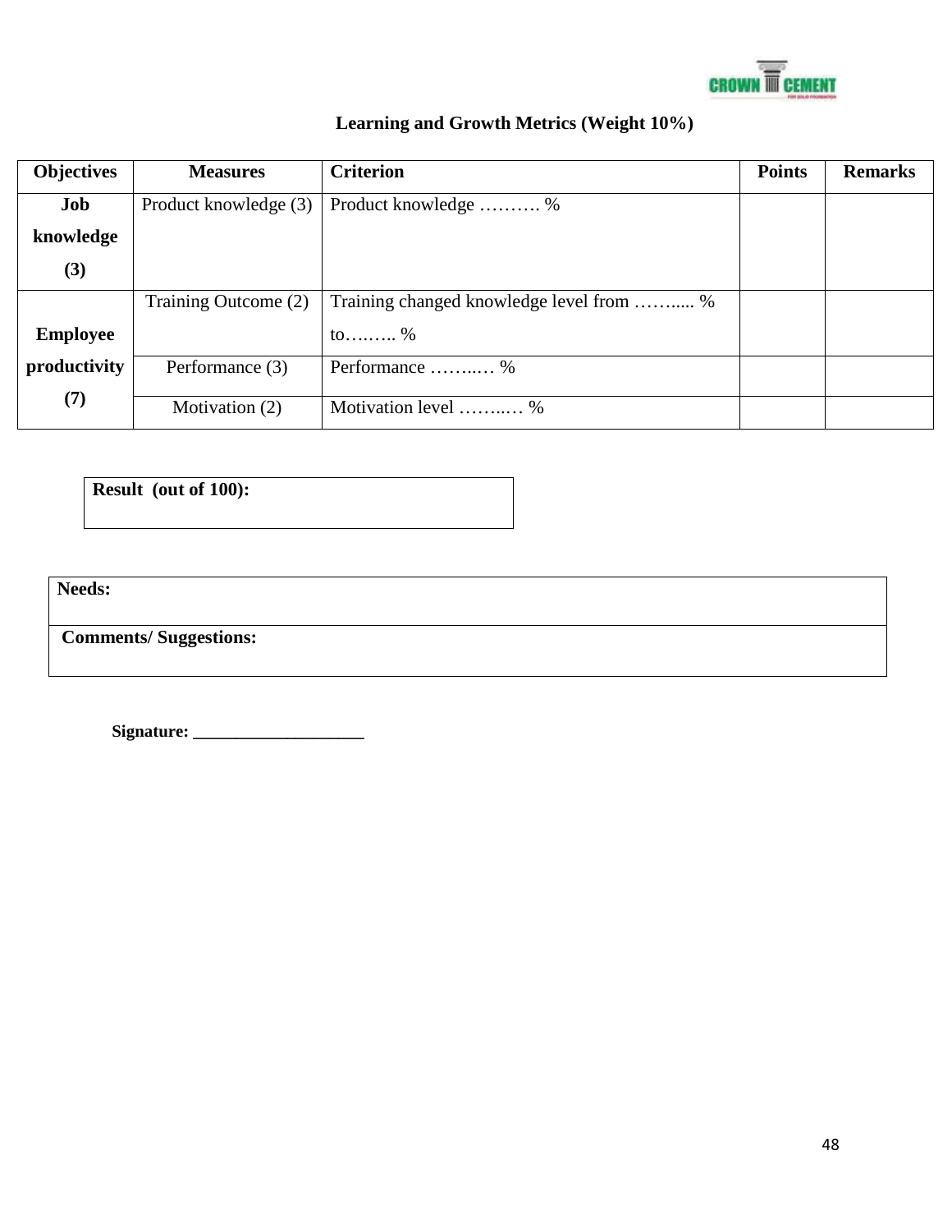### Learning and Growth Metrics (Weight 10%)

| Objectives | Measures | Criterion | Points | Remarks |
|---|---|---|---|---|
| **Job knowledge (3)** | Product knowledge (3) | Product knowledge ………. % | | |
| **Employee productivity (7)** | Training Outcome (2) | Training changed knowledge level from ……..... % to…..….. % | | |
| | Performance (3) | Performance ……..… % | | |
| | Motivation (2) | Motivation level ……..… % | | |

| **Result (out of 100):** |
|---|

| **Needs:** |
|---|
| **Comments/ Suggestions:** |

**Signature: ____________________**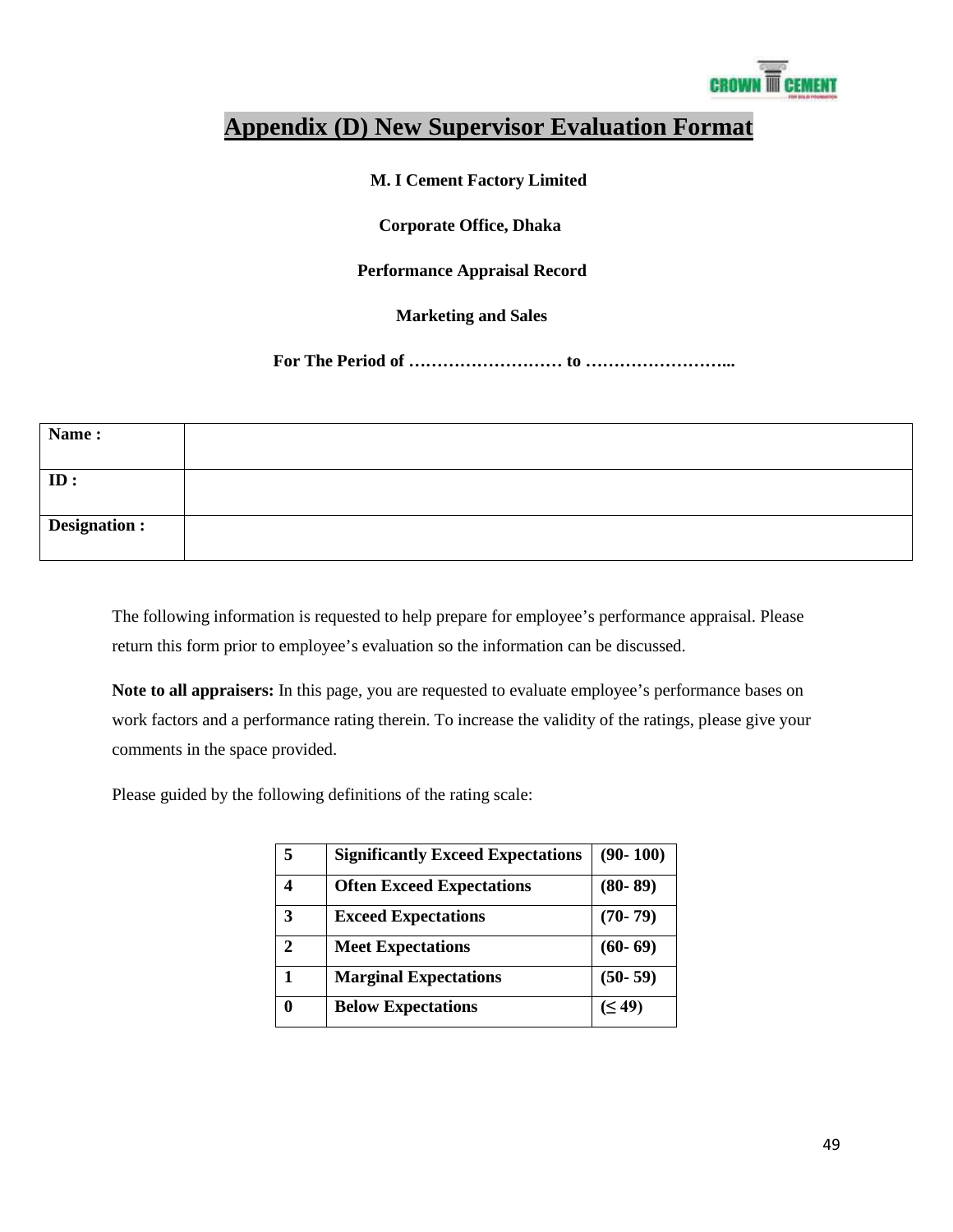# Appendix (D) New Supervisor Evaluation Format

**M. I Cement Factory Limited**

**Corporate Office, Dhaka**

**Performance Appraisal Record**

**Marketing and Sales**

**For The Period of ……………………… to ……………………...**

| **Name :** | |
|---|---|
| **ID :** | |
| **Designation :** | |

The following information is requested to help prepare for employee's performance appraisal. Please return this form prior to employee's evaluation so the information can be discussed.

**Note to all appraisers:** In this page, you are requested to evaluate employee's performance bases on work factors and a performance rating therein. To increase the validity of the ratings, please give your comments in the space provided.

Please guided by the following definitions of the rating scale:

| **5** | **Significantly Exceed Expectations** | **(90- 100)** |
|---|---|---|
| **4** | **Often Exceed Expectations** | **(80- 89)** |
| **3** | **Exceed Expectations** | **(70- 79)** |
| **2** | **Meet Expectations** | **(60- 69)** |
| **1** | **Marginal Expectations** | **(50- 59)** |
| **0** | **Below Expectations** | **(≤ 49)** |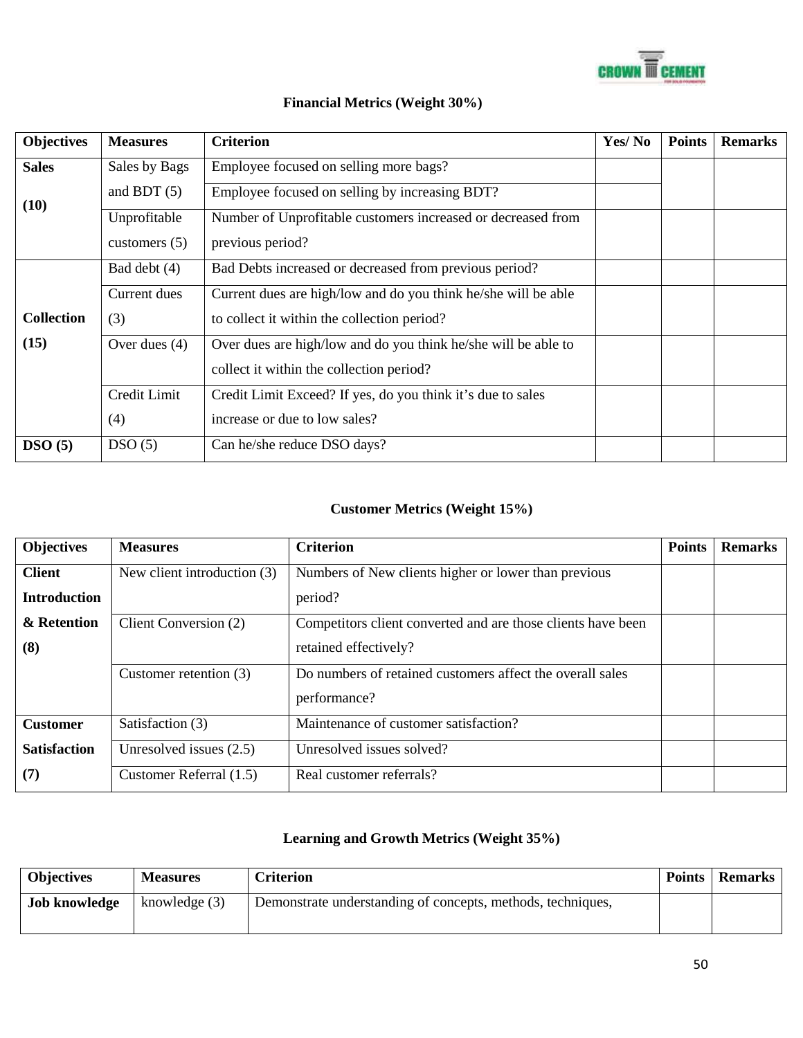**Financial Metrics (Weight 30%)**

| Objectives | Measures | Criterion | Yes/ No | Points | Remarks |
|---|---|---|---|---|---|
| **Sales (10)** | Sales by Bags and BDT (5) | Employee focused on selling more bags? | | | |
| | | Employee focused on selling by increasing BDT? | | | |
| | Unprofitable customers (5) | Number of Unprofitable customers increased or decreased from previous period? | | | |
| **Collection (15)** | Bad debt (4) | Bad Debts increased or decreased from previous period? | | | |
| | Current dues (3) | Current dues are high/low and do you think he/she will be able to collect it within the collection period? | | | |
| | Over dues (4) | Over dues are high/low and do you think he/she will be able to collect it within the collection period? | | | |
| | Credit Limit (4) | Credit Limit Exceed? If yes, do you think it's due to sales increase or due to low sales? | | | |
| **DSO (5)** | DSO (5) | Can he/she reduce DSO days? | | | |

**Customer Metrics (Weight 15%)**

| Objectives | Measures | Criterion | Points | Remarks |
|---|---|---|---|---|
| **Client Introduction & Retention (8)** | New client introduction (3) | Numbers of New clients higher or lower than previous period? | | |
| | Client Conversion (2) | Competitors client converted and are those clients have been retained effectively? | | |
| | Customer retention (3) | Do numbers of retained customers affect the overall sales performance? | | |
| **Customer Satisfaction (7)** | Satisfaction (3) | Maintenance of customer satisfaction? | | |
| | Unresolved issues (2.5) | Unresolved issues solved? | | |
| | Customer Referral (1.5) | Real customer referrals? | | |

**Learning and Growth Metrics (Weight 35%)**

| Objectives | Measures | Criterion | Points | Remarks |
|---|---|---|---|---|
| **Job knowledge** | knowledge (3) | Demonstrate understanding of concepts, methods, techniques, | | |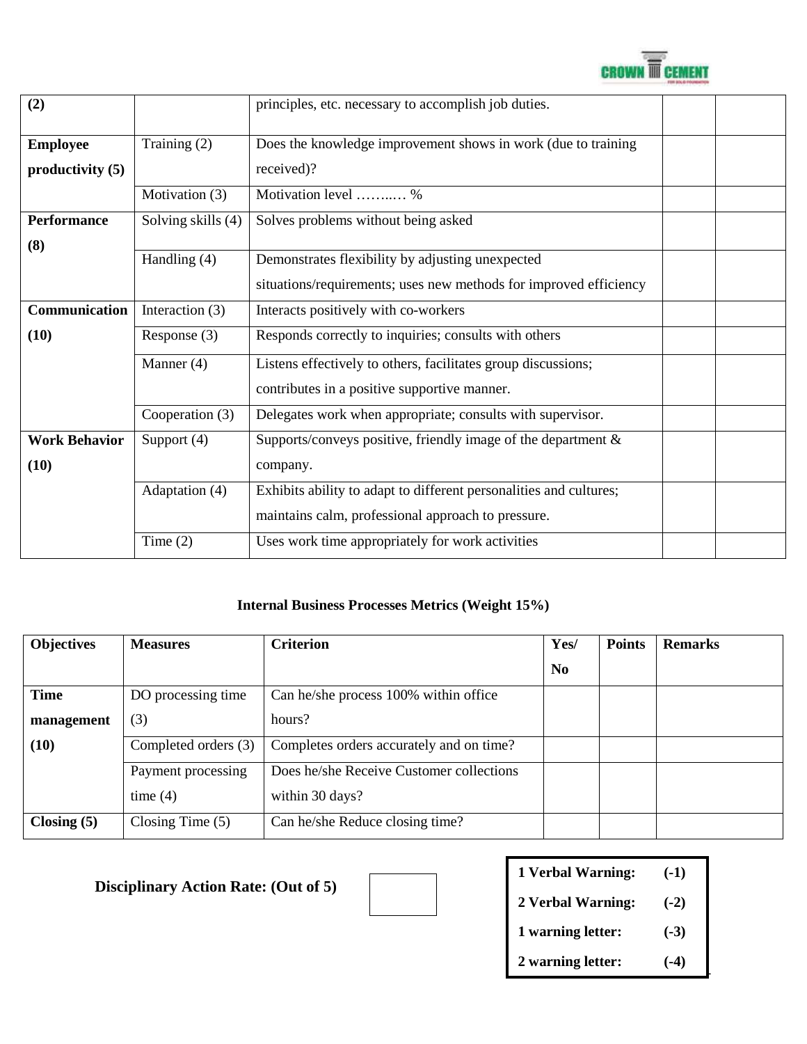| | | | | |
|---|---|---|---|---|
| **(2)** | | principles, etc. necessary to accomplish job duties. | | |
| **Employee productivity (5)** | Training (2) | Does the knowledge improvement shows in work (due to training received)? | | |
| | Motivation (3) | Motivation level ……..… % | | |
| **Performance (8)** | Solving skills (4) | Solves problems without being asked | | |
| | Handling (4) | Demonstrates flexibility by adjusting unexpected situations/requirements; uses new methods for improved efficiency | | |
| **Communication (10)** | Interaction (3) | Interacts positively with co-workers | | |
| | Response (3) | Responds correctly to inquiries; consults with others | | |
| | Manner (4) | Listens effectively to others, facilitates group discussions; contributes in a positive supportive manner. | | |
| | Cooperation (3) | Delegates work when appropriate; consults with supervisor. | | |
| **Work Behavior (10)** | Support (4) | Supports/conveys positive, friendly image of the department & company. | | |
| | Adaptation (4) | Exhibits ability to adapt to different personalities and cultures; maintains calm, professional approach to pressure. | | |
| | Time (2) | Uses work time appropriately for work activities | | |

**Internal Business Processes Metrics (Weight 15%)**

| Objectives | Measures | Criterion | Yes/ No | Points | Remarks |
|---|---|---|---|---|---|
| **Time management (10)** | DO processing time (3) | Can he/she process 100% within office hours? | | | |
| | Completed orders (3) | Completes orders accurately and on time? | | | |
| | Payment processing time (4) | Does he/she Receive Customer collections within 30 days? | | | |
| **Closing (5)** | Closing Time (5) | Can he/she Reduce closing time? | | | |

**Disciplinary Action Rate: (Out of 5)**

| | |
|---|---|
| **1 Verbal Warning:** | **(-1)** |
| **2 Verbal Warning:** | **(-2)** |
| **1 warning letter:** | **(-3)** |
| **2 warning letter:** | **(-4)** |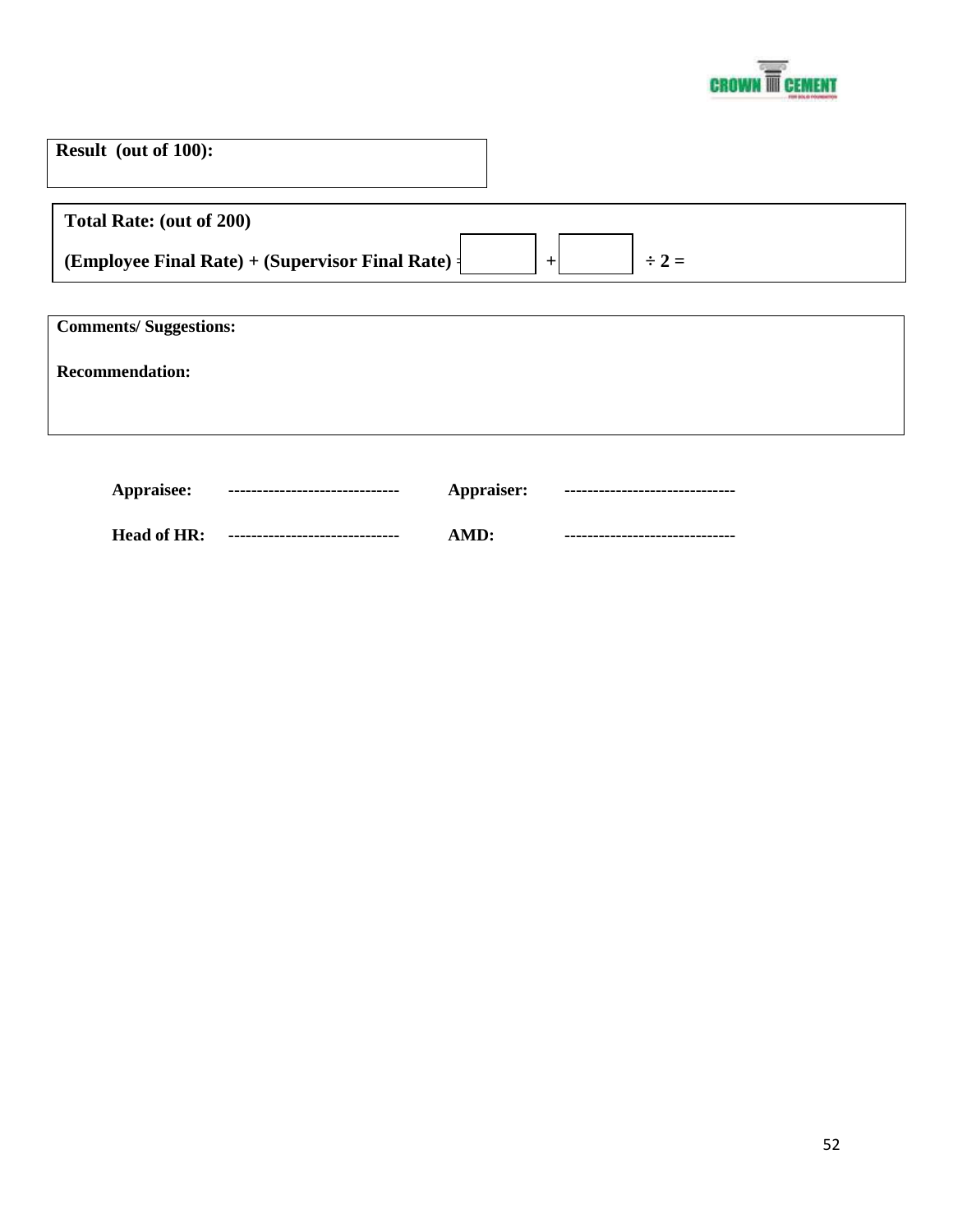**Result (out of 100):**

**Total Rate: (out of 200)**

**(Employee Final Rate) + (Supervisor Final Rate) =** [ ] + [ ] ÷ 2 =

**Comments/ Suggestions:**

**Recommendation:**

| | | | |
|---|---|---|---|
| **Appraisee:** | ------------------------------ | **Appraiser:** | ------------------------------ |
| **Head of HR:** | ------------------------------ | **AMD:** | ------------------------------ |